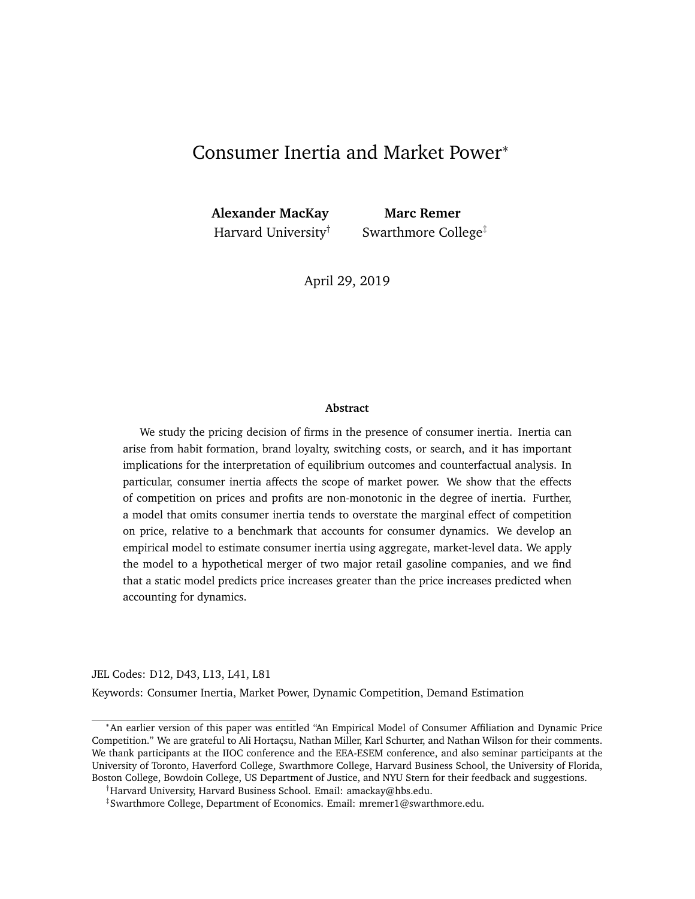# Consumer Inertia and Market Power*

**Alexander MacKay**
Harvard University[†]

**Marc Remer**
Swarthmore College[‡]

April 29, 2019

**Abstract**

We study the pricing decision of firms in the presence of consumer inertia. Inertia can arise from habit formation, brand loyalty, switching costs, or search, and it has important implications for the interpretation of equilibrium outcomes and counterfactual analysis. In particular, consumer inertia affects the scope of market power. We show that the effects of competition on prices and profits are non-monotonic in the degree of inertia. Further, a model that omits consumer inertia tends to overstate the marginal effect of competition on price, relative to a benchmark that accounts for consumer dynamics. We develop an empirical model to estimate consumer inertia using aggregate, market-level data. We apply the model to a hypothetical merger of two major retail gasoline companies, and we find that a static model predicts price increases greater than the price increases predicted when accounting for dynamics.

JEL Codes: D12, D43, L13, L41, L81

Keywords: Consumer Inertia, Market Power, Dynamic Competition, Demand Estimation

---

*An earlier version of this paper was entitled "An Empirical Model of Consumer Affiliation and Dynamic Price Competition." We are grateful to Ali Hortaçsu, Nathan Miller, Karl Schurter, and Nathan Wilson for their comments. We thank participants at the IIOC conference and the EEA-ESEM conference, and also seminar participants at the University of Toronto, Haverford College, Swarthmore College, Harvard Business School, the University of Florida, Boston College, Bowdoin College, US Department of Justice, and NYU Stern for their feedback and suggestions.

[†]Harvard University, Harvard Business School. Email: amackay@hbs.edu.

[‡]Swarthmore College, Department of Economics. Email: mremer1@swarthmore.edu.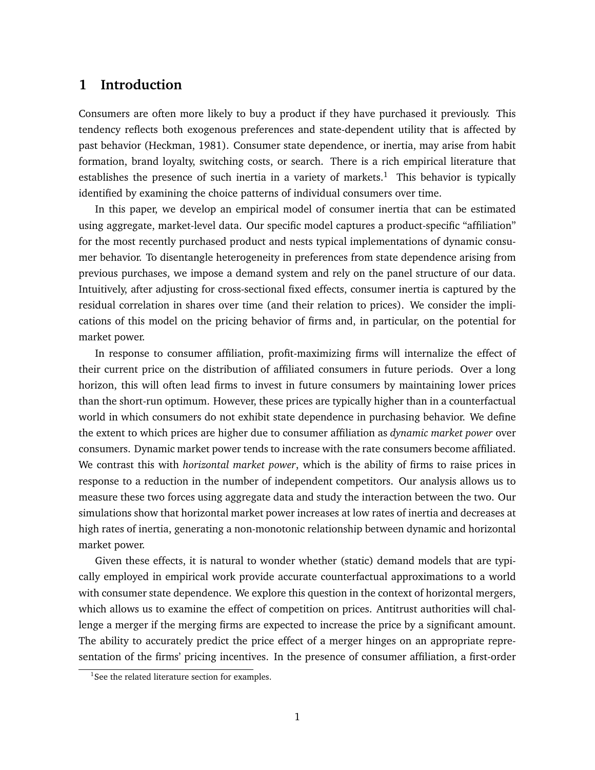# 1 Introduction

Consumers are often more likely to buy a product if they have purchased it previously. This tendency reflects both exogenous preferences and state-dependent utility that is affected by past behavior (Heckman, 1981). Consumer state dependence, or inertia, may arise from habit formation, brand loyalty, switching costs, or search. There is a rich empirical literature that establishes the presence of such inertia in a variety of markets.[1] This behavior is typically identified by examining the choice patterns of individual consumers over time.

In this paper, we develop an empirical model of consumer inertia that can be estimated using aggregate, market-level data. Our specific model captures a product-specific "affiliation" for the most recently purchased product and nests typical implementations of dynamic consumer behavior. To disentangle heterogeneity in preferences from state dependence arising from previous purchases, we impose a demand system and rely on the panel structure of our data. Intuitively, after adjusting for cross-sectional fixed effects, consumer inertia is captured by the residual correlation in shares over time (and their relation to prices). We consider the implications of this model on the pricing behavior of firms and, in particular, on the potential for market power.

In response to consumer affiliation, profit-maximizing firms will internalize the effect of their current price on the distribution of affiliated consumers in future periods. Over a long horizon, this will often lead firms to invest in future consumers by maintaining lower prices than the short-run optimum. However, these prices are typically higher than in a counterfactual world in which consumers do not exhibit state dependence in purchasing behavior. We define the extent to which prices are higher due to consumer affiliation as *dynamic market power* over consumers. Dynamic market power tends to increase with the rate consumers become affiliated. We contrast this with *horizontal market power*, which is the ability of firms to raise prices in response to a reduction in the number of independent competitors. Our analysis allows us to measure these two forces using aggregate data and study the interaction between the two. Our simulations show that horizontal market power increases at low rates of inertia and decreases at high rates of inertia, generating a non-monotonic relationship between dynamic and horizontal market power.

Given these effects, it is natural to wonder whether (static) demand models that are typically employed in empirical work provide accurate counterfactual approximations to a world with consumer state dependence. We explore this question in the context of horizontal mergers, which allows us to examine the effect of competition on prices. Antitrust authorities will challenge a merger if the merging firms are expected to increase the price by a significant amount. The ability to accurately predict the price effect of a merger hinges on an appropriate representation of the firms' pricing incentives. In the presence of consumer affiliation, a first-order

[1] See the related literature section for examples.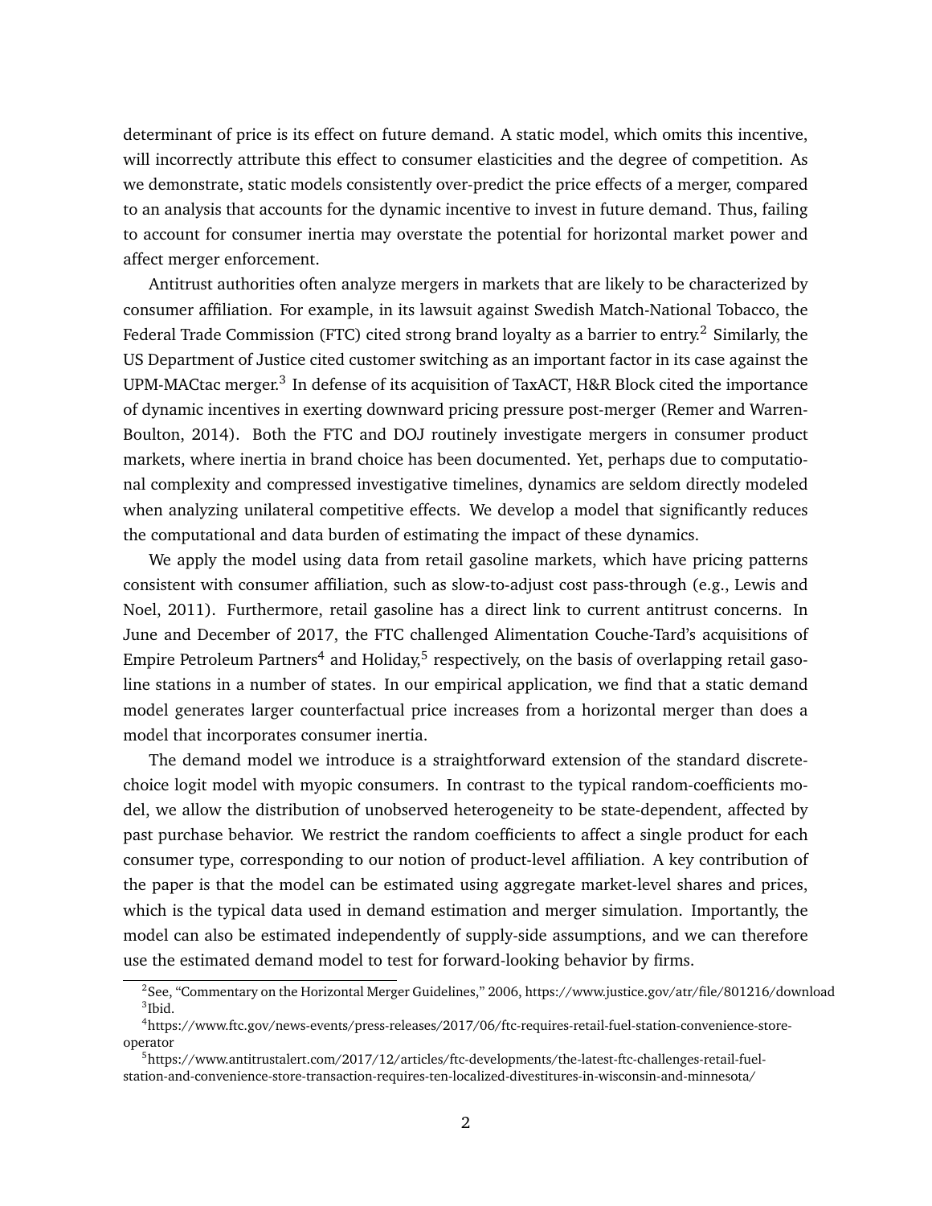determinant of price is its effect on future demand. A static model, which omits this incentive, will incorrectly attribute this effect to consumer elasticities and the degree of competition. As we demonstrate, static models consistently over-predict the price effects of a merger, compared to an analysis that accounts for the dynamic incentive to invest in future demand. Thus, failing to account for consumer inertia may overstate the potential for horizontal market power and affect merger enforcement.

Antitrust authorities often analyze mergers in markets that are likely to be characterized by consumer affiliation. For example, in its lawsuit against Swedish Match-National Tobacco, the Federal Trade Commission (FTC) cited strong brand loyalty as a barrier to entry.[2] Similarly, the US Department of Justice cited customer switching as an important factor in its case against the UPM-MACtac merger.[3] In defense of its acquisition of TaxACT, H&R Block cited the importance of dynamic incentives in exerting downward pricing pressure post-merger (Remer and Warren-Boulton, 2014). Both the FTC and DOJ routinely investigate mergers in consumer product markets, where inertia in brand choice has been documented. Yet, perhaps due to computational complexity and compressed investigative timelines, dynamics are seldom directly modeled when analyzing unilateral competitive effects. We develop a model that significantly reduces the computational and data burden of estimating the impact of these dynamics.

We apply the model using data from retail gasoline markets, which have pricing patterns consistent with consumer affiliation, such as slow-to-adjust cost pass-through (e.g., Lewis and Noel, 2011). Furthermore, retail gasoline has a direct link to current antitrust concerns. In June and December of 2017, the FTC challenged Alimentation Couche-Tard's acquisitions of Empire Petroleum Partners[4] and Holiday,[5] respectively, on the basis of overlapping retail gasoline stations in a number of states. In our empirical application, we find that a static demand model generates larger counterfactual price increases from a horizontal merger than does a model that incorporates consumer inertia.

The demand model we introduce is a straightforward extension of the standard discrete-choice logit model with myopic consumers. In contrast to the typical random-coefficients model, we allow the distribution of unobserved heterogeneity to be state-dependent, affected by past purchase behavior. We restrict the random coefficients to affect a single product for each consumer type, corresponding to our notion of product-level affiliation. A key contribution of the paper is that the model can be estimated using aggregate market-level shares and prices, which is the typical data used in demand estimation and merger simulation. Importantly, the model can also be estimated independently of supply-side assumptions, and we can therefore use the estimated demand model to test for forward-looking behavior by firms.

[2] See, "Commentary on the Horizontal Merger Guidelines," 2006, https://www.justice.gov/atr/file/801216/download

[3] Ibid.

[4] https://www.ftc.gov/news-events/press-releases/2017/06/ftc-requires-retail-fuel-station-convenience-store-operator

[5] https://www.antitrustalert.com/2017/12/articles/ftc-developments/the-latest-ftc-challenges-retail-fuel-station-and-convenience-store-transaction-requires-ten-localized-divestitures-in-wisconsin-and-minnesota/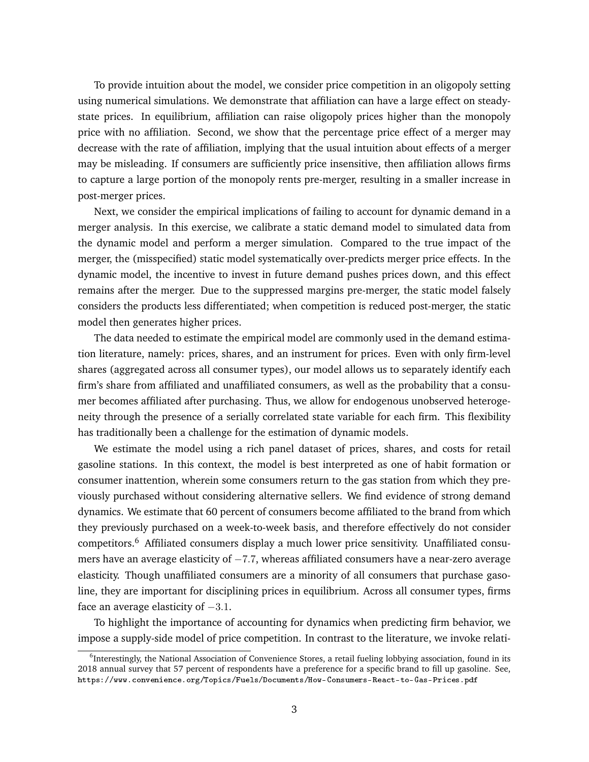To provide intuition about the model, we consider price competition in an oligopoly setting using numerical simulations. We demonstrate that affiliation can have a large effect on steady-state prices. In equilibrium, affiliation can raise oligopoly prices higher than the monopoly price with no affiliation. Second, we show that the percentage price effect of a merger may decrease with the rate of affiliation, implying that the usual intuition about effects of a merger may be misleading. If consumers are sufficiently price insensitive, then affiliation allows firms to capture a large portion of the monopoly rents pre-merger, resulting in a smaller increase in post-merger prices.

Next, we consider the empirical implications of failing to account for dynamic demand in a merger analysis. In this exercise, we calibrate a static demand model to simulated data from the dynamic model and perform a merger simulation. Compared to the true impact of the merger, the (misspecified) static model systematically over-predicts merger price effects. In the dynamic model, the incentive to invest in future demand pushes prices down, and this effect remains after the merger. Due to the suppressed margins pre-merger, the static model falsely considers the products less differentiated; when competition is reduced post-merger, the static model then generates higher prices.

The data needed to estimate the empirical model are commonly used in the demand estimation literature, namely: prices, shares, and an instrument for prices. Even with only firm-level shares (aggregated across all consumer types), our model allows us to separately identify each firm's share from affiliated and unaffiliated consumers, as well as the probability that a consumer becomes affiliated after purchasing. Thus, we allow for endogenous unobserved heterogeneity through the presence of a serially correlated state variable for each firm. This flexibility has traditionally been a challenge for the estimation of dynamic models.

We estimate the model using a rich panel dataset of prices, shares, and costs for retail gasoline stations. In this context, the model is best interpreted as one of habit formation or consumer inattention, wherein some consumers return to the gas station from which they previously purchased without considering alternative sellers. We find evidence of strong demand dynamics. We estimate that 60 percent of consumers become affiliated to the brand from which they previously purchased on a week-to-week basis, and therefore effectively do not consider competitors.[6] Affiliated consumers display a much lower price sensitivity. Unaffiliated consumers have an average elasticity of $-7.7$, whereas affiliated consumers have a near-zero average elasticity. Though unaffiliated consumers are a minority of all consumers that purchase gasoline, they are important for disciplining prices in equilibrium. Across all consumer types, firms face an average elasticity of $-3.1$.

To highlight the importance of accounting for dynamics when predicting firm behavior, we impose a supply-side model of price competition. In contrast to the literature, we invoke relati-

[6] Interestingly, the National Association of Convenience Stores, a retail fueling lobbying association, found in its 2018 annual survey that 57 percent of respondents have a preference for a specific brand to fill up gasoline. See, https://www.convenience.org/Topics/Fuels/Documents/How-Consumers-React-to-Gas-Prices.pdf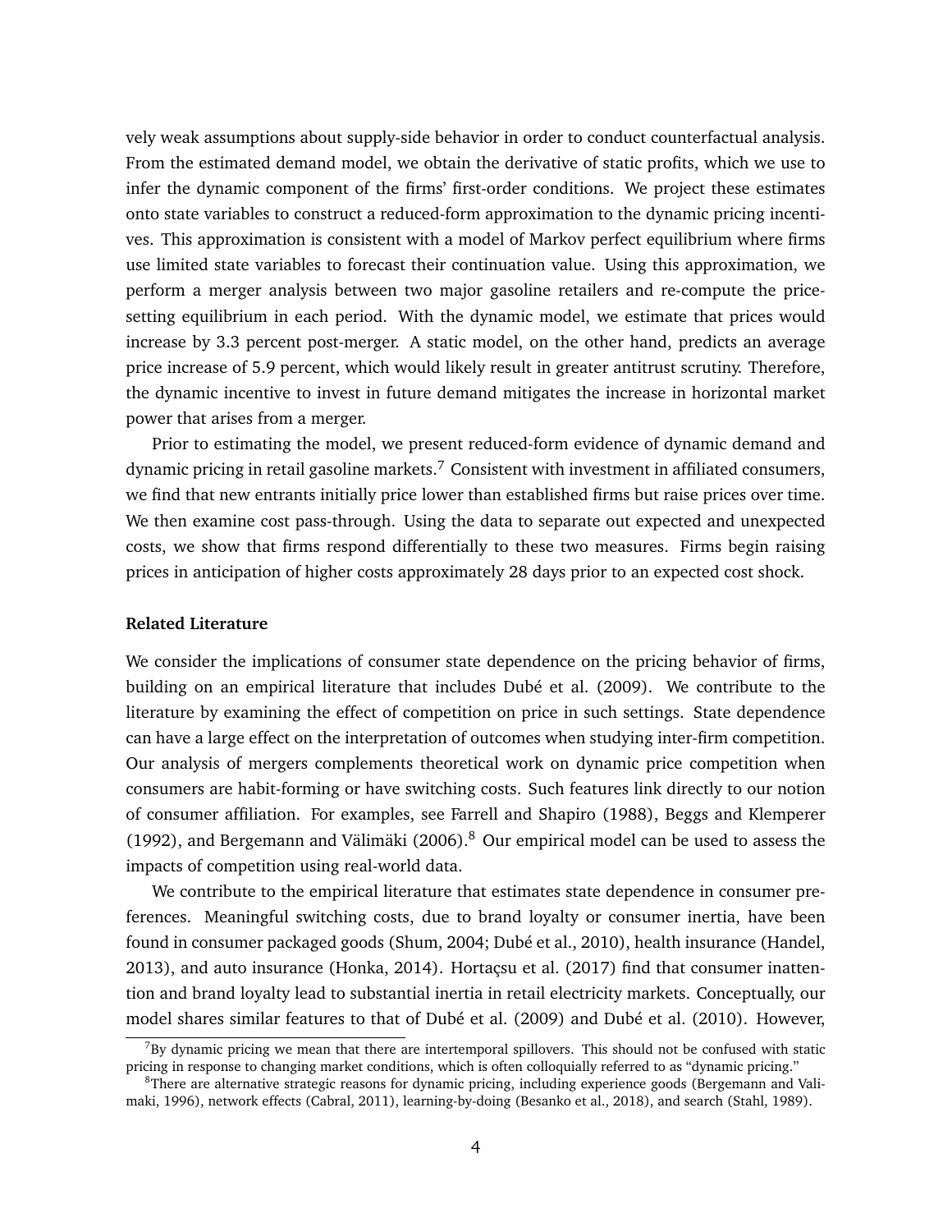vely weak assumptions about supply-side behavior in order to conduct counterfactual analysis. From the estimated demand model, we obtain the derivative of static profits, which we use to infer the dynamic component of the firms' first-order conditions. We project these estimates onto state variables to construct a reduced-form approximation to the dynamic pricing incentives. This approximation is consistent with a model of Markov perfect equilibrium where firms use limited state variables to forecast their continuation value. Using this approximation, we perform a merger analysis between two major gasoline retailers and re-compute the price-setting equilibrium in each period. With the dynamic model, we estimate that prices would increase by 3.3 percent post-merger. A static model, on the other hand, predicts an average price increase of 5.9 percent, which would likely result in greater antitrust scrutiny. Therefore, the dynamic incentive to invest in future demand mitigates the increase in horizontal market power that arises from a merger.

Prior to estimating the model, we present reduced-form evidence of dynamic demand and dynamic pricing in retail gasoline markets.[7] Consistent with investment in affiliated consumers, we find that new entrants initially price lower than established firms but raise prices over time. We then examine cost pass-through. Using the data to separate out expected and unexpected costs, we show that firms respond differentially to these two measures. Firms begin raising prices in anticipation of higher costs approximately 28 days prior to an expected cost shock.

**Related Literature**

We consider the implications of consumer state dependence on the pricing behavior of firms, building on an empirical literature that includes Dubé et al. (2009). We contribute to the literature by examining the effect of competition on price in such settings. State dependence can have a large effect on the interpretation of outcomes when studying inter-firm competition. Our analysis of mergers complements theoretical work on dynamic price competition when consumers are habit-forming or have switching costs. Such features link directly to our notion of consumer affiliation. For examples, see Farrell and Shapiro (1988), Beggs and Klemperer (1992), and Bergemann and Välimäki (2006).[8] Our empirical model can be used to assess the impacts of competition using real-world data.

We contribute to the empirical literature that estimates state dependence in consumer preferences. Meaningful switching costs, due to brand loyalty or consumer inertia, have been found in consumer packaged goods (Shum, 2004; Dubé et al., 2010), health insurance (Handel, 2013), and auto insurance (Honka, 2014). Hortaçsu et al. (2017) find that consumer inattention and brand loyalty lead to substantial inertia in retail electricity markets. Conceptually, our model shares similar features to that of Dubé et al. (2009) and Dubé et al. (2010). However,

[7] By dynamic pricing we mean that there are intertemporal spillovers. This should not be confused with static pricing in response to changing market conditions, which is often colloquially referred to as "dynamic pricing."

[8] There are alternative strategic reasons for dynamic pricing, including experience goods (Bergemann and Valimaki, 1996), network effects (Cabral, 2011), learning-by-doing (Besanko et al., 2018), and search (Stahl, 1989).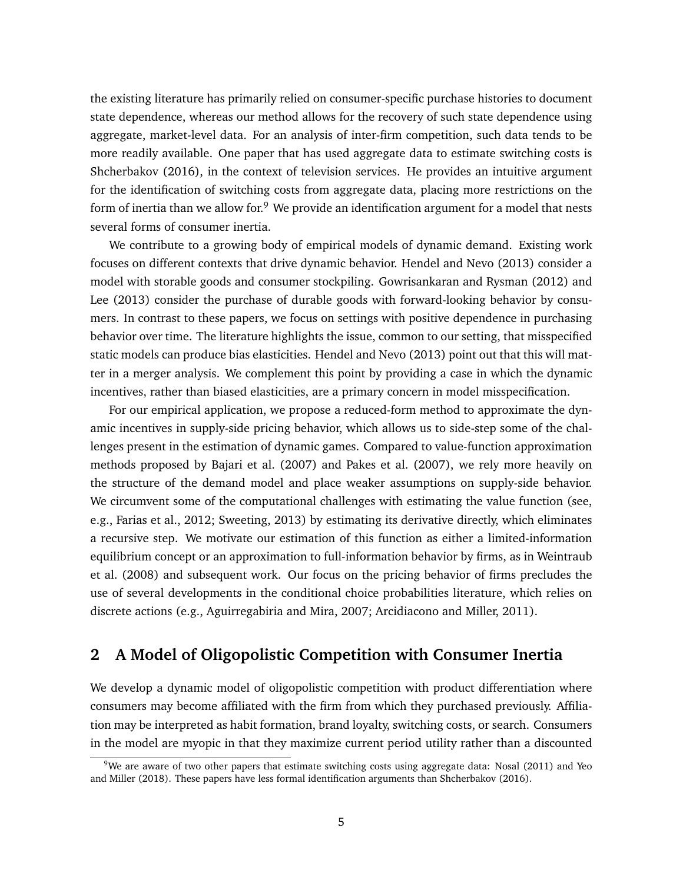the existing literature has primarily relied on consumer-specific purchase histories to document state dependence, whereas our method allows for the recovery of such state dependence using aggregate, market-level data. For an analysis of inter-firm competition, such data tends to be more readily available. One paper that has used aggregate data to estimate switching costs is Shcherbakov (2016), in the context of television services. He provides an intuitive argument for the identification of switching costs from aggregate data, placing more restrictions on the form of inertia than we allow for.[9] We provide an identification argument for a model that nests several forms of consumer inertia.

We contribute to a growing body of empirical models of dynamic demand. Existing work focuses on different contexts that drive dynamic behavior. Hendel and Nevo (2013) consider a model with storable goods and consumer stockpiling. Gowrisankaran and Rysman (2012) and Lee (2013) consider the purchase of durable goods with forward-looking behavior by consumers. In contrast to these papers, we focus on settings with positive dependence in purchasing behavior over time. The literature highlights the issue, common to our setting, that misspecified static models can produce bias elasticities. Hendel and Nevo (2013) point out that this will matter in a merger analysis. We complement this point by providing a case in which the dynamic incentives, rather than biased elasticities, are a primary concern in model misspecification.

For our empirical application, we propose a reduced-form method to approximate the dynamic incentives in supply-side pricing behavior, which allows us to side-step some of the challenges present in the estimation of dynamic games. Compared to value-function approximation methods proposed by Bajari et al. (2007) and Pakes et al. (2007), we rely more heavily on the structure of the demand model and place weaker assumptions on supply-side behavior. We circumvent some of the computational challenges with estimating the value function (see, e.g., Farias et al., 2012; Sweeting, 2013) by estimating its derivative directly, which eliminates a recursive step. We motivate our estimation of this function as either a limited-information equilibrium concept or an approximation to full-information behavior by firms, as in Weintraub et al. (2008) and subsequent work. Our focus on the pricing behavior of firms precludes the use of several developments in the conditional choice probabilities literature, which relies on discrete actions (e.g., Aguirregabiria and Mira, 2007; Arcidiacono and Miller, 2011).

## 2 A Model of Oligopolistic Competition with Consumer Inertia

We develop a dynamic model of oligopolistic competition with product differentiation where consumers may become affiliated with the firm from which they purchased previously. Affiliation may be interpreted as habit formation, brand loyalty, switching costs, or search. Consumers in the model are myopic in that they maximize current period utility rather than a discounted

[9] We are aware of two other papers that estimate switching costs using aggregate data: Nosal (2011) and Yeo and Miller (2018). These papers have less formal identification arguments than Shcherbakov (2016).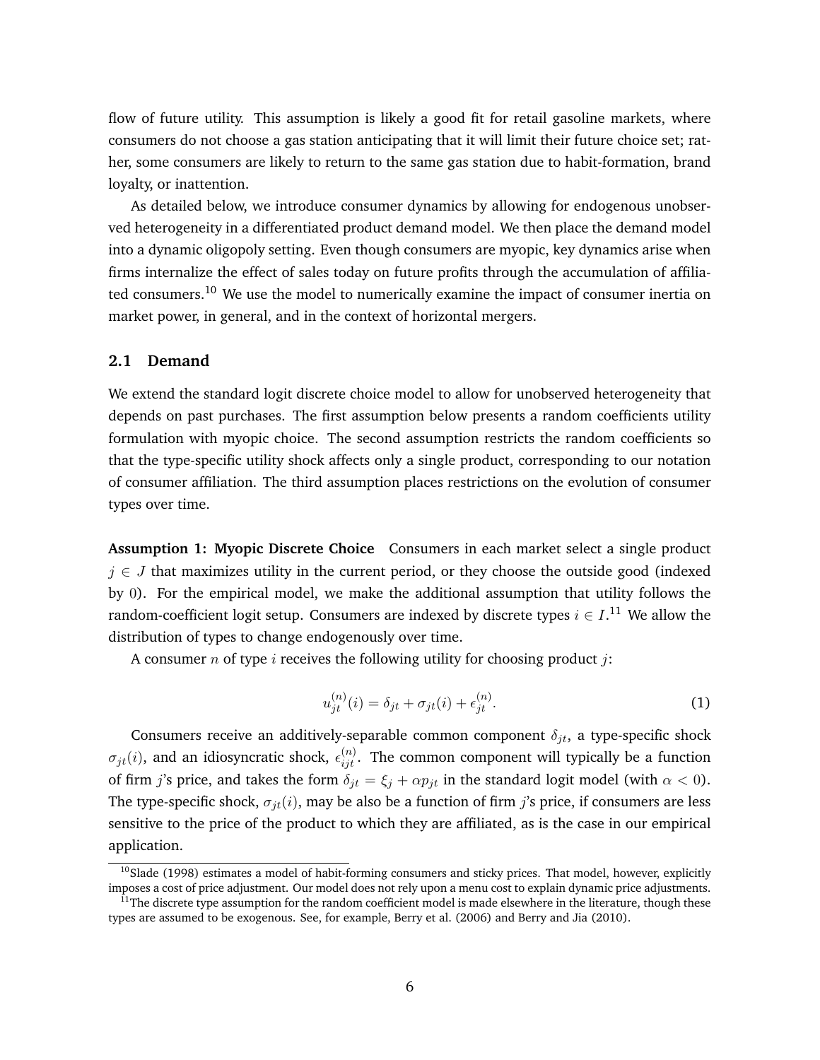flow of future utility. This assumption is likely a good fit for retail gasoline markets, where consumers do not choose a gas station anticipating that it will limit their future choice set; rather, some consumers are likely to return to the same gas station due to habit-formation, brand loyalty, or inattention.

As detailed below, we introduce consumer dynamics by allowing for endogenous unobserved heterogeneity in a differentiated product demand model. We then place the demand model into a dynamic oligopoly setting. Even though consumers are myopic, key dynamics arise when firms internalize the effect of sales today on future profits through the accumulation of affiliated consumers.[10] We use the model to numerically examine the impact of consumer inertia on market power, in general, and in the context of horizontal mergers.

## 2.1 Demand

We extend the standard logit discrete choice model to allow for unobserved heterogeneity that depends on past purchases. The first assumption below presents a random coefficients utility formulation with myopic choice. The second assumption restricts the random coefficients so that the type-specific utility shock affects only a single product, corresponding to our notation of consumer affiliation. The third assumption places restrictions on the evolution of consumer types over time.

**Assumption 1: Myopic Discrete Choice** Consumers in each market select a single product $j \in J$ that maximizes utility in the current period, or they choose the outside good (indexed by $0$). For the empirical model, we make the additional assumption that utility follows the random-coefficient logit setup. Consumers are indexed by discrete types $i \in I$.[11] We allow the distribution of types to change endogenously over time.

A consumer $n$ of type $i$ receives the following utility for choosing product $j$:

$$u_{jt}^{(n)}(i) = \delta_{jt} + \sigma_{jt}(i) + \epsilon_{jt}^{(n)}. \tag{1}$$

Consumers receive an additively-separable common component $\delta_{jt}$, a type-specific shock $\sigma_{jt}(i)$, and an idiosyncratic shock, $\epsilon_{ijt}^{(n)}$. The common component will typically be a function of firm $j$'s price, and takes the form $\delta_{jt} = \xi_j + \alpha p_{jt}$ in the standard logit model (with $\alpha < 0$). The type-specific shock, $\sigma_{jt}(i)$, may be also be a function of firm $j$'s price, if consumers are less sensitive to the price of the product to which they are affiliated, as is the case in our empirical application.

[10] Slade (1998) estimates a model of habit-forming consumers and sticky prices. That model, however, explicitly imposes a cost of price adjustment. Our model does not rely upon a menu cost to explain dynamic price adjustments.

[11] The discrete type assumption for the random coefficient model is made elsewhere in the literature, though these types are assumed to be exogenous. See, for example, Berry et al. (2006) and Berry and Jia (2010).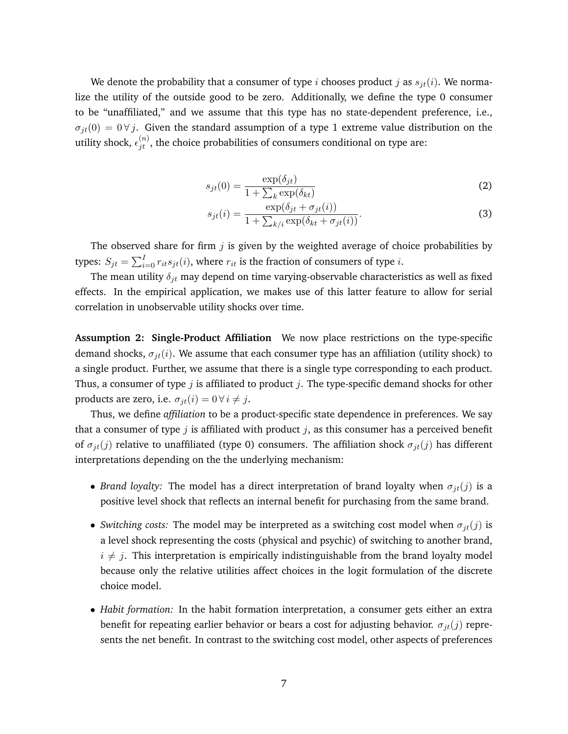We denote the probability that a consumer of type $i$ chooses product $j$ as $s_{jt}(i)$. We normalize the utility of the outside good to be zero. Additionally, we define the type 0 consumer to be "unaffiliated," and we assume that this type has no state-dependent preference, i.e., $\sigma_{jt}(0) = 0 \,\forall\, j$. Given the standard assumption of a type 1 extreme value distribution on the utility shock, $\epsilon_{jt}^{(n)}$, the choice probabilities of consumers conditional on type are:

$$s_{jt}(0) = \frac{\exp(\delta_{jt})}{1 + \sum_k \exp(\delta_{kt})} \tag{2}$$

$$s_{jt}(i) = \frac{\exp(\delta_{jt} + \sigma_{jt}(i))}{1 + \sum_{k/i} \exp(\delta_{kt} + \sigma_{jt}(i))}. \tag{3}$$

The observed share for firm $j$ is given by the weighted average of choice probabilities by types: $S_{jt} = \sum_{i=0}^{I} r_{it} s_{jt}(i)$, where $r_{it}$ is the fraction of consumers of type $i$.

The mean utility $\delta_{jt}$ may depend on time varying-observable characteristics as well as fixed effects. In the empirical application, we makes use of this latter feature to allow for serial correlation in unobservable utility shocks over time.

**Assumption 2: Single-Product Affiliation** We now place restrictions on the type-specific demand shocks, $\sigma_{jt}(i)$. We assume that each consumer type has an affiliation (utility shock) to a single product. Further, we assume that there is a single type corresponding to each product. Thus, a consumer of type $j$ is affiliated to product $j$. The type-specific demand shocks for other products are zero, i.e. $\sigma_{jt}(i) = 0 \,\forall\, i \neq j$.

Thus, we define *affiliation* to be a product-specific state dependence in preferences. We say that a consumer of type $j$ is affiliated with product $j$, as this consumer has a perceived benefit of $\sigma_{jt}(j)$ relative to unaffiliated (type 0) consumers. The affiliation shock $\sigma_{jt}(j)$ has different interpretations depending on the the underlying mechanism:

- *Brand loyalty:* The model has a direct interpretation of brand loyalty when $\sigma_{jt}(j)$ is a positive level shock that reflects an internal benefit for purchasing from the same brand.
- *Switching costs:* The model may be interpreted as a switching cost model when $\sigma_{jt}(j)$ is a level shock representing the costs (physical and psychic) of switching to another brand, $i \neq j$. This interpretation is empirically indistinguishable from the brand loyalty model because only the relative utilities affect choices in the logit formulation of the discrete choice model.
- *Habit formation:* In the habit formation interpretation, a consumer gets either an extra benefit for repeating earlier behavior or bears a cost for adjusting behavior. $\sigma_{jt}(j)$ represents the net benefit. In contrast to the switching cost model, other aspects of preferences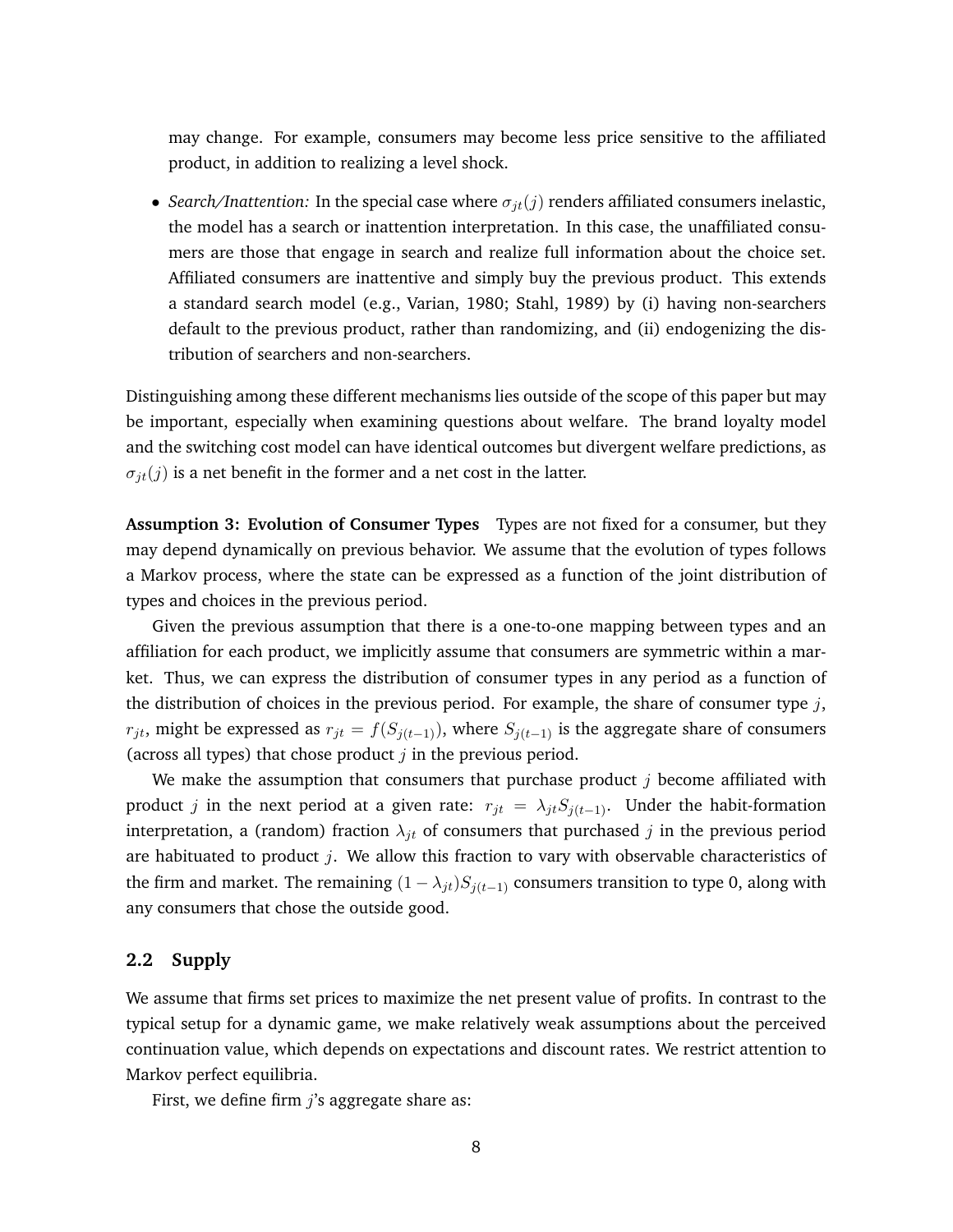may change. For example, consumers may become less price sensitive to the affiliated product, in addition to realizing a level shock.

- *Search/Inattention:* In the special case where $\sigma_{jt}(j)$ renders affiliated consumers inelastic, the model has a search or inattention interpretation. In this case, the unaffiliated consumers are those that engage in search and realize full information about the choice set. Affiliated consumers are inattentive and simply buy the previous product. This extends a standard search model (e.g., Varian, 1980; Stahl, 1989) by (i) having non-searchers default to the previous product, rather than randomizing, and (ii) endogenizing the distribution of searchers and non-searchers.

Distinguishing among these different mechanisms lies outside of the scope of this paper but may be important, especially when examining questions about welfare. The brand loyalty model and the switching cost model can have identical outcomes but divergent welfare predictions, as $\sigma_{jt}(j)$ is a net benefit in the former and a net cost in the latter.

**Assumption 3: Evolution of Consumer Types** Types are not fixed for a consumer, but they may depend dynamically on previous behavior. We assume that the evolution of types follows a Markov process, where the state can be expressed as a function of the joint distribution of types and choices in the previous period.

Given the previous assumption that there is a one-to-one mapping between types and an affiliation for each product, we implicitly assume that consumers are symmetric within a market. Thus, we can express the distribution of consumer types in any period as a function of the distribution of choices in the previous period. For example, the share of consumer type $j$, $r_{jt}$, might be expressed as $r_{jt} = f(S_{j(t-1)})$, where $S_{j(t-1)}$ is the aggregate share of consumers (across all types) that chose product $j$ in the previous period.

We make the assumption that consumers that purchase product $j$ become affiliated with product $j$ in the next period at a given rate: $r_{jt} = \lambda_{jt} S_{j(t-1)}$. Under the habit-formation interpretation, a (random) fraction $\lambda_{jt}$ of consumers that purchased $j$ in the previous period are habituated to product $j$. We allow this fraction to vary with observable characteristics of the firm and market. The remaining $(1 - \lambda_{jt})S_{j(t-1)}$ consumers transition to type 0, along with any consumers that chose the outside good.

## 2.2 Supply

We assume that firms set prices to maximize the net present value of profits. In contrast to the typical setup for a dynamic game, we make relatively weak assumptions about the perceived continuation value, which depends on expectations and discount rates. We restrict attention to Markov perfect equilibria.

First, we define firm $j$'s aggregate share as: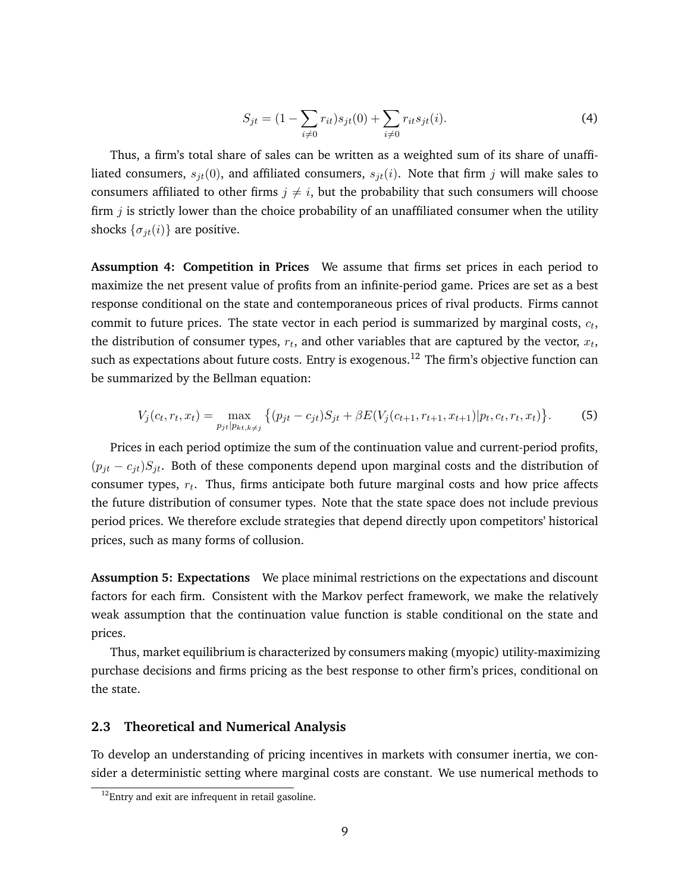$$S_{jt} = (1 - \sum_{i \neq 0} r_{it}) s_{jt}(0) + \sum_{i \neq 0} r_{it} s_{jt}(i). \tag{4}$$

Thus, a firm's total share of sales can be written as a weighted sum of its share of unaffiliated consumers, $s_{jt}(0)$, and affiliated consumers, $s_{jt}(i)$. Note that firm $j$ will make sales to consumers affiliated to other firms $j \neq i$, but the probability that such consumers will choose firm $j$ is strictly lower than the choice probability of an unaffiliated consumer when the utility shocks $\{\sigma_{jt}(i)\}$ are positive.

**Assumption 4: Competition in Prices** We assume that firms set prices in each period to maximize the net present value of profits from an infinite-period game. Prices are set as a best response conditional on the state and contemporaneous prices of rival products. Firms cannot commit to future prices. The state vector in each period is summarized by marginal costs, $c_t$, the distribution of consumer types, $r_t$, and other variables that are captured by the vector, $x_t$, such as expectations about future costs. Entry is exogenous.[12] The firm's objective function can be summarized by the Bellman equation:

$$V_j(c_t, r_t, x_t) = \max_{p_{jt} | p_{kt, k \neq j}} \big\{ (p_{jt} - c_{jt}) S_{jt} + \beta E(V_j(c_{t+1}, r_{t+1}, x_{t+1}) | p_t, c_t, r_t, x_t) \big\}. \tag{5}$$

Prices in each period optimize the sum of the continuation value and current-period profits, $(p_{jt} - c_{jt}) S_{jt}$. Both of these components depend upon marginal costs and the distribution of consumer types, $r_t$. Thus, firms anticipate both future marginal costs and how price affects the future distribution of consumer types. Note that the state space does not include previous period prices. We therefore exclude strategies that depend directly upon competitors' historical prices, such as many forms of collusion.

**Assumption 5: Expectations** We place minimal restrictions on the expectations and discount factors for each firm. Consistent with the Markov perfect framework, we make the relatively weak assumption that the continuation value function is stable conditional on the state and prices.

Thus, market equilibrium is characterized by consumers making (myopic) utility-maximizing purchase decisions and firms pricing as the best response to other firm's prices, conditional on the state.

### 2.3 Theoretical and Numerical Analysis

To develop an understanding of pricing incentives in markets with consumer inertia, we consider a deterministic setting where marginal costs are constant. We use numerical methods to

[12] Entry and exit are infrequent in retail gasoline.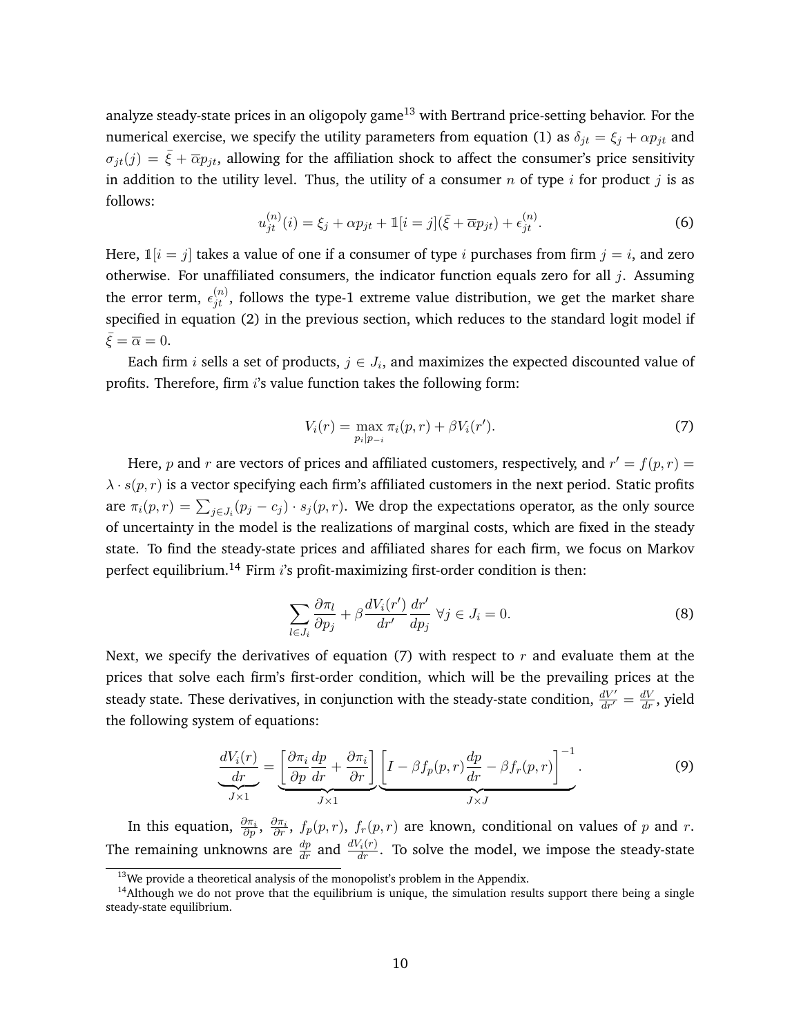analyze steady-state prices in an oligopoly game[13] with Bertrand price-setting behavior. For the numerical exercise, we specify the utility parameters from equation (1) as $\delta_{jt} = \xi_j + \alpha p_{jt}$ and $\sigma_{jt}(j) = \bar{\xi} + \overline{\alpha} p_{jt}$, allowing for the affiliation shock to affect the consumer's price sensitivity in addition to the utility level. Thus, the utility of a consumer $n$ of type $i$ for product $j$ is as follows:

$$u_{jt}^{(n)}(i) = \xi_j + \alpha p_{jt} + \mathbb{1}[i = j](\bar{\xi} + \overline{\alpha} p_{jt}) + \epsilon_{jt}^{(n)}. \tag{6}$$

Here, $\mathbb{1}[i = j]$ takes a value of one if a consumer of type $i$ purchases from firm $j = i$, and zero otherwise. For unaffiliated consumers, the indicator function equals zero for all $j$. Assuming the error term, $\epsilon_{jt}^{(n)}$, follows the type-1 extreme value distribution, we get the market share specified in equation (2) in the previous section, which reduces to the standard logit model if $\bar{\xi} = \overline{\alpha} = 0$.

Each firm $i$ sells a set of products, $j \in J_i$, and maximizes the expected discounted value of profits. Therefore, firm $i$'s value function takes the following form:

$$V_i(r) = \max_{p_i | p_{-i}} \pi_i(p, r) + \beta V_i(r'). \tag{7}$$

Here, $p$ and $r$ are vectors of prices and affiliated customers, respectively, and $r' = f(p, r) = \lambda \cdot s(p, r)$ is a vector specifying each firm's affiliated customers in the next period. Static profits are $\pi_i(p) = \sum_{j \in J_i} (p_j - c_j) \cdot s_j(p, r)$. We drop the expectations operator, as the only source of uncertainty in the model is the realizations of marginal costs, which are fixed in the steady state. To find the steady-state prices and affiliated shares for each firm, we focus on Markov perfect equilibrium.[14] Firm $i$'s profit-maximizing first-order condition is then:

$$\sum_{l \in J_i} \frac{\partial \pi_l}{\partial p_j} + \beta \frac{dV_i(r')}{dr'} \frac{dr'}{dp_j} \; \forall j \in J_i = 0. \tag{8}$$

Next, we specify the derivatives of equation (7) with respect to $r$ and evaluate them at the prices that solve each firm's first-order condition, which will be the prevailing prices at the steady state. These derivatives, in conjunction with the steady-state condition, $\frac{dV'}{dr'} = \frac{dV}{dr}$, yield the following system of equations:

$$\underbrace{\frac{dV_i(r)}{dr}}_{J \times 1} = \underbrace{\left[ \frac{\partial \pi_i}{\partial p} \frac{dp}{dr} + \frac{\partial \pi_i}{\partial r} \right]}_{J \times 1} \underbrace{\left[ I - \beta f_p(p, r) \frac{dp}{dr} - \beta f_r(p, r) \right]^{-1}}_{J \times J}. \tag{9}$$

In this equation, $\frac{\partial \pi_i}{\partial p}$, $\frac{\partial \pi_i}{\partial r}$, $f_p(p, r)$, $f_r(p, r)$ are known, conditional on values of $p$ and $r$. The remaining unknowns are $\frac{dp}{dr}$ and $\frac{dV_i(r)}{dr}$. To solve the model, we impose the steady-state

[13] We provide a theoretical analysis of the monopolist's problem in the Appendix.

[14] Although we do not prove that the equilibrium is unique, the simulation results support there being a single steady-state equilibrium.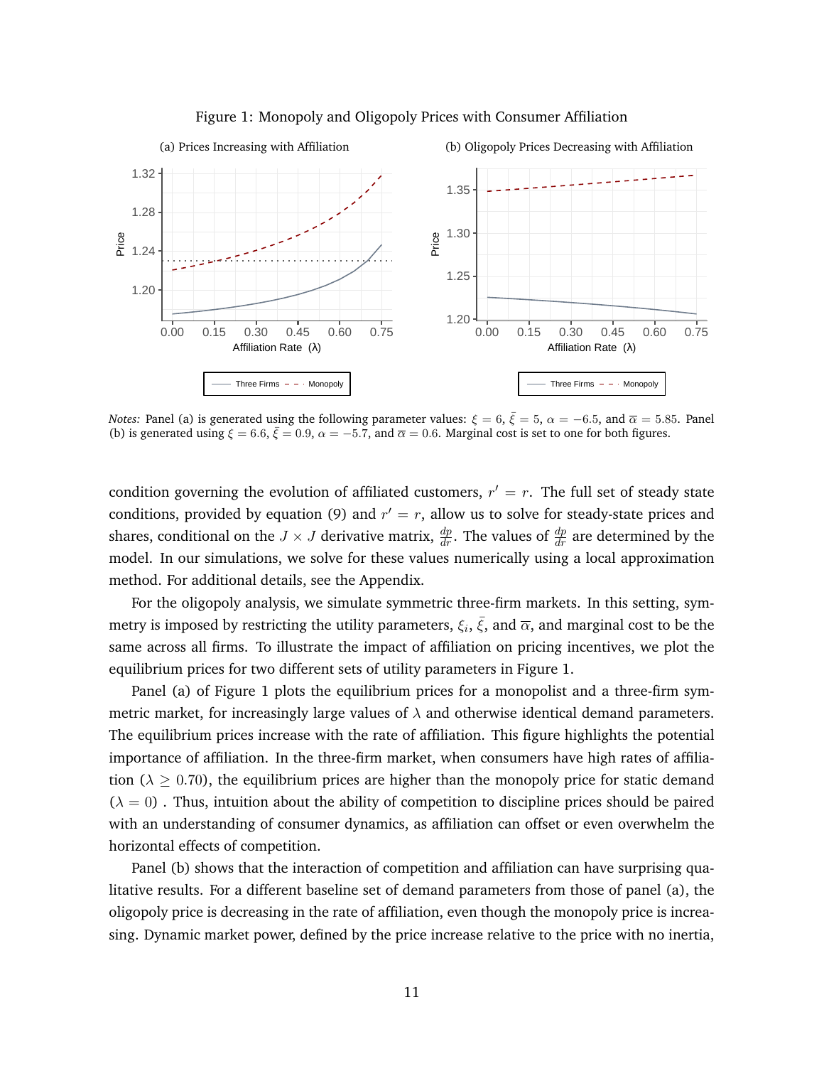Figure 1: Monopoly and Oligopoly Prices with Consumer Affiliation

(a) Prices Increasing with Affiliation

(b) Oligopoly Prices Decreasing with Affiliation

*Notes:* Panel (a) is generated using the following parameter values: $\xi = 6$, $\bar{\xi} = 5$, $\alpha = -6.5$, and $\overline{\alpha} = 5.85$. Panel (b) is generated using $\xi = 6.6$, $\bar{\xi} = 0.9$, $\alpha = -5.7$, and $\overline{\alpha} = 0.6$. Marginal cost is set to one for both figures.

condition governing the evolution of affiliated customers, $r' = r$. The full set of steady state conditions, provided by equation (9) and $r' = r$, allow us to solve for steady-state prices and shares, conditional on the $J \times J$ derivative matrix, $\frac{dp}{dr}$. The values of $\frac{dp}{dr}$ are determined by the model. In our simulations, we solve for these values numerically using a local approximation method. For additional details, see the Appendix.

For the oligopoly analysis, we simulate symmetric three-firm markets. In this setting, symmetry is imposed by restricting the utility parameters, $\xi_i$, $\bar{\xi}$, and $\overline{\alpha}$, and marginal cost to be the same across all firms. To illustrate the impact of affiliation on pricing incentives, we plot the equilibrium prices for two different sets of utility parameters in Figure 1.

Panel (a) of Figure 1 plots the equilibrium prices for a monopolist and a three-firm symmetric market, for increasingly large values of $\lambda$ and otherwise identical demand parameters. The equilibrium prices increase with the rate of affiliation. This figure highlights the potential importance of affiliation. In the three-firm market, when consumers have high rates of affiliation ($\lambda \geq 0.70$), the equilibrium prices are higher than the monopoly price for static demand ($\lambda = 0$) . Thus, intuition about the ability of competition to discipline prices should be paired with an understanding of consumer dynamics, as affiliation can offset or even overwhelm the horizontal effects of competition.

Panel (b) shows that the interaction of competition and affiliation can have surprising qualitative results. For a different baseline set of demand parameters from those of panel (a), the oligopoly price is decreasing in the rate of affiliation, even though the monopoly price is increasing. Dynamic market power, defined by the price increase relative to the price with no inertia,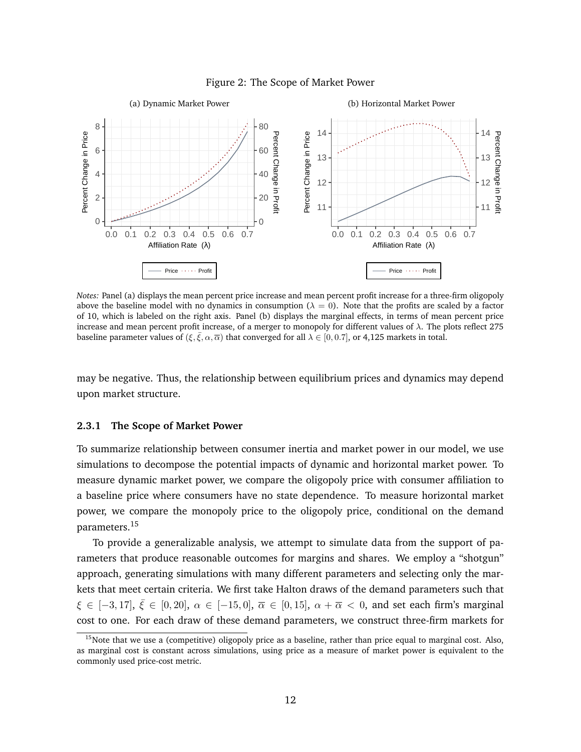Figure 2: The Scope of Market Power

(a) Dynamic Market Power

(b) Horizontal Market Power

*Notes:* Panel (a) displays the mean percent price increase and mean percent profit increase for a three-firm oligopoly above the baseline model with no dynamics in consumption ($\lambda = 0$). Note that the profits are scaled by a factor of 10, which is labeled on the right axis. Panel (b) displays the marginal effects, in terms of mean percent price increase and mean percent profit increase, of a merger to monopoly for different values of $\lambda$. The plots reflect 275 baseline parameter values of $(\xi, \bar{\xi}, \alpha, \overline{\alpha})$ that converged for all $\lambda \in [0, 0.7]$, or 4,125 markets in total.

may be negative. Thus, the relationship between equilibrium prices and dynamics may depend upon market structure.

### 2.3.1 The Scope of Market Power

To summarize relationship between consumer inertia and market power in our model, we use simulations to decompose the potential impacts of dynamic and horizontal market power. To measure dynamic market power, we compare the oligopoly price with consumer affiliation to a baseline price where consumers have no state dependence. To measure horizontal market power, we compare the monopoly price to the oligopoly price, conditional on the demand parameters.[15]

To provide a generalizable analysis, we attempt to simulate data from the support of parameters that produce reasonable outcomes for margins and shares. We employ a "shotgun" approach, generating simulations with many different parameters and selecting only the markets that meet certain criteria. We first take Halton draws of the demand parameters such that $\xi \in [-3, 17]$, $\bar{\xi} \in [0, 20]$, $\alpha \in [-15, 0]$, $\overline{\alpha} \in [0, 15]$, $\alpha + \overline{\alpha} < 0$, and set each firm's marginal cost to one. For each draw of these demand parameters, we construct three-firm markets for

[15]Note that we use a (competitive) oligopoly price as a baseline, rather than price equal to marginal cost. Also, as marginal cost is constant across simulations, using price as a measure of market power is equivalent to the commonly used price-cost metric.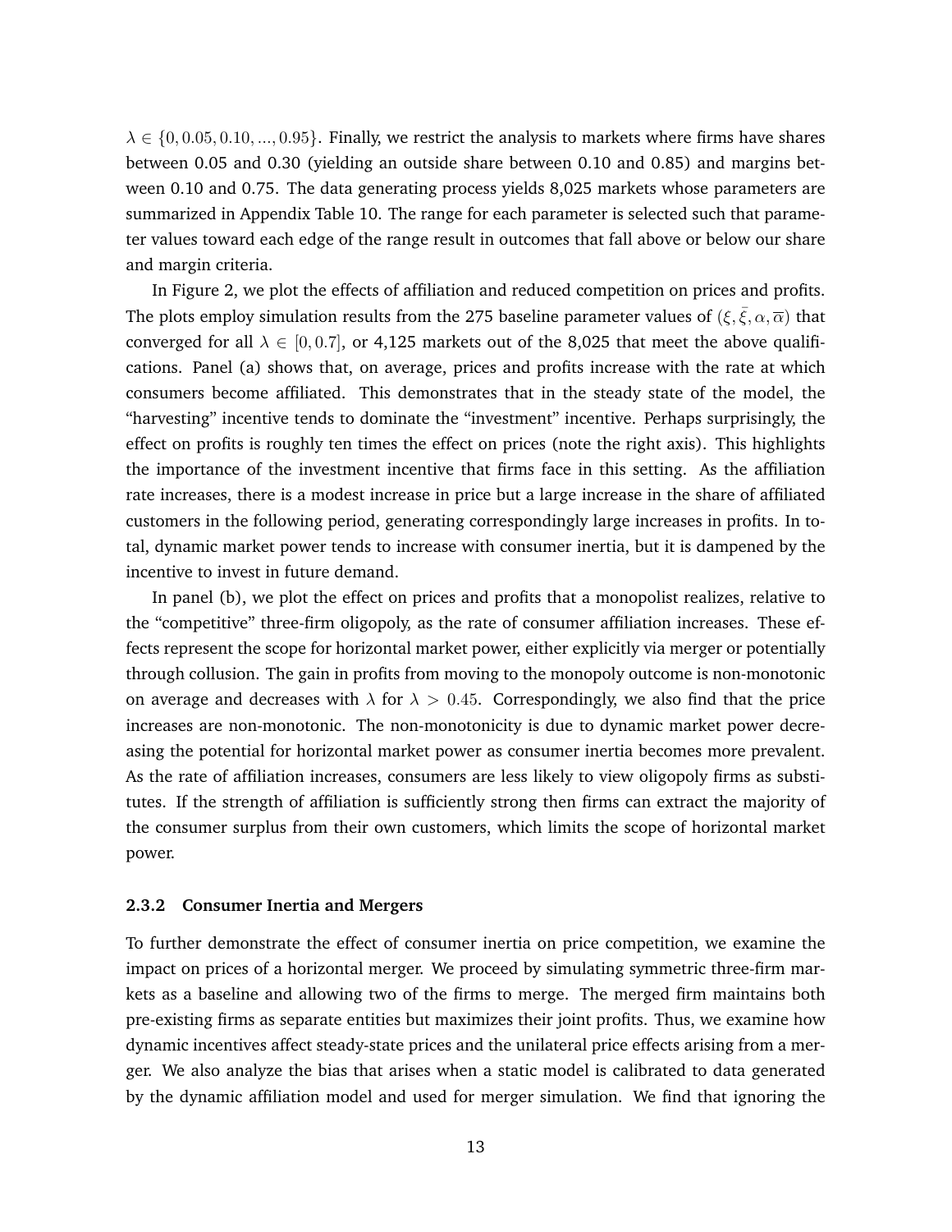$\lambda \in \{0, 0.05, 0.10, ..., 0.95\}$. Finally, we restrict the analysis to markets where firms have shares between 0.05 and 0.30 (yielding an outside share between 0.10 and 0.85) and margins between 0.10 and 0.75. The data generating process yields 8,025 markets whose parameters are summarized in Appendix Table 10. The range for each parameter is selected such that parameter values toward each edge of the range result in outcomes that fall above or below our share and margin criteria.

In Figure 2, we plot the effects of affiliation and reduced competition on prices and profits. The plots employ simulation results from the 275 baseline parameter values of $(\xi, \bar{\xi}, \alpha, \overline{\alpha})$ that converged for all $\lambda \in [0, 0.7]$, or 4,125 markets out of the 8,025 that meet the above qualifications. Panel (a) shows that, on average, prices and profits increase with the rate at which consumers become affiliated. This demonstrates that in the steady state of the model, the "harvesting" incentive tends to dominate the "investment" incentive. Perhaps surprisingly, the effect on profits is roughly ten times the effect on prices (note the right axis). This highlights the importance of the investment incentive that firms face in this setting. As the affiliation rate increases, there is a modest increase in price but a large increase in the share of affiliated customers in the following period, generating correspondingly large increases in profits. In total, dynamic market power tends to increase with consumer inertia, but it is dampened by the incentive to invest in future demand.

In panel (b), we plot the effect on prices and profits that a monopolist realizes, relative to the "competitive" three-firm oligopoly, as the rate of consumer affiliation increases. These effects represent the scope for horizontal market power, either explicitly via merger or potentially through collusion. The gain in profits from moving to the monopoly outcome is non-monotonic on average and decreases with $\lambda$ for $\lambda > 0.45$. Correspondingly, we also find that the price increases are non-monotonic. The non-monotonicity is due to dynamic market power decreasing the potential for horizontal market power as consumer inertia becomes more prevalent. As the rate of affiliation increases, consumers are less likely to view oligopoly firms as substitutes. If the strength of affiliation is sufficiently strong then firms can extract the majority of the consumer surplus from their own customers, which limits the scope of horizontal market power.

### 2.3.2 Consumer Inertia and Mergers

To further demonstrate the effect of consumer inertia on price competition, we examine the impact on prices of a horizontal merger. We proceed by simulating symmetric three-firm markets as a baseline and allowing two of the firms to merge. The merged firm maintains both pre-existing firms as separate entities but maximizes their joint profits. Thus, we examine how dynamic incentives affect steady-state prices and the unilateral price effects arising from a merger. We also analyze the bias that arises when a static model is calibrated to data generated by the dynamic affiliation model and used for merger simulation. We find that ignoring the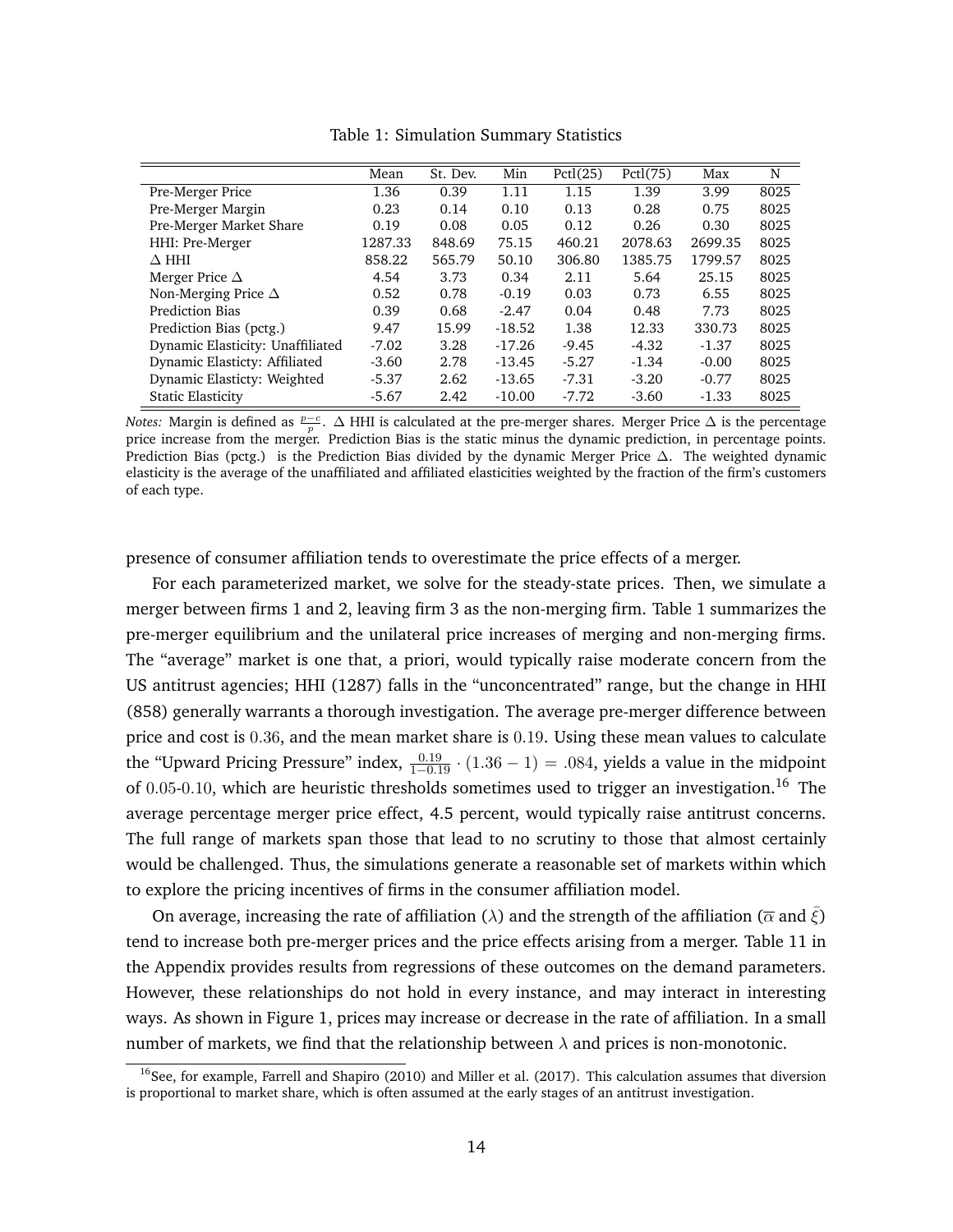Table 1: Simulation Summary Statistics

| | Mean | St. Dev. | Min | Pctl(25) | Pctl(75) | Max | N |
|---|---|---|---|---|---|---|---|
| Pre-Merger Price | 1.36 | 0.39 | 1.11 | 1.15 | 1.39 | 3.99 | 8025 |
| Pre-Merger Margin | 0.23 | 0.14 | 0.10 | 0.13 | 0.28 | 0.75 | 8025 |
| Pre-Merger Market Share | 0.19 | 0.08 | 0.05 | 0.12 | 0.26 | 0.30 | 8025 |
| HHI: Pre-Merger | 1287.33 | 848.69 | 75.15 | 460.21 | 2078.63 | 2699.35 | 8025 |
| $\Delta$ HHI | 858.22 | 565.79 | 50.10 | 306.80 | 1385.75 | 1799.57 | 8025 |
| Merger Price $\Delta$ | 4.54 | 3.73 | 0.34 | 2.11 | 5.64 | 25.15 | 8025 |
| Non-Merging Price $\Delta$ | 0.52 | 0.78 | -0.19 | 0.03 | 0.73 | 6.55 | 8025 |
| Prediction Bias | 0.39 | 0.68 | -2.47 | 0.04 | 0.48 | 7.73 | 8025 |
| Prediction Bias (pctg.) | 9.47 | 15.99 | -18.52 | 1.38 | 12.33 | 330.73 | 8025 |
| Dynamic Elasticity: Unaffiliated | -7.02 | 3.28 | -17.26 | -9.45 | -4.32 | -1.37 | 8025 |
| Dynamic Elasticty: Affiliated | -3.60 | 2.78 | -13.45 | -5.27 | -1.34 | -0.00 | 8025 |
| Dynamic Elasticty: Weighted | -5.37 | 2.62 | -13.65 | -7.31 | -3.20 | -0.77 | 8025 |
| Static Elasticity | -5.67 | 2.42 | -10.00 | -7.72 | -3.60 | -1.33 | 8025 |

*Notes:* Margin is defined as $\frac{p-c}{p}$. $\Delta$ HHI is calculated at the pre-merger shares. Merger Price $\Delta$ is the percentage price increase from the merger. Prediction Bias is the static minus the dynamic prediction, in percentage points. Prediction Bias (pctg.) is the Prediction Bias divided by the dynamic Merger Price $\Delta$. The weighted dynamic elasticity is the average of the unaffiliated and affiliated elasticities weighted by the fraction of the firm's customers of each type.

presence of consumer affiliation tends to overestimate the price effects of a merger.

For each parameterized market, we solve for the steady-state prices. Then, we simulate a merger between firms 1 and 2, leaving firm 3 as the non-merging firm. Table 1 summarizes the pre-merger equilibrium and the unilateral price increases of merging and non-merging firms. The "average" market is one that, a priori, would typically raise moderate concern from the US antitrust agencies; HHI (1287) falls in the "unconcentrated" range, but the change in HHI (858) generally warrants a thorough investigation. The average pre-merger difference between price and cost is $0.36$, and the mean market share is $0.19$. Using these mean values to calculate the "Upward Pricing Pressure" index, $\frac{0.19}{1-0.19} \cdot (1.36 - 1) = .084$, yields a value in the midpoint of $0.05$-$0.10$, which are heuristic thresholds sometimes used to trigger an investigation.[16] The average percentage merger price effect, 4.5 percent, would typically raise antitrust concerns. The full range of markets span those that lead to no scrutiny to those that almost certainly would be challenged. Thus, the simulations generate a reasonable set of markets within which to explore the pricing incentives of firms in the consumer affiliation model.

On average, increasing the rate of affiliation ($\lambda$) and the strength of the affiliation ($\overline{\alpha}$ and $\bar{\xi}$) tend to increase both pre-merger prices and the price effects arising from a merger. Table 11 in the Appendix provides results from regressions of these outcomes on the demand parameters. However, these relationships do not hold in every instance, and may interact in interesting ways. As shown in Figure 1, prices may increase or decrease in the rate of affiliation. In a small number of markets, we find that the relationship between $\lambda$ and prices is non-monotonic.

[16] See, for example, Farrell and Shapiro (2010) and Miller et al. (2017). This calculation assumes that diversion is proportional to market share, which is often assumed at the early stages of an antitrust investigation.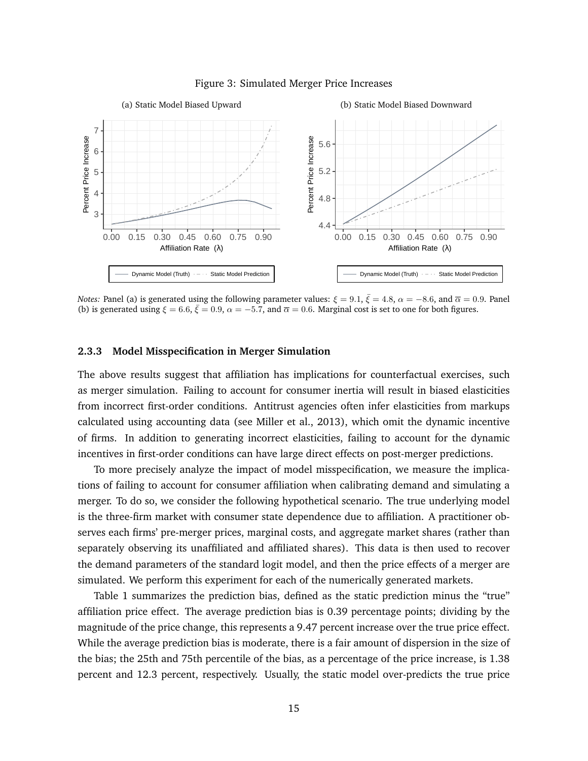Figure 3: Simulated Merger Price Increases

(a) Static Model Biased Upward

(b) Static Model Biased Downward

*Notes:* Panel (a) is generated using the following parameter values: $\xi = 9.1$, $\bar{\xi} = 4.8$, $\alpha = -8.6$, and $\overline{\alpha} = 0.9$. Panel (b) is generated using $\xi = 6.6$, $\bar{\xi} = 0.9$, $\alpha = -5.7$, and $\overline{\alpha} = 0.6$. Marginal cost is set to one for both figures.

### 2.3.3 Model Misspecification in Merger Simulation

The above results suggest that affiliation has implications for counterfactual exercises, such as merger simulation. Failing to account for consumer inertia will result in biased elasticities from incorrect first-order conditions. Antitrust agencies often infer elasticities from markups calculated using accounting data (see Miller et al., 2013), which omit the dynamic incentive of firms. In addition to generating incorrect elasticities, failing to account for the dynamic incentives in first-order conditions can have large direct effects on post-merger predictions.

To more precisely analyze the impact of model misspecification, we measure the implications of failing to account for consumer affiliation when calibrating demand and simulating a merger. To do so, we consider the following hypothetical scenario. The true underlying model is the three-firm market with consumer state dependence due to affiliation. A practitioner observes each firms' pre-merger prices, marginal costs, and aggregate market shares (rather than separately observing its unaffiliated and affiliated shares). This data is then used to recover the demand parameters of the standard logit model, and then the price effects of a merger are simulated. We perform this experiment for each of the numerically generated markets.

Table 1 summarizes the prediction bias, defined as the static prediction minus the "true" affiliation price effect. The average prediction bias is 0.39 percentage points; dividing by the magnitude of the price change, this represents a 9.47 percent increase over the true price effect. While the average prediction bias is moderate, there is a fair amount of dispersion in the size of the bias; the 25th and 75th percentile of the bias, as a percentage of the price increase, is 1.38 percent and 12.3 percent, respectively. Usually, the static model over-predicts the true price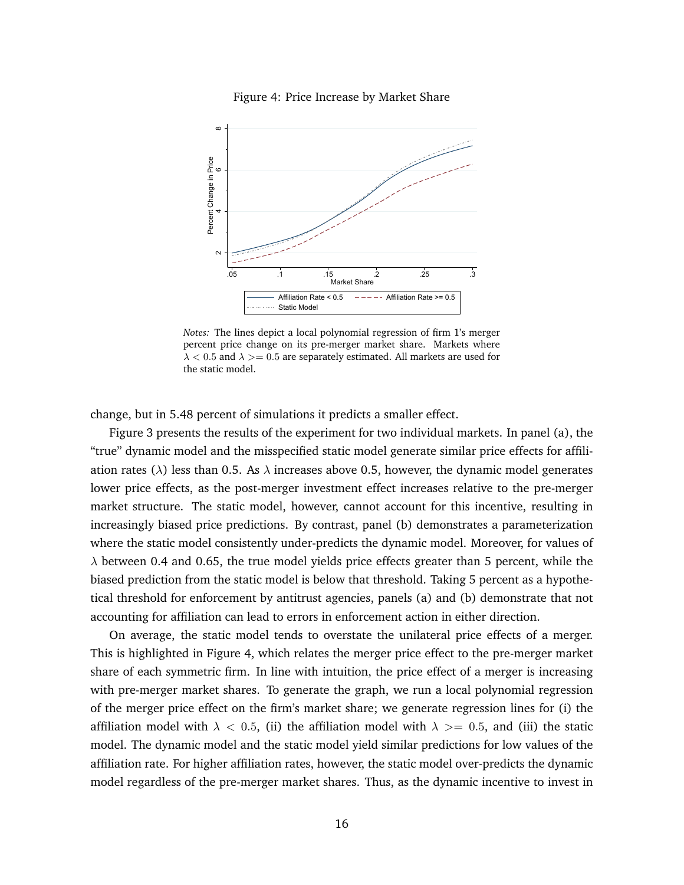Figure 4: Price Increase by Market Share

*Notes:* The lines depict a local polynomial regression of firm 1's merger percent price change on its pre-merger market share. Markets where $\lambda < 0.5$ and $\lambda >= 0.5$ are separately estimated. All markets are used for the static model.

change, but in 5.48 percent of simulations it predicts a smaller effect.

Figure 3 presents the results of the experiment for two individual markets. In panel (a), the "true" dynamic model and the misspecified static model generate similar price effects for affiliation rates ($\lambda$) less than 0.5. As $\lambda$ increases above 0.5, however, the dynamic model generates lower price effects, as the post-merger investment effect increases relative to the pre-merger market structure. The static model, however, cannot account for this incentive, resulting in increasingly biased price predictions. By contrast, panel (b) demonstrates a parameterization where the static model consistently under-predicts the dynamic model. Moreover, for values of $\lambda$ between 0.4 and 0.65, the true model yields price effects greater than 5 percent, while the biased prediction from the static model is below that threshold. Taking 5 percent as a hypothetical threshold for enforcement by antitrust agencies, panels (a) and (b) demonstrate that not accounting for affiliation can lead to errors in enforcement action in either direction.

On average, the static model tends to overstate the unilateral price effects of a merger. This is highlighted in Figure 4, which relates the merger price effect to the pre-merger market share of each symmetric firm. In line with intuition, the price effect of a merger is increasing with pre-merger market shares. To generate the graph, we run a local polynomial regression of the merger price effect on the firm's market share; we generate regression lines for (i) the affiliation model with $\lambda < 0.5$, (ii) the affiliation model with $\lambda >= 0.5$, and (iii) the static model. The dynamic model and the static model yield similar predictions for low values of the affiliation rate. For higher affiliation rates, however, the static model over-predicts the dynamic model regardless of the pre-merger market shares. Thus, as the dynamic incentive to invest in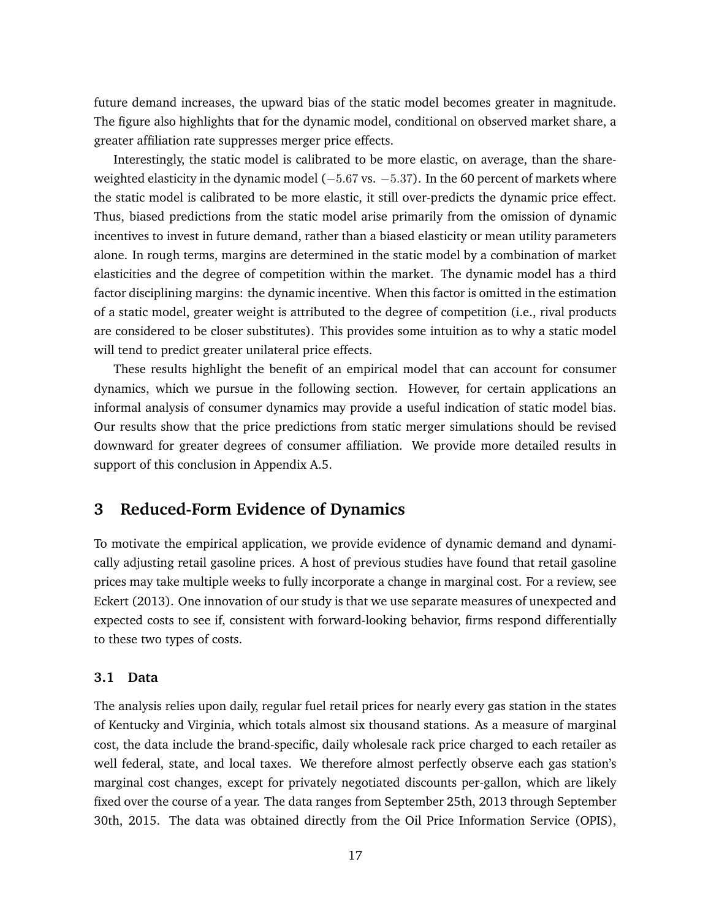future demand increases, the upward bias of the static model becomes greater in magnitude. The figure also highlights that for the dynamic model, conditional on observed market share, a greater affiliation rate suppresses merger price effects.

Interestingly, the static model is calibrated to be more elastic, on average, than the share-weighted elasticity in the dynamic model ($-5.67$ vs. $-5.37$). In the 60 percent of markets where the static model is calibrated to be more elastic, it still over-predicts the dynamic price effect. Thus, biased predictions from the static model arise primarily from the omission of dynamic incentives to invest in future demand, rather than a biased elasticity or mean utility parameters alone. In rough terms, margins are determined in the static model by a combination of market elasticities and the degree of competition within the market. The dynamic model has a third factor disciplining margins: the dynamic incentive. When this factor is omitted in the estimation of a static model, greater weight is attributed to the degree of competition (i.e., rival products are considered to be closer substitutes). This provides some intuition as to why a static model will tend to predict greater unilateral price effects.

These results highlight the benefit of an empirical model that can account for consumer dynamics, which we pursue in the following section. However, for certain applications an informal analysis of consumer dynamics may provide a useful indication of static model bias. Our results show that the price predictions from static merger simulations should be revised downward for greater degrees of consumer affiliation. We provide more detailed results in support of this conclusion in Appendix A.5.

## 3 Reduced-Form Evidence of Dynamics

To motivate the empirical application, we provide evidence of dynamic demand and dynamically adjusting retail gasoline prices. A host of previous studies have found that retail gasoline prices may take multiple weeks to fully incorporate a change in marginal cost. For a review, see Eckert (2013). One innovation of our study is that we use separate measures of unexpected and expected costs to see if, consistent with forward-looking behavior, firms respond differentially to these two types of costs.

### 3.1 Data

The analysis relies upon daily, regular fuel retail prices for nearly every gas station in the states of Kentucky and Virginia, which totals almost six thousand stations. As a measure of marginal cost, the data include the brand-specific, daily wholesale rack price charged to each retailer as well federal, state, and local taxes. We therefore almost perfectly observe each gas station's marginal cost changes, except for privately negotiated discounts per-gallon, which are likely fixed over the course of a year. The data ranges from September 25th, 2013 through September 30th, 2015. The data was obtained directly from the Oil Price Information Service (OPIS),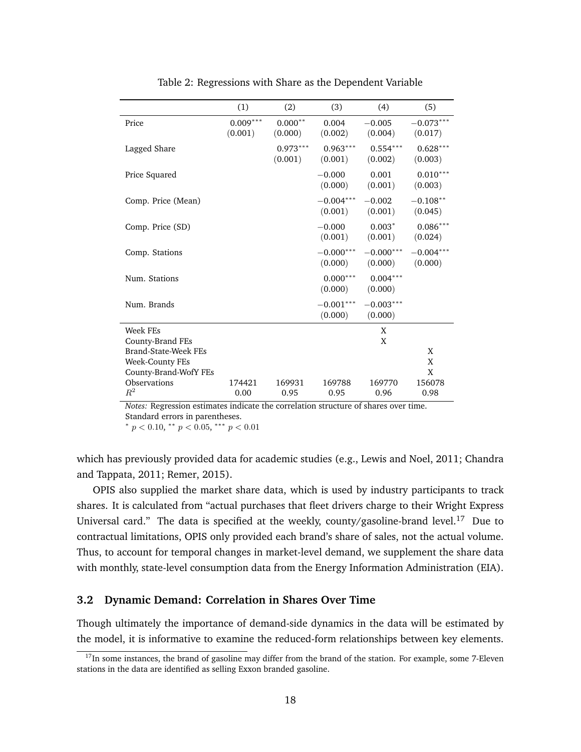Table 2: Regressions with Share as the Dependent Variable

| | (1) | (2) | (3) | (4) | (5) |
|---|---|---|---|---|---|
| Price | $0.009^{***}$ | $0.000^{**}$ | 0.004 | $-0.005$ | $-0.073^{***}$ |
| | (0.001) | (0.000) | (0.002) | (0.004) | (0.017) |
| Lagged Share | | $0.973^{***}$ | $0.963^{***}$ | $0.554^{***}$ | $0.628^{***}$ |
| | | (0.001) | (0.001) | (0.002) | (0.003) |
| Price Squared | | | $-0.000$ | 0.001 | $0.010^{***}$ |
| | | | (0.000) | (0.001) | (0.003) |
| Comp. Price (Mean) | | | $-0.004^{***}$ | $-0.002$ | $-0.108^{**}$ |
| | | | (0.001) | (0.001) | (0.045) |
| Comp. Price (SD) | | | $-0.000$ | $0.003^{*}$ | $0.086^{***}$ |
| | | | (0.001) | (0.001) | (0.024) |
| Comp. Stations | | | $-0.000^{***}$ | $-0.000^{***}$ | $-0.004^{***}$ |
| | | | (0.000) | (0.000) | (0.000) |
| Num. Stations | | | $0.000^{***}$ | $0.004^{***}$ | |
| | | | (0.000) | (0.000) | |
| Num. Brands | | | $-0.001^{***}$ | $-0.003^{***}$ | |
| | | | (0.000) | (0.000) | |
| Week FEs | | | | X | |
| County-Brand FEs | | | | X | |
| Brand-State-Week FEs | | | | | X |
| Week-County FEs | | | | | X |
| County-Brand-WofY FEs | | | | | X |
| Observations | 174421 | 169931 | 169788 | 169770 | 156078 |
| $R^2$ | 0.00 | 0.95 | 0.95 | 0.96 | 0.98 |

*Notes:* Regression estimates indicate the correlation structure of shares over time.
Standard errors in parentheses.
$^{*}$ $p < 0.10$, $^{**}$ $p < 0.05$, $^{***}$ $p < 0.01$

which has previously provided data for academic studies (e.g., Lewis and Noel, 2011; Chandra and Tappata, 2011; Remer, 2015).

OPIS also supplied the market share data, which is used by industry participants to track shares. It is calculated from "actual purchases that fleet drivers charge to their Wright Express Universal card." The data is specified at the weekly, county/gasoline-brand level.[17] Due to contractual limitations, OPIS only provided each brand's share of sales, not the actual volume. Thus, to account for temporal changes in market-level demand, we supplement the share data with monthly, state-level consumption data from the Energy Information Administration (EIA).

### 3.2 Dynamic Demand: Correlation in Shares Over Time

Though ultimately the importance of demand-side dynamics in the data will be estimated by the model, it is informative to examine the reduced-form relationships between key elements.

[17] In some instances, the brand of gasoline may differ from the brand of the station. For example, some 7-Eleven stations in the data are identified as selling Exxon branded gasoline.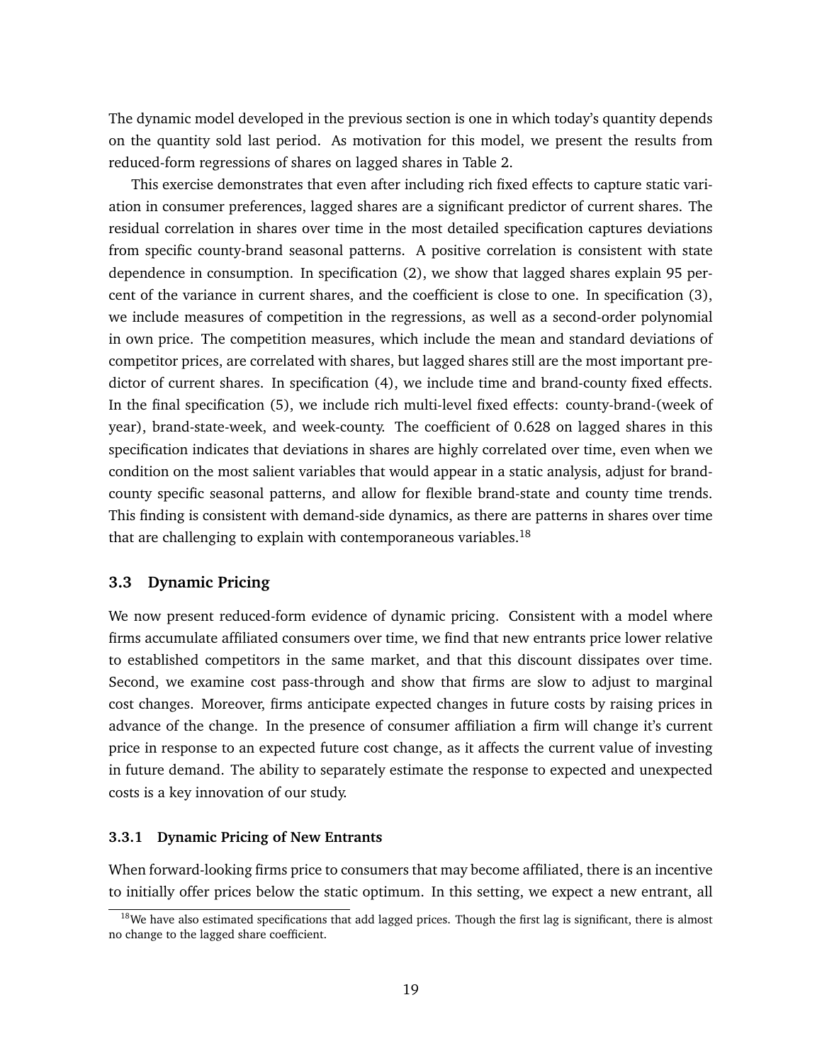The dynamic model developed in the previous section is one in which today's quantity depends on the quantity sold last period. As motivation for this model, we present the results from reduced-form regressions of shares on lagged shares in Table 2.

This exercise demonstrates that even after including rich fixed effects to capture static variation in consumer preferences, lagged shares are a significant predictor of current shares. The residual correlation in shares over time in the most detailed specification captures deviations from specific county-brand seasonal patterns. A positive correlation is consistent with state dependence in consumption. In specification (2), we show that lagged shares explain 95 percent of the variance in current shares, and the coefficient is close to one. In specification (3), we include measures of competition in the regressions, as well as a second-order polynomial in own price. The competition measures, which include the mean and standard deviations of competitor prices, are correlated with shares, but lagged shares still are the most important predictor of current shares. In specification (4), we include time and brand-county fixed effects. In the final specification (5), we include rich multi-level fixed effects: county-brand-(week of year), brand-state-week, and week-county. The coefficient of 0.628 on lagged shares in this specification indicates that deviations in shares are highly correlated over time, even when we condition on the most salient variables that would appear in a static analysis, adjust for brand-county specific seasonal patterns, and allow for flexible brand-state and county time trends. This finding is consistent with demand-side dynamics, as there are patterns in shares over time that are challenging to explain with contemporaneous variables.[18]

### 3.3 Dynamic Pricing

We now present reduced-form evidence of dynamic pricing. Consistent with a model where firms accumulate affiliated consumers over time, we find that new entrants price lower relative to established competitors in the same market, and that this discount dissipates over time. Second, we examine cost pass-through and show that firms are slow to adjust to marginal cost changes. Moreover, firms anticipate expected changes in future costs by raising prices in advance of the change. In the presence of consumer affiliation a firm will change it's current price in response to an expected future cost change, as it affects the current value of investing in future demand. The ability to separately estimate the response to expected and unexpected costs is a key innovation of our study.

#### 3.3.1 Dynamic Pricing of New Entrants

When forward-looking firms price to consumers that may become affiliated, there is an incentive to initially offer prices below the static optimum. In this setting, we expect a new entrant, all

[18] We have also estimated specifications that add lagged prices. Though the first lag is significant, there is almost no change to the lagged share coefficient.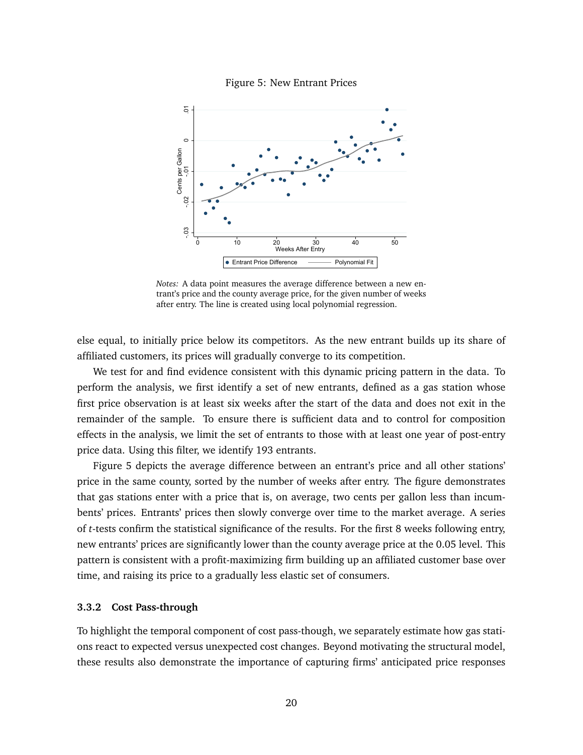Figure 5: New Entrant Prices

*Notes:* A data point measures the average difference between a new entrant's price and the county average price, for the given number of weeks after entry. The line is created using local polynomial regression.

else equal, to initially price below its competitors. As the new entrant builds up its share of affiliated customers, its prices will gradually converge to its competition.

We test for and find evidence consistent with this dynamic pricing pattern in the data. To perform the analysis, we first identify a set of new entrants, defined as a gas station whose first price observation is at least six weeks after the start of the data and does not exit in the remainder of the sample. To ensure there is sufficient data and to control for composition effects in the analysis, we limit the set of entrants to those with at least one year of post-entry price data. Using this filter, we identify 193 entrants.

Figure 5 depicts the average difference between an entrant's price and all other stations' price in the same county, sorted by the number of weeks after entry. The figure demonstrates that gas stations enter with a price that is, on average, two cents per gallon less than incumbents' prices. Entrants' prices then slowly converge over time to the market average. A series of $t$-tests confirm the statistical significance of the results. For the first 8 weeks following entry, new entrants' prices are significantly lower than the county average price at the 0.05 level. This pattern is consistent with a profit-maximizing firm building up an affiliated customer base over time, and raising its price to a gradually less elastic set of consumers.

### 3.3.2 Cost Pass-through

To highlight the temporal component of cost pass-though, we separately estimate how gas stations react to expected versus unexpected cost changes. Beyond motivating the structural model, these results also demonstrate the importance of capturing firms' anticipated price responses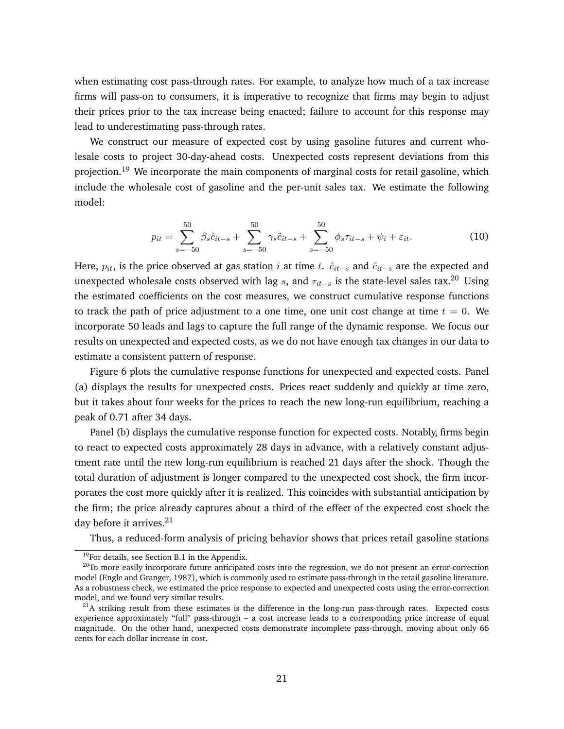when estimating cost pass-through rates. For example, to analyze how much of a tax increase firms will pass-on to consumers, it is imperative to recognize that firms may begin to adjust their prices prior to the tax increase being enacted; failure to account for this response may lead to underestimating pass-through rates.

We construct our measure of expected cost by using gasoline futures and current wholesale costs to project 30-day-ahead costs. Unexpected costs represent deviations from this projection.[19] We incorporate the main components of marginal costs for retail gasoline, which include the wholesale cost of gasoline and the per-unit sales tax. We estimate the following model:

$$p_{it} = \sum_{s=-50}^{50} \beta_s \hat{c}_{it-s} + \sum_{s=-50}^{50} \gamma_s \tilde{c}_{it-s} + \sum_{s=-50}^{50} \phi_s \tau_{it-s} + \psi_i + \varepsilon_{it}. \tag{10}$$

Here, $p_{it}$, is the price observed at gas station $i$ at time $t$. $\hat{c}_{it-s}$ and $\tilde{c}_{it-s}$ are the expected and unexpected wholesale costs observed with lag $s$, and $\tau_{it-s}$ is the state-level sales tax.[20] Using the estimated coefficients on the cost measures, we construct cumulative response functions to track the path of price adjustment to a one time, one unit cost change at time $t = 0$. We incorporate 50 leads and lags to capture the full range of the dynamic response. We focus our results on unexpected and expected costs, as we do not have enough tax changes in our data to estimate a consistent pattern of response.

Figure 6 plots the cumulative response functions for unexpected and expected costs. Panel (a) displays the results for unexpected costs. Prices react suddenly and quickly at time zero, but it takes about four weeks for the prices to reach the new long-run equilibrium, reaching a peak of 0.71 after 34 days.

Panel (b) displays the cumulative response function for expected costs. Notably, firms begin to react to expected costs approximately 28 days in advance, with a relatively constant adjustment rate until the new long-run equilibrium is reached 21 days after the shock. Though the total duration of adjustment is longer compared to the unexpected cost shock, the firm incorporates the cost more quickly after it is realized. This coincides with substantial anticipation by the firm; the price already captures about a third of the effect of the expected cost shock the day before it arrives.[21]

Thus, a reduced-form analysis of pricing behavior shows that prices retail gasoline stations

[19] For details, see Section B.1 in the Appendix.

[20] To more easily incorporate future anticipated costs into the regression, we do not present an error-correction model (Engle and Granger, 1987), which is commonly used to estimate pass-through in the retail gasoline literature. As a robustness check, we estimated the price response to expected and unexpected costs using the error-correction model, and we found very similar results.

[21] A striking result from these estimates is the difference in the long-run pass-through rates. Expected costs experience approximately "full" pass-through – a cost increase leads to a corresponding price increase of equal magnitude. On the other hand, unexpected costs demonstrate incomplete pass-through, moving about only 66 cents for each dollar increase in cost.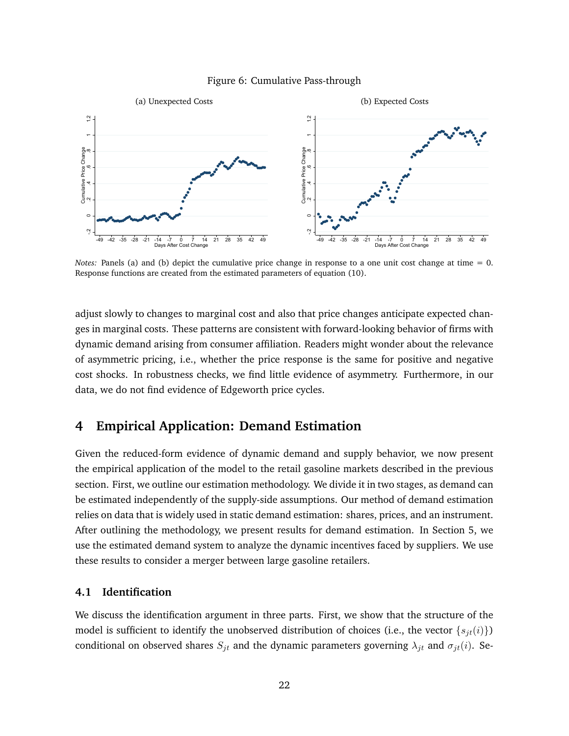Figure 6: Cumulative Pass-through

(a) Unexpected Costs

(b) Expected Costs

*Notes:* Panels (a) and (b) depict the cumulative price change in response to a one unit cost change at time = 0. Response functions are created from the estimated parameters of equation (10).

adjust slowly to changes to marginal cost and also that price changes anticipate expected changes in marginal costs. These patterns are consistent with forward-looking behavior of firms with dynamic demand arising from consumer affiliation. Readers might wonder about the relevance of asymmetric pricing, i.e., whether the price response is the same for positive and negative cost shocks. In robustness checks, we find little evidence of asymmetry. Furthermore, in our data, we do not find evidence of Edgeworth price cycles.

# 4 Empirical Application: Demand Estimation

Given the reduced-form evidence of dynamic demand and supply behavior, we now present the empirical application of the model to the retail gasoline markets described in the previous section. First, we outline our estimation methodology. We divide it in two stages, as demand can be estimated independently of the supply-side assumptions. Our method of demand estimation relies on data that is widely used in static demand estimation: shares, prices, and an instrument. After outlining the methodology, we present results for demand estimation. In Section 5, we use the estimated demand system to analyze the dynamic incentives faced by suppliers. We use these results to consider a merger between large gasoline retailers.

## 4.1 Identification

We discuss the identification argument in three parts. First, we show that the structure of the model is sufficient to identify the unobserved distribution of choices (i.e., the vector $\{s_{jt}(i)\}$) conditional on observed shares $S_{jt}$ and the dynamic parameters governing $\lambda_{jt}$ and $\sigma_{jt}(i)$. Se-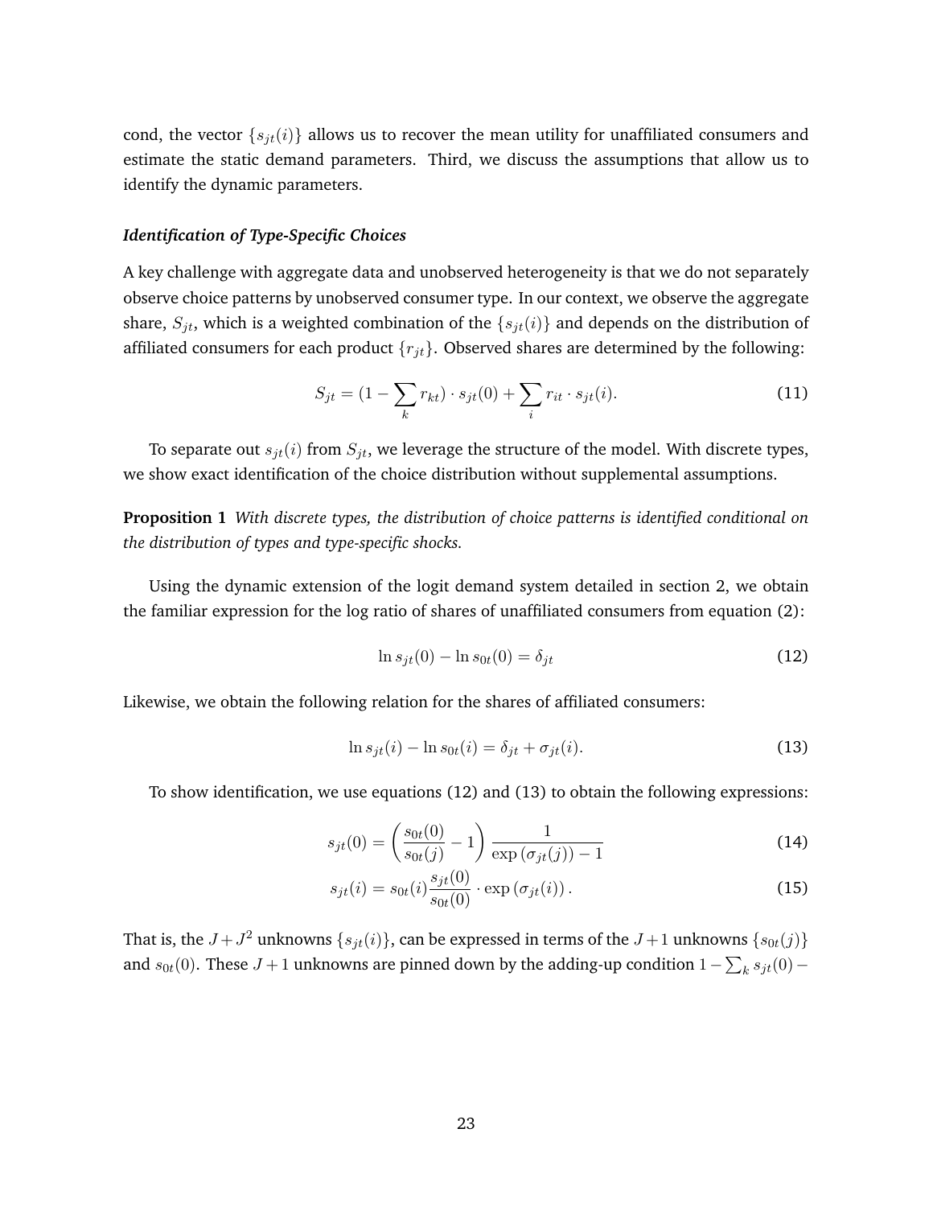cond, the vector $\{s_{jt}(i)\}$ allows us to recover the mean utility for unaffiliated consumers and estimate the static demand parameters. Third, we discuss the assumptions that allow us to identify the dynamic parameters.

### *Identification of Type-Specific Choices*

A key challenge with aggregate data and unobserved heterogeneity is that we do not separately observe choice patterns by unobserved consumer type. In our context, we observe the aggregate share, $S_{jt}$, which is a weighted combination of the $\{s_{jt}(i)\}$ and depends on the distribution of affiliated consumers for each product $\{r_{jt}\}$. Observed shares are determined by the following:

$$S_{jt} = (1 - \sum_k r_{kt}) \cdot s_{jt}(0) + \sum_i r_{it} \cdot s_{jt}(i). \tag{11}$$

To separate out $s_{jt}(i)$ from $S_{jt}$, we leverage the structure of the model. With discrete types, we show exact identification of the choice distribution without supplemental assumptions.

**Proposition 1** *With discrete types, the distribution of choice patterns is identified conditional on the distribution of types and type-specific shocks.*

Using the dynamic extension of the logit demand system detailed in section 2, we obtain the familiar expression for the log ratio of shares of unaffiliated consumers from equation (2):

$$\ln s_{jt}(0) - \ln s_{0t}(0) = \delta_{jt} \tag{12}$$

Likewise, we obtain the following relation for the shares of affiliated consumers:

$$\ln s_{jt}(i) - \ln s_{0t}(i) = \delta_{jt} + \sigma_{jt}(i). \tag{13}$$

To show identification, we use equations (12) and (13) to obtain the following expressions:

$$s_{jt}(0) = \left( \frac{s_{0t}(0)}{s_{0t}(j)} - 1 \right) \frac{1}{\exp\left(\sigma_{jt}(j)\right) - 1} \tag{14}$$

$$s_{jt}(i) = s_{0t}(i) \frac{s_{jt}(0)}{s_{0t}(0)} \cdot \exp\left(\sigma_{jt}(i)\right). \tag{15}$$

That is, the $J + J^2$ unknowns $\{s_{jt}(i)\}$, can be expressed in terms of the $J+1$ unknowns $\{s_{0t}(j)\}$ and $s_{0t}(0)$. These $J+1$ unknowns are pinned down by the adding-up condition $1 - \sum_k s_{jt}(0) -$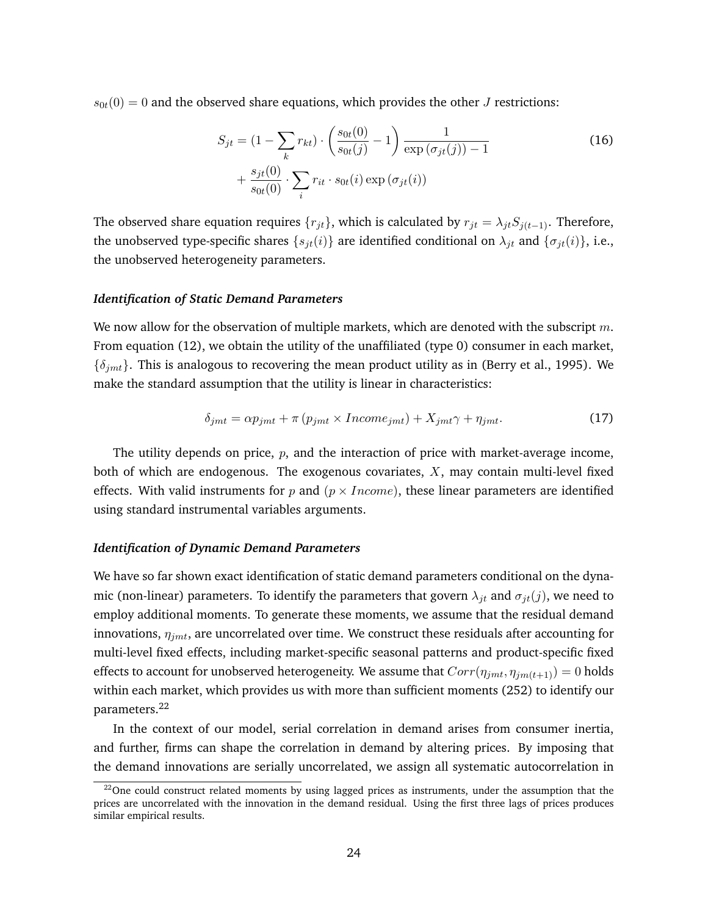$s_{0t}(0) = 0$ and the observed share equations, which provides the other $J$ restrictions:

$$S_{jt} = (1 - \sum_k r_{kt}) \cdot \left( \frac{s_{0t}(0)}{s_{0t}(j)} - 1 \right) \frac{1}{\exp\left(\sigma_{jt}(j)\right) - 1} + \frac{s_{jt}(0)}{s_{0t}(0)} \cdot \sum_i r_{it} \cdot s_{0t}(i) \exp\left(\sigma_{jt}(i)\right) \tag{16}$$

The observed share equation requires $\{r_{jt}\}$, which is calculated by $r_{jt} = \lambda_{jt} S_{j(t-1)}$. Therefore, the unobserved type-specific shares $\{s_{jt}(i)\}$ are identified conditional on $\lambda_{jt}$ and $\{\sigma_{jt}(i)\}$, i.e., the unobserved heterogeneity parameters.

***Identification of Static Demand Parameters***

We now allow for the observation of multiple markets, which are denoted with the subscript $m$. From equation (12), we obtain the utility of the unaffiliated (type 0) consumer in each market, $\{\delta_{jmt}\}$. This is analogous to recovering the mean product utility as in (Berry et al., 1995). We make the standard assumption that the utility is linear in characteristics:

$$\delta_{jmt} = \alpha p_{jmt} + \pi \left( p_{jmt} \times Income_{jmt} \right) + X_{jmt}\gamma + \eta_{jmt}. \tag{17}$$

The utility depends on price, $p$, and the interaction of price with market-average income, both of which are endogenous. The exogenous covariates, $X$, may contain multi-level fixed effects. With valid instruments for $p$ and $(p \times Income)$, these linear parameters are identified using standard instrumental variables arguments.

***Identification of Dynamic Demand Parameters***

We have so far shown exact identification of static demand parameters conditional on the dynamic (non-linear) parameters. To identify the parameters that govern $\lambda_{jt}$ and $\sigma_{jt}(j)$, we need to employ additional moments. To generate these moments, we assume that the residual demand innovations, $\eta_{jmt}$, are uncorrelated over time. We construct these residuals after accounting for multi-level fixed effects, including market-specific seasonal patterns and product-specific fixed effects to account for unobserved heterogeneity. We assume that $Corr(\eta_{jmt}, \eta_{jm(t+1)}) = 0$ holds within each market, which provides us with more than sufficient moments (252) to identify our parameters.[22]

In the context of our model, serial correlation in demand arises from consumer inertia, and further, firms can shape the correlation in demand by altering prices. By imposing that the demand innovations are serially uncorrelated, we assign all systematic autocorrelation in

[22] One could construct related moments by using lagged prices as instruments, under the assumption that the prices are uncorrelated with the innovation in the demand residual. Using the first three lags of prices produces similar empirical results.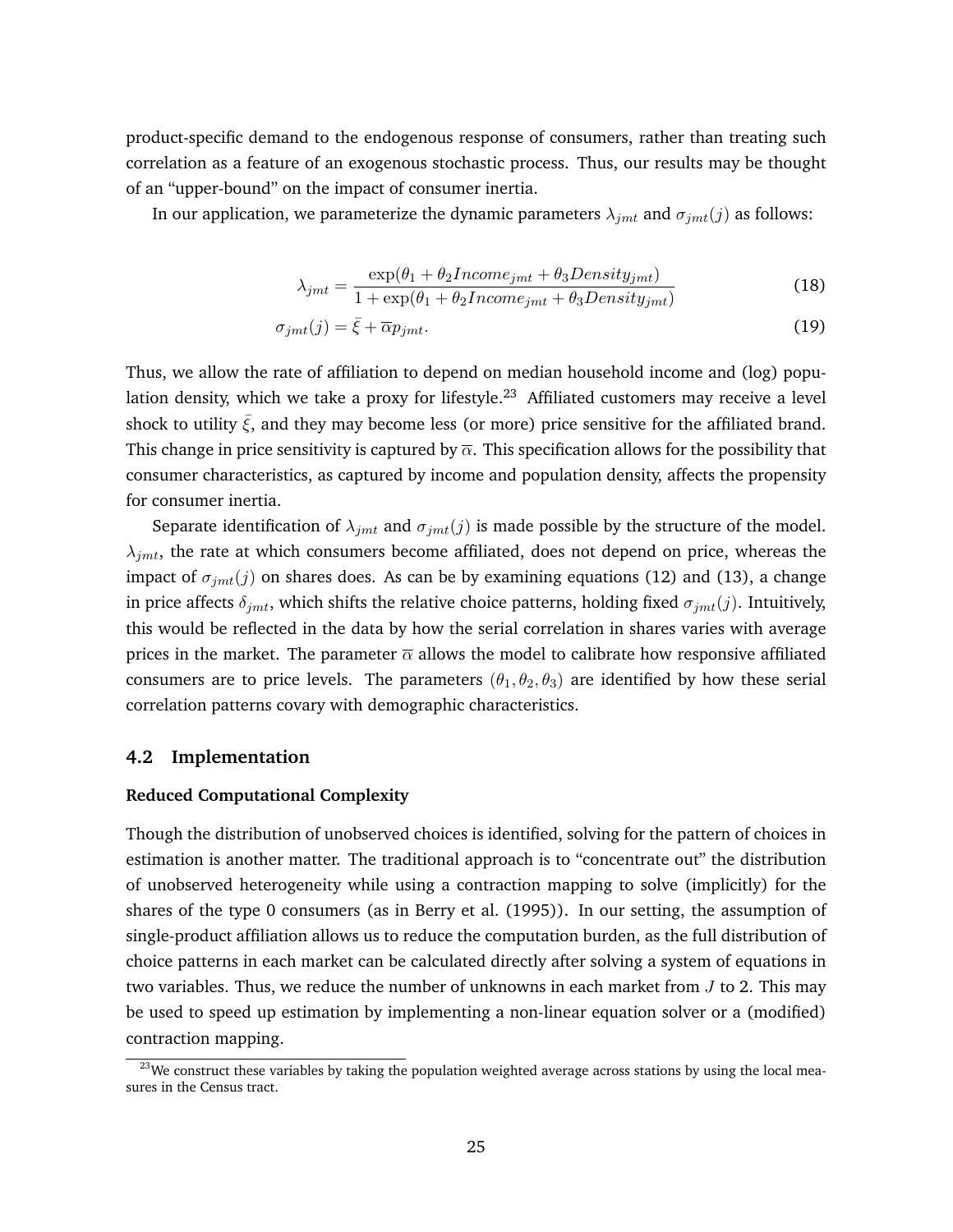product-specific demand to the endogenous response of consumers, rather than treating such correlation as a feature of an exogenous stochastic process. Thus, our results may be thought of an "upper-bound" on the impact of consumer inertia.

In our application, we parameterize the dynamic parameters $\lambda_{jmt}$ and $\sigma_{jmt}(j)$ as follows:

$$\lambda_{jmt} = \frac{\exp(\theta_1 + \theta_2 Income_{jmt} + \theta_3 Density_{jmt})}{1 + \exp(\theta_1 + \theta_2 Income_{jmt} + \theta_3 Density_{jmt})} \tag{18}$$

$$\sigma_{jmt}(j) = \bar{\xi} + \overline{\alpha} p_{jmt}. \tag{19}$$

Thus, we allow the rate of affiliation to depend on median household income and (log) population density, which we take a proxy for lifestyle.[23] Affiliated customers may receive a level shock to utility $\bar{\xi}$, and they may become less (or more) price sensitive for the affiliated brand. This change in price sensitivity is captured by $\overline{\alpha}$. This specification allows for the possibility that consumer characteristics, as captured by income and population density, affects the propensity for consumer inertia.

Separate identification of $\lambda_{jmt}$ and $\sigma_{jmt}(j)$ is made possible by the structure of the model. $\lambda_{jmt}$, the rate at which consumers become affiliated, does not depend on price, whereas the impact of $\sigma_{jmt}(j)$ on shares does. As can be by examining equations (12) and (13), a change in price affects $\delta_{jmt}$, which shifts the relative choice patterns, holding fixed $\sigma_{jmt}(j)$. Intuitively, this would be reflected in the data by how the serial correlation in shares varies with average prices in the market. The parameter $\overline{\alpha}$ allows the model to calibrate how responsive affiliated consumers are to price levels. The parameters $(\theta_1, \theta_2, \theta_3)$ are identified by how these serial correlation patterns covary with demographic characteristics.

### 4.2 Implementation

**Reduced Computational Complexity**

Though the distribution of unobserved choices is identified, solving for the pattern of choices in estimation is another matter. The traditional approach is to "concentrate out" the distribution of unobserved heterogeneity while using a contraction mapping to solve (implicitly) for the shares of the type 0 consumers (as in Berry et al. (1995)). In our setting, the assumption of single-product affiliation allows us to reduce the computation burden, as the full distribution of choice patterns in each market can be calculated directly after solving a system of equations in two variables. Thus, we reduce the number of unknowns in each market from $J$ to 2. This may be used to speed up estimation by implementing a non-linear equation solver or a (modified) contraction mapping.

[23] We construct these variables by taking the population weighted average across stations by using the local measures in the Census tract.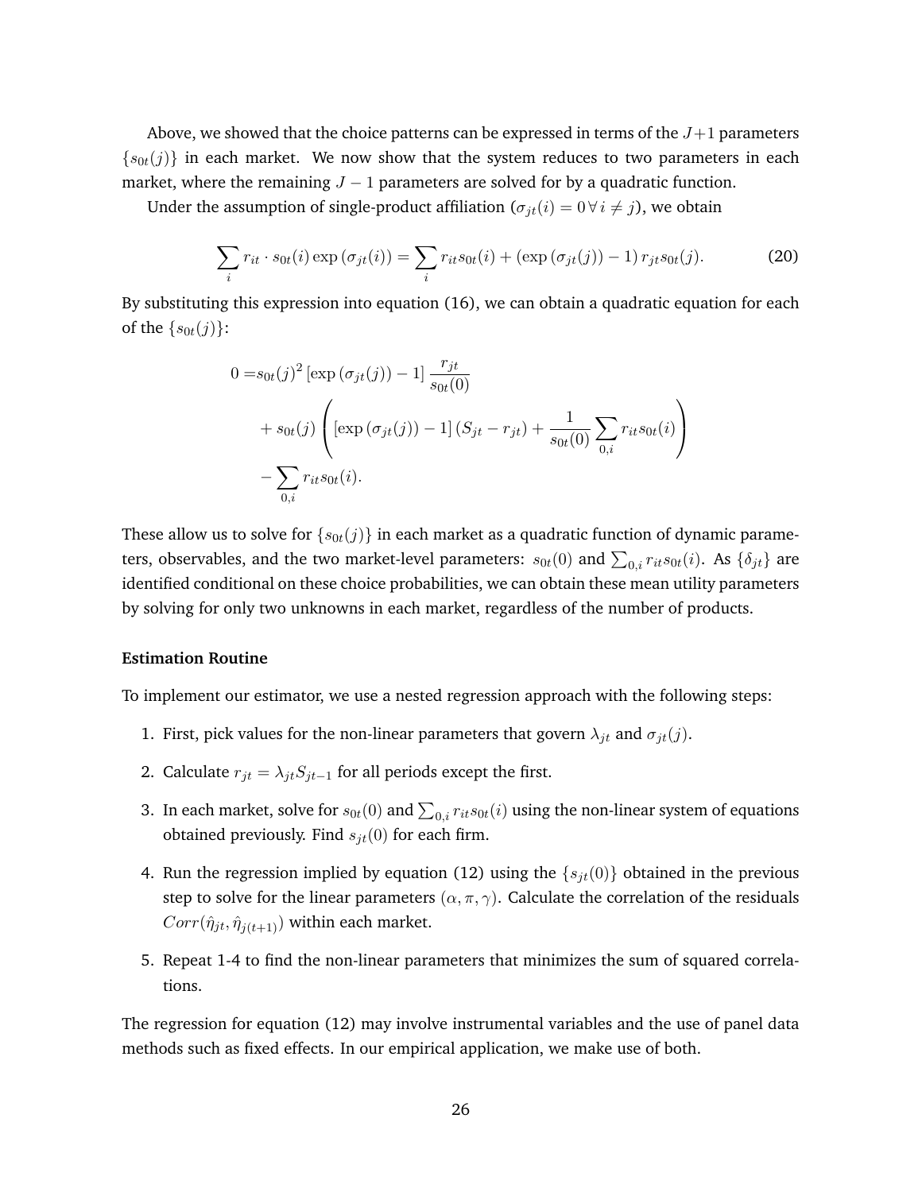Above, we showed that the choice patterns can be expressed in terms of the $J+1$ parameters $\{s_{0t}(j)\}$ in each market. We now show that the system reduces to two parameters in each market, where the remaining $J-1$ parameters are solved for by a quadratic function.

Under the assumption of single-product affiliation ($\sigma_{jt}(i) = 0 \, \forall \, i \neq j$), we obtain

$$\sum_i r_{it} \cdot s_{0t}(i) \exp\left(\sigma_{jt}(i)\right) = \sum_i r_{it} s_{0t}(i) + \left(\exp\left(\sigma_{jt}(j)\right) - 1\right) r_{jt} s_{0t}(j). \tag{20}$$

By substituting this expression into equation (16), we can obtain a quadratic equation for each of the $\{s_{0t}(j)\}$:

$$\begin{aligned}
0 =& s_{0t}(j)^2 \left[\exp\left(\sigma_{jt}(j)\right) - 1\right] \frac{r_{jt}}{s_{0t}(0)} \\
&+ s_{0t}(j) \left( \left[\exp\left(\sigma_{jt}(j)\right) - 1\right] \left(S_{jt} - r_{jt}\right) + \frac{1}{s_{0t}(0)} \sum_{0,i} r_{it} s_{0t}(i) \right) \\
&- \sum_{0,i} r_{it} s_{0t}(i).
\end{aligned}$$

These allow us to solve for $\{s_{0t}(j)\}$ in each market as a quadratic function of dynamic parameters, observables, and the two market-level parameters: $s_{0t}(0)$ and $\sum_{0,i} r_{it} s_{0t}(i)$. As $\{\delta_{jt}\}$ are identified conditional on these choice probabilities, we can obtain these mean utility parameters by solving for only two unknowns in each market, regardless of the number of products.

**Estimation Routine**

To implement our estimator, we use a nested regression approach with the following steps:

1. First, pick values for the non-linear parameters that govern $\lambda_{jt}$ and $\sigma_{jt}(j)$.
2. Calculate $r_{jt} = \lambda_{jt} S_{jt-1}$ for all periods except the first.
3. In each market, solve for $s_{0t}(0)$ and $\sum_{0,i} r_{it} s_{0t}(i)$ using the non-linear system of equations obtained previously. Find $s_{jt}(0)$ for each firm.
4. Run the regression implied by equation (12) using the $\{s_{jt}(0)\}$ obtained in the previous step to solve for the linear parameters $(\alpha, \pi, \gamma)$. Calculate the correlation of the residuals $Corr(\hat{\eta}_{jt}, \hat{\eta}_{j(t+1)})$ within each market.
5. Repeat 1-4 to find the non-linear parameters that minimizes the sum of squared correlations.

The regression for equation (12) may involve instrumental variables and the use of panel data methods such as fixed effects. In our empirical application, we make use of both.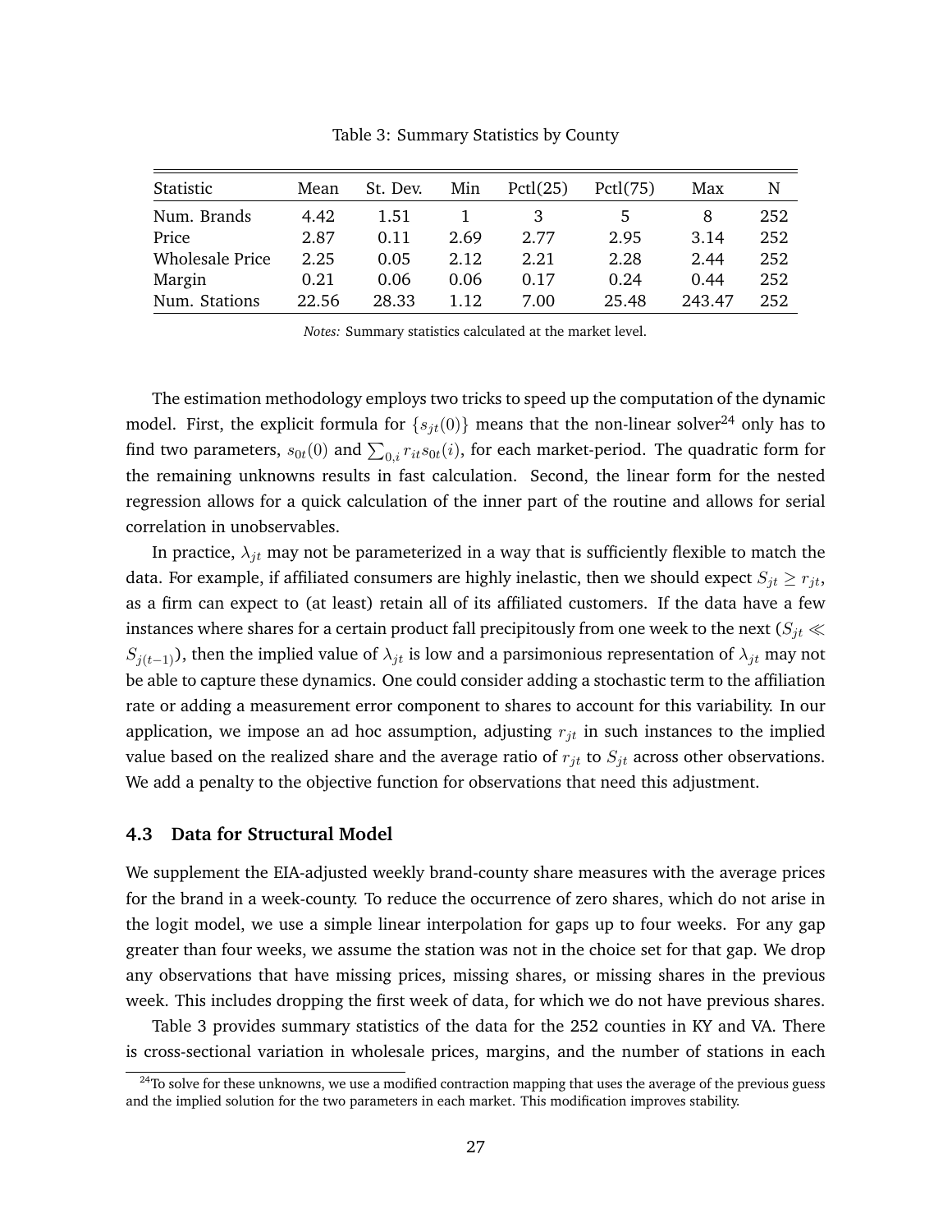Table 3: Summary Statistics by County

| Statistic | Mean | St. Dev. | Min | Pctl(25) | Pctl(75) | Max | N |
|---|---|---|---|---|---|---|---|
| Num. Brands | 4.42 | 1.51 | 1 | 3 | 5 | 8 | 252 |
| Price | 2.87 | 0.11 | 2.69 | 2.77 | 2.95 | 3.14 | 252 |
| Wholesale Price | 2.25 | 0.05 | 2.12 | 2.21 | 2.28 | 2.44 | 252 |
| Margin | 0.21 | 0.06 | 0.06 | 0.17 | 0.24 | 0.44 | 252 |
| Num. Stations | 22.56 | 28.33 | 1.12 | 7.00 | 25.48 | 243.47 | 252 |

*Notes:* Summary statistics calculated at the market level.

The estimation methodology employs two tricks to speed up the computation of the dynamic model. First, the explicit formula for $\{s_{jt}(0)\}$ means that the non-linear solver[24] only has to find two parameters, $s_{0t}(0)$ and $\sum_{0,i} r_{it} s_{0t}(i)$, for each market-period. The quadratic form for the remaining unknowns results in fast calculation. Second, the linear form for the nested regression allows for a quick calculation of the inner part of the routine and allows for serial correlation in unobservables.

In practice, $\lambda_{jt}$ may not be parameterized in a way that is sufficiently flexible to match the data. For example, if affiliated consumers are highly inelastic, then we should expect $S_{jt} \geq r_{jt}$, as a firm can expect to (at least) retain all of its affiliated customers. If the data have a few instances where shares for a certain product fall precipitously from one week to the next ($S_{jt} \ll S_{j(t-1)}$), then the implied value of $\lambda_{jt}$ is low and a parsimonious representation of $\lambda_{jt}$ may not be able to capture these dynamics. One could consider adding a stochastic term to the affiliation rate or adding a measurement error component to shares to account for this variability. In our application, we impose an ad hoc assumption, adjusting $r_{jt}$ in such instances to the implied value based on the realized share and the average ratio of $r_{jt}$ to $S_{jt}$ across other observations. We add a penalty to the objective function for observations that need this adjustment.

### 4.3 Data for Structural Model

We supplement the EIA-adjusted weekly brand-county share measures with the average prices for the brand in a week-county. To reduce the occurrence of zero shares, which do not arise in the logit model, we use a simple linear interpolation for gaps up to four weeks. For any gap greater than four weeks, we assume the station was not in the choice set for that gap. We drop any observations that have missing prices, missing shares, or missing shares in the previous week. This includes dropping the first week of data, for which we do not have previous shares.

Table 3 provides summary statistics of the data for the 252 counties in KY and VA. There is cross-sectional variation in wholesale prices, margins, and the number of stations in each

[24] To solve for these unknowns, we use a modified contraction mapping that uses the average of the previous guess and the implied solution for the two parameters in each market. This modification improves stability.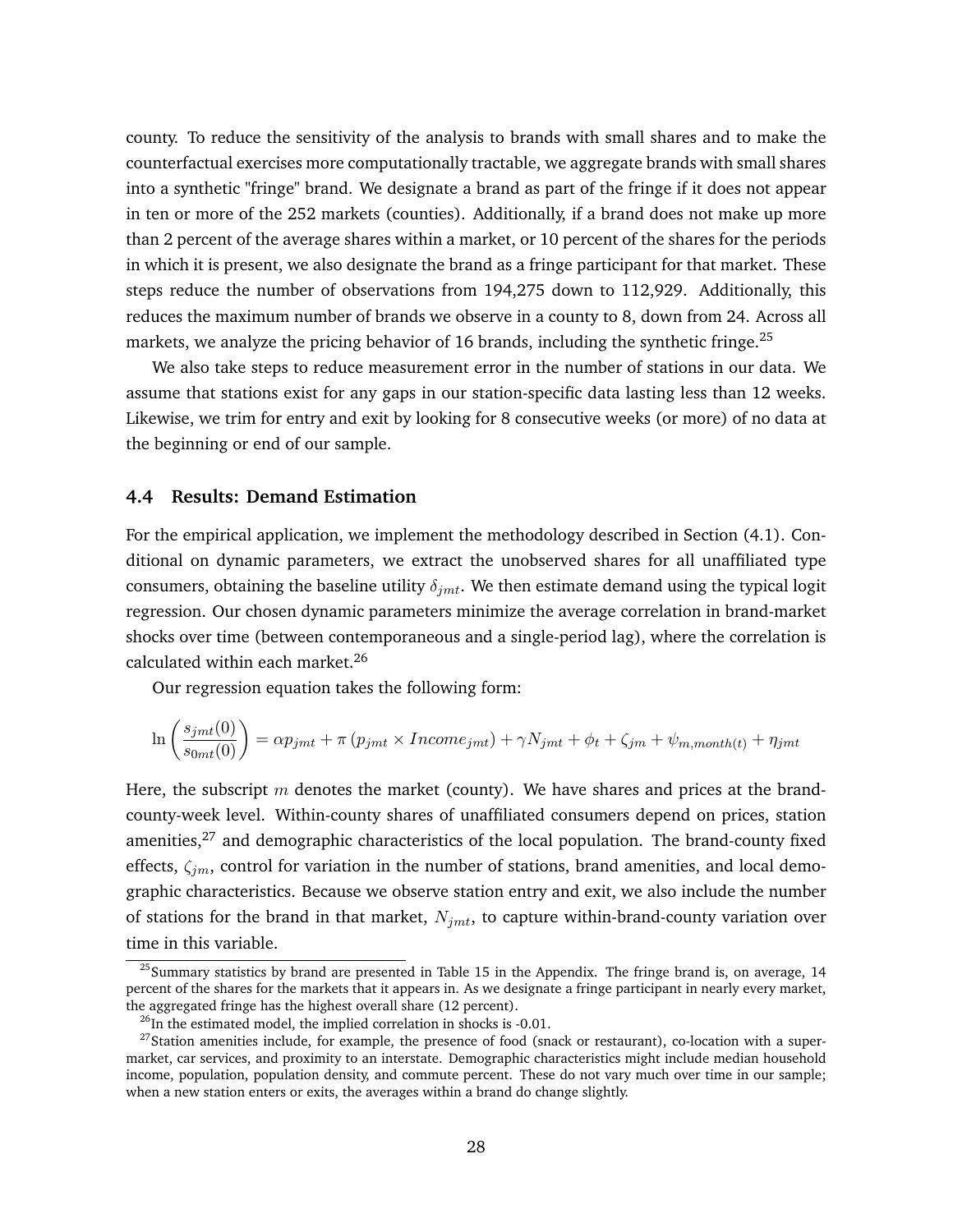county. To reduce the sensitivity of the analysis to brands with small shares and to make the counterfactual exercises more computationally tractable, we aggregate brands with small shares into a synthetic "fringe" brand. We designate a brand as part of the fringe if it does not appear in ten or more of the 252 markets (counties). Additionally, if a brand does not make up more than 2 percent of the average shares within a market, or 10 percent of the shares for the periods in which it is present, we also designate the brand as a fringe participant for that market. These steps reduce the number of observations from 194,275 down to 112,929. Additionally, this reduces the maximum number of brands we observe in a county to 8, down from 24. Across all markets, we analyze the pricing behavior of 16 brands, including the synthetic fringe.[25]

We also take steps to reduce measurement error in the number of stations in our data. We assume that stations exist for any gaps in our station-specific data lasting less than 12 weeks. Likewise, we trim for entry and exit by looking for 8 consecutive weeks (or more) of no data at the beginning or end of our sample.

### 4.4 Results: Demand Estimation

For the empirical application, we implement the methodology described in Section (4.1). Conditional on dynamic parameters, we extract the unobserved shares for all unaffiliated type consumers, obtaining the baseline utility $\delta_{jmt}$. We then estimate demand using the typical logit regression. Our chosen dynamic parameters minimize the average correlation in brand-market shocks over time (between contemporaneous and a single-period lag), where the correlation is calculated within each market.[26]

Our regression equation takes the following form:

$$\ln\left(\frac{s_{jmt}(0)}{s_{0mt}(0)}\right) = \alpha p_{jmt} + \pi\left(p_{jmt} \times Income_{jmt}\right) + \gamma N_{jmt} + \phi_t + \zeta_{jm} + \psi_{m,month(t)} + \eta_{jmt}$$

Here, the subscript $m$ denotes the market (county). We have shares and prices at the brand-county-week level. Within-county shares of unaffiliated consumers depend on prices, station amenities,[27] and demographic characteristics of the local population. The brand-county fixed effects, $\zeta_{jm}$, control for variation in the number of stations, brand amenities, and local demographic characteristics. Because we observe station entry and exit, we also include the number of stations for the brand in that market, $N_{jmt}$, to capture within-brand-county variation over time in this variable.

[25] Summary statistics by brand are presented in Table 15 in the Appendix. The fringe brand is, on average, 14 percent of the shares for the markets that it appears in. As we designate a fringe participant in nearly every market, the aggregated fringe has the highest overall share (12 percent).

[26] In the estimated model, the implied correlation in shocks is -0.01.

[27] Station amenities include, for example, the presence of food (snack or restaurant), co-location with a supermarket, car services, and proximity to an interstate. Demographic characteristics might include median household income, population, population density, and commute percent. These do not vary much over time in our sample; when a new station enters or exits, the averages within a brand do change slightly.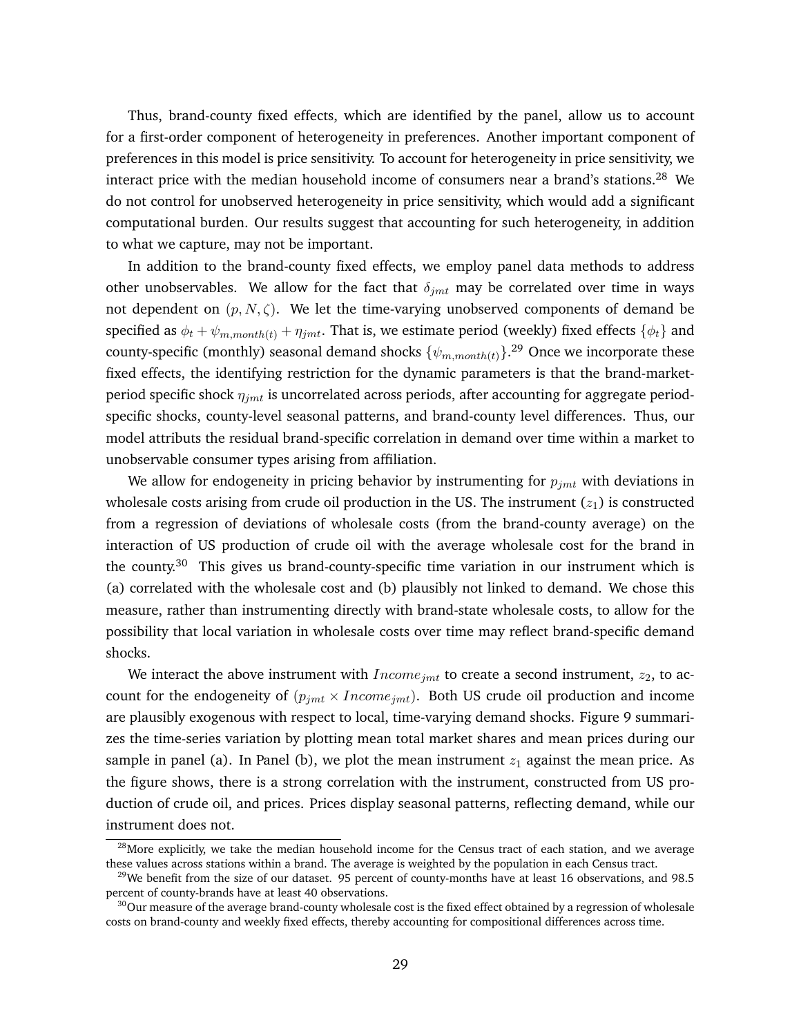Thus, brand-county fixed effects, which are identified by the panel, allow us to account for a first-order component of heterogeneity in preferences. Another important component of preferences in this model is price sensitivity. To account for heterogeneity in price sensitivity, we interact price with the median household income of consumers near a brand's stations.[28] We do not control for unobserved heterogeneity in price sensitivity, which would add a significant computational burden. Our results suggest that accounting for such heterogeneity, in addition to what we capture, may not be important.

In addition to the brand-county fixed effects, we employ panel data methods to address other unobservables. We allow for the fact that $\delta_{jmt}$ may be correlated over time in ways not dependent on $(p, N, \zeta)$. We let the time-varying unobserved components of demand be specified as $\phi_t + \psi_{m,month(t)} + \eta_{jmt}$. That is, we estimate period (weekly) fixed effects $\{\phi_t\}$ and county-specific (monthly) seasonal demand shocks $\{\psi_{m,month(t)}\}$.[29] Once we incorporate these fixed effects, the identifying restriction for the dynamic parameters is that the brand-market-period specific shock $\eta_{jmt}$ is uncorrelated across periods, after accounting for aggregate period-specific shocks, county-level seasonal patterns, and brand-county level differences. Thus, our model attributes the residual brand-specific correlation in demand over time within a market to unobservable consumer types arising from affiliation.

We allow for endogeneity in pricing behavior by instrumenting for $p_{jmt}$ with deviations in wholesale costs arising from crude oil production in the US. The instrument ($z_1$) is constructed from a regression of deviations of wholesale costs (from the brand-county average) on the interaction of US production of crude oil with the average wholesale cost for the brand in the county.[30] This gives us brand-county-specific time variation in our instrument which is (a) correlated with the wholesale cost and (b) plausibly not linked to demand. We chose this measure, rather than instrumenting directly with brand-state wholesale costs, to allow for the possibility that local variation in wholesale costs over time may reflect brand-specific demand shocks.

We interact the above instrument with $Income_{jmt}$ to create a second instrument, $z_2$, to account for the endogeneity of $(p_{jmt} \times Income_{jmt})$. Both US crude oil production and income are plausibly exogenous with respect to local, time-varying demand shocks. Figure 9 summarizes the time-series variation by plotting mean total market shares and mean prices during our sample in panel (a). In Panel (b), we plot the mean instrument $z_1$ against the mean price. As the figure shows, there is a strong correlation with the instrument, constructed from US production of crude oil, and prices. Prices display seasonal patterns, reflecting demand, while our instrument does not.

[28] More explicitly, we take the median household income for the Census tract of each station, and we average these values across stations within a brand. The average is weighted by the population in each Census tract.

[29] We benefit from the size of our dataset. 95 percent of county-months have at least 16 observations, and 98.5 percent of county-brands have at least 40 observations.

[30] Our measure of the average brand-county wholesale cost is the fixed effect obtained by a regression of wholesale costs on brand-county and weekly fixed effects, thereby accounting for compositional differences across time.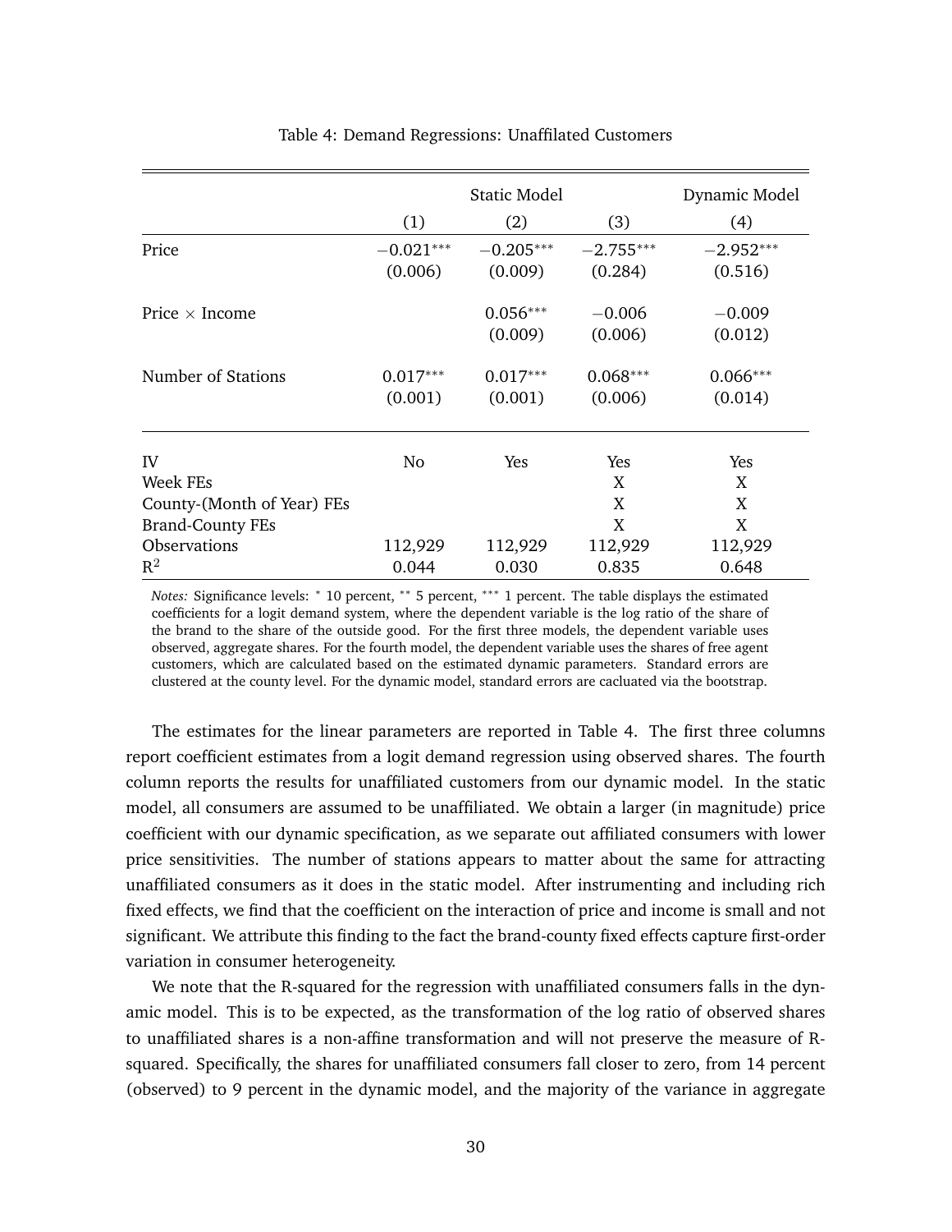Table 4: Demand Regressions: Unaffilated Customers

| | Static Model | | | Dynamic Model |
|---|---|---|---|---|
| | (1) | (2) | (3) | (4) |
| Price | $-0.021^{***}$ | $-0.205^{***}$ | $-2.755^{***}$ | $-2.952^{***}$ |
| | (0.006) | (0.009) | (0.284) | (0.516) |
| Price × Income | | $0.056^{***}$ | $-0.006$ | $-0.009$ |
| | | (0.009) | (0.006) | (0.012) |
| Number of Stations | $0.017^{***}$ | $0.017^{***}$ | $0.068^{***}$ | $0.066^{***}$ |
| | (0.001) | (0.001) | (0.006) | (0.014) |
| IV | No | Yes | Yes | Yes |
| Week FEs | | | X | X |
| County-(Month of Year) FEs | | | X | X |
| Brand-County FEs | | | X | X |
| Observations | 112,929 | 112,929 | 112,929 | 112,929 |
| $R^2$ | 0.044 | 0.030 | 0.835 | 0.648 |

*Notes:* Significance levels: * 10 percent, ** 5 percent, *** 1 percent. The table displays the estimated coefficients for a logit demand system, where the dependent variable is the log ratio of the share of the brand to the share of the outside good. For the first three models, the dependent variable uses observed, aggregate shares. For the fourth model, the dependent variable uses the shares of free agent customers, which are calculated based on the estimated dynamic parameters. Standard errors are clustered at the county level. For the dynamic model, standard errors are cacluated via the bootstrap.

The estimates for the linear parameters are reported in Table 4. The first three columns report coefficient estimates from a logit demand regression using observed shares. The fourth column reports the results for unaffiliated customers from our dynamic model. In the static model, all consumers are assumed to be unaffiliated. We obtain a larger (in magnitude) price coefficient with our dynamic specification, as we separate out affiliated consumers with lower price sensitivities. The number of stations appears to matter about the same for attracting unaffiliated consumers as it does in the static model. After instrumenting and including rich fixed effects, we find that the coefficient on the interaction of price and income is small and not significant. We attribute this finding to the fact the brand-county fixed effects capture first-order variation in consumer heterogeneity.

We note that the R-squared for the regression with unaffiliated consumers falls in the dynamic model. This is to be expected, as the transformation of the log ratio of observed shares to unaffiliated shares is a non-affine transformation and will not preserve the measure of R-squared. Specifically, the shares for unaffiliated consumers fall closer to zero, from 14 percent (observed) to 9 percent in the dynamic model, and the majority of the variance in aggregate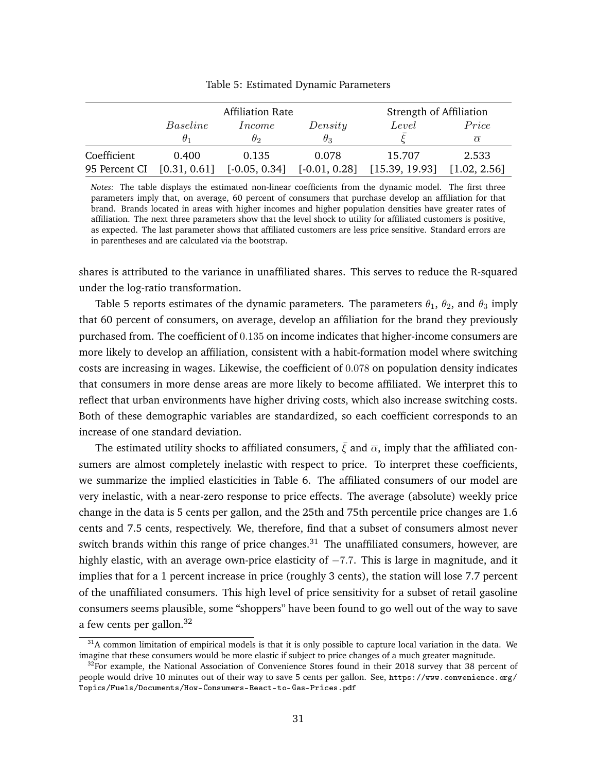Table 5: Estimated Dynamic Parameters

| | Affiliation Rate | | | Strength of Affiliation | |
|---|---|---|---|---|---|
| | *Baseline* | *Income* | *Density* | *Level* | *Price* |
| | $\theta_1$ | $\theta_2$ | $\theta_3$ | $\bar{\xi}$ | $\overline{\alpha}$ |
| Coefficient | 0.400 | 0.135 | 0.078 | 15.707 | 2.533 |
| 95 Percent CI | [0.31, 0.61] | [-0.05, 0.34] | [-0.01, 0.28] | [15.39, 19.93] | [1.02, 2.56] |

*Notes:* The table displays the estimated non-linear coefficients from the dynamic model. The first three parameters imply that, on average, 60 percent of consumers that purchase develop an affiliation for that brand. Brands located in areas with higher incomes and higher population densities have greater rates of affiliation. The next three parameters show that the level shock to utility for affiliated customers is positive, as expected. The last parameter shows that affiliated customers are less price sensitive. Standard errors are in parentheses and are calculated via the bootstrap.

shares is attributed to the variance in unaffiliated shares. This serves to reduce the R-squared under the log-ratio transformation.

Table 5 reports estimates of the dynamic parameters. The parameters $\theta_1$, $\theta_2$, and $\theta_3$ imply that 60 percent of consumers, on average, develop an affiliation for the brand they previously purchased from. The coefficient of $0.135$ on income indicates that higher-income consumers are more likely to develop an affiliation, consistent with a habit-formation model where switching costs are increasing in wages. Likewise, the coefficient of $0.078$ on population density indicates that consumers in more dense areas are more likely to become affiliated. We interpret this to reflect that urban environments have higher driving costs, which also increase switching costs. Both of these demographic variables are standardized, so each coefficient corresponds to an increase of one standard deviation.

The estimated utility shocks to affiliated consumers, $\bar{\xi}$ and $\overline{\alpha}$, imply that the affiliated consumers are almost completely inelastic with respect to price. To interpret these coefficients, we summarize the implied elasticities in Table 6. The affiliated consumers of our model are very inelastic, with a near-zero response to price effects. The average (absolute) weekly price change in the data is 5 cents per gallon, and the 25th and 75th percentile price changes are 1.6 cents and 7.5 cents, respectively. We, therefore, find that a subset of consumers almost never switch brands within this range of price changes.[31] The unaffiliated consumers, however, are highly elastic, with an average own-price elasticity of $-7.7$. This is large in magnitude, and it implies that for a 1 percent increase in price (roughly 3 cents), the station will lose 7.7 percent of the unaffiliated consumers. This high level of price sensitivity for a subset of retail gasoline consumers seems plausible, some "shoppers" have been found to go well out of the way to save a few cents per gallon.[32]

[31] A common limitation of empirical models is that it is only possible to capture local variation in the data. We imagine that these consumers would be more elastic if subject to price changes of a much greater magnitude.

[32] For example, the National Association of Convenience Stores found in their 2018 survey that 38 percent of people would drive 10 minutes out of their way to save 5 cents per gallon. See, https://www.convenience.org/Topics/Fuels/Documents/How-Consumers-React-to-Gas-Prices.pdf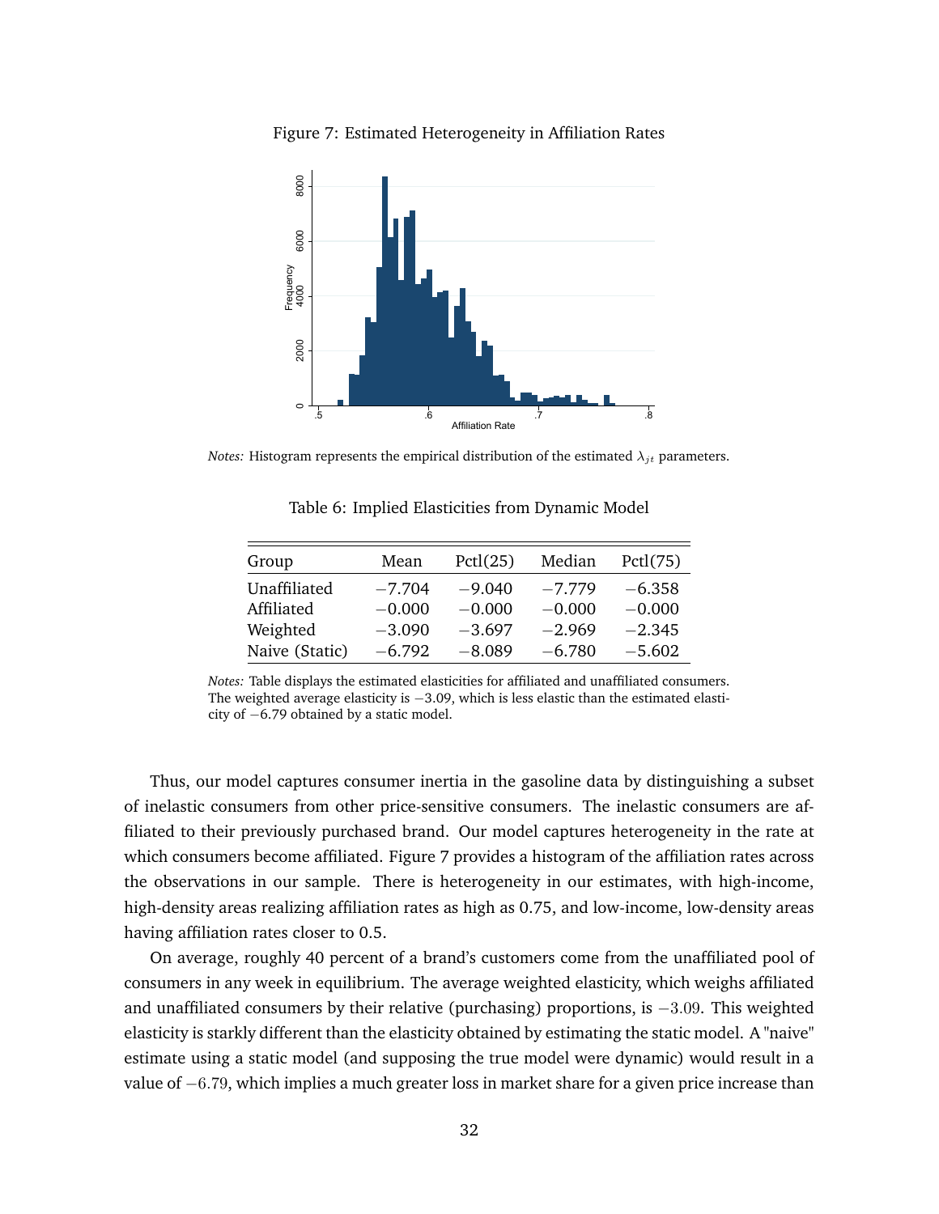Figure 7: Estimated Heterogeneity in Affiliation Rates

*Notes:* Histogram represents the empirical distribution of the estimated $\lambda_{jt}$ parameters.

Table 6: Implied Elasticities from Dynamic Model

| Group | Mean | Pctl(25) | Median | Pctl(75) |
|---|---|---|---|---|
| Unaffiliated | $-7.704$ | $-9.040$ | $-7.779$ | $-6.358$ |
| Affiliated | $-0.000$ | $-0.000$ | $-0.000$ | $-0.000$ |
| Weighted | $-3.090$ | $-3.697$ | $-2.969$ | $-2.345$ |
| Naive (Static) | $-6.792$ | $-8.089$ | $-6.780$ | $-5.602$ |

*Notes:* Table displays the estimated elasticities for affiliated and unaffiliated consumers. The weighted average elasticity is $-3.09$, which is less elastic than the estimated elasticity of $-6.79$ obtained by a static model.

Thus, our model captures consumer inertia in the gasoline data by distinguishing a subset of inelastic consumers from other price-sensitive consumers. The inelastic consumers are affiliated to their previously purchased brand. Our model captures heterogeneity in the rate at which consumers become affiliated. Figure 7 provides a histogram of the affiliation rates across the observations in our sample. There is heterogeneity in our estimates, with high-income, high-density areas realizing affiliation rates as high as 0.75, and low-income, low-density areas having affiliation rates closer to 0.5.

On average, roughly 40 percent of a brand's customers come from the unaffiliated pool of consumers in any week in equilibrium. The average weighted elasticity, which weighs affiliated and unaffiliated consumers by their relative (purchasing) proportions, is $-3.09$. This weighted elasticity is starkly different than the elasticity obtained by estimating the static model. A "naive" estimate using a static model (and supposing the true model were dynamic) would result in a value of $-6.79$, which implies a much greater loss in market share for a given price increase than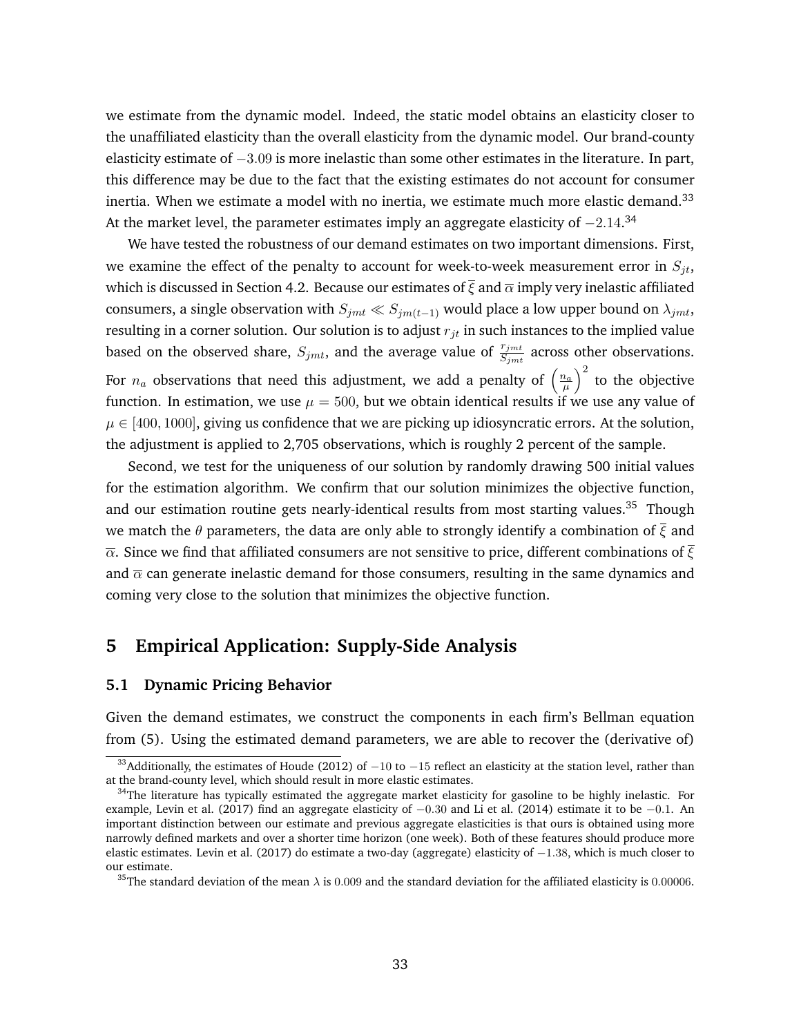we estimate from the dynamic model. Indeed, the static model obtains an elasticity closer to the unaffiliated elasticity than the overall elasticity from the dynamic model. Our brand-county elasticity estimate of $-3.09$ is more inelastic than some other estimates in the literature. In part, this difference may be due to the fact that the existing estimates do not account for consumer inertia. When we estimate a model with no inertia, we estimate much more elastic demand.[33] At the market level, the parameter estimates imply an aggregate elasticity of $-2.14$.[34]

We have tested the robustness of our demand estimates on two important dimensions. First, we examine the effect of the penalty to account for week-to-week measurement error in $S_{jt}$, which is discussed in Section 4.2. Because our estimates of $\overline{\xi}$ and $\overline{\alpha}$ imply very inelastic affiliated consumers, a single observation with $S_{jmt} \ll S_{jm(t-1)}$ would place a low upper bound on $\lambda_{jmt}$, resulting in a corner solution. Our solution is to adjust $r_{jt}$ in such instances to the implied value based on the observed share, $S_{jmt}$, and the average value of $\frac{r_{jmt}}{S_{jmt}}$ across other observations. For $n_a$ observations that need this adjustment, we add a penalty of $\left(\frac{n_a}{\mu}\right)^2$ to the objective function. In estimation, we use $\mu = 500$, but we obtain identical results if we use any value of $\mu \in [400, 1000]$, giving us confidence that we are picking up idiosyncratic errors. At the solution, the adjustment is applied to 2,705 observations, which is roughly 2 percent of the sample.

Second, we test for the uniqueness of our solution by randomly drawing 500 initial values for the estimation algorithm. We confirm that our solution minimizes the objective function, and our estimation routine gets nearly-identical results from most starting values.[35] Though we match the $\theta$ parameters, the data are only able to strongly identify a combination of $\overline{\xi}$ and $\overline{\alpha}$. Since we find that affiliated consumers are not sensitive to price, different combinations of $\overline{\xi}$ and $\overline{\alpha}$ can generate inelastic demand for those consumers, resulting in the same dynamics and coming very close to the solution that minimizes the objective function.

# 5 Empirical Application: Supply-Side Analysis

## 5.1 Dynamic Pricing Behavior

Given the demand estimates, we construct the components in each firm's Bellman equation from (5). Using the estimated demand parameters, we are able to recover the (derivative of)

---

[33] Additionally, the estimates of Houde (2012) of $-10$ to $-15$ reflect an elasticity at the station level, rather than at the brand-county level, which should result in more elastic estimates.

[34] The literature has typically estimated the aggregate market elasticity for gasoline to be highly inelastic. For example, Levin et al. (2017) find an aggregate elasticity of $-0.30$ and Li et al. (2014) estimate it to be $-0.1$. An important distinction between our estimate and previous aggregate elasticities is that ours is obtained using more narrowly defined markets and over a shorter time horizon (one week). Both of these features should produce more elastic estimates. Levin et al. (2017) do estimate a two-day (aggregate) elasticity of $-1.38$, which is much closer to our estimate.

[35] The standard deviation of the mean $\lambda$ is $0.009$ and the standard deviation for the affiliated elasticity is $0.00006$.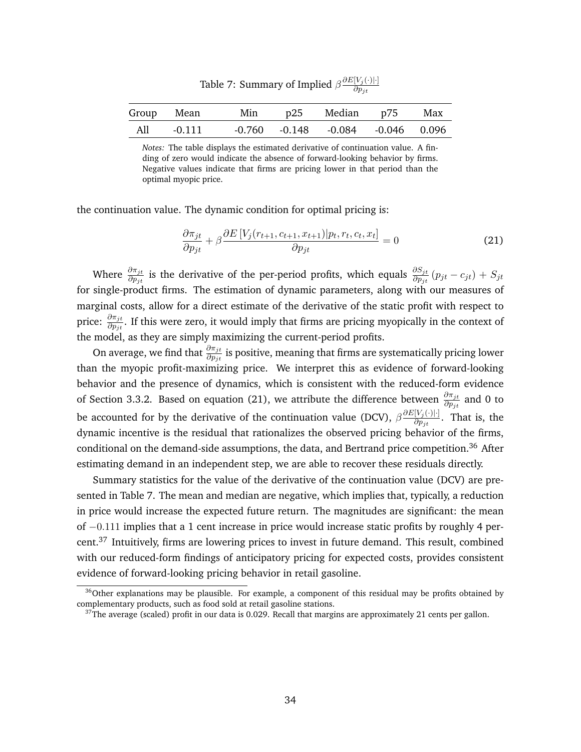Table 7: Summary of Implied $\beta \frac{\partial E[V_j(\cdot)|\cdot]}{\partial p_{jt}}$

| Group | Mean | Min | p25 | Median | p75 | Max |
|---|---|---|---|---|---|---|
| All | -0.111 | -0.760 | -0.148 | -0.084 | -0.046 | 0.096 |

*Notes:* The table displays the estimated derivative of continuation value. A finding of zero would indicate the absence of forward-looking behavior by firms. Negative values indicate that firms are pricing lower in that period than the optimal myopic price.

the continuation value. The dynamic condition for optimal pricing is:

$$\frac{\partial \pi_{jt}}{\partial p_{jt}} + \beta \frac{\partial E\left[V_j(r_{t+1}, c_{t+1}, x_{t+1})|p_t, r_t, c_t, x_t\right]}{\partial p_{jt}} = 0 \tag{21}$$

Where $\frac{\partial \pi_{jt}}{\partial p_{jt}}$ is the derivative of the per-period profits, which equals $\frac{\partial S_{jt}}{\partial p_{jt}}(p_{jt} - c_{jt}) + S_{jt}$ for single-product firms. The estimation of dynamic parameters, along with our measures of marginal costs, allow for a direct estimate of the derivative of the static profit with respect to price: $\frac{\partial \pi_{jt}}{\partial p_{jt}}$. If this were zero, it would imply that firms are pricing myopically in the context of the model, as they are simply maximizing the current-period profits.

On average, we find that $\frac{\partial \pi_{jt}}{\partial p_{jt}}$ is positive, meaning that firms are systematically pricing lower than the myopic profit-maximizing price. We interpret this as evidence of forward-looking behavior and the presence of dynamics, which is consistent with the reduced-form evidence of Section 3.3.2. Based on equation (21), we attribute the difference between $\frac{\partial \pi_{jt}}{\partial p_{jt}}$ and 0 to be accounted for by the derivative of the continuation value (DCV), $\beta \frac{\partial E[V_j(\cdot)|\cdot]}{\partial p_{jt}}$. That is, the dynamic incentive is the residual that rationalizes the observed pricing behavior of the firms, conditional on the demand-side assumptions, the data, and Bertrand price competition.[36] After estimating demand in an independent step, we are able to recover these residuals directly.

Summary statistics for the value of the derivative of the continuation value (DCV) are presented in Table 7. The mean and median are negative, which implies that, typically, a reduction in price would increase the expected future return. The magnitudes are significant: the mean of $-0.111$ implies that a 1 cent increase in price would increase static profits by roughly 4 percent.[37] Intuitively, firms are lowering prices to invest in future demand. This result, combined with our reduced-form findings of anticipatory pricing for expected costs, provides consistent evidence of forward-looking pricing behavior in retail gasoline.

[36] Other explanations may be plausible. For example, a component of this residual may be profits obtained by complementary products, such as food sold at retail gasoline stations.

[37] The average (scaled) profit in our data is 0.029. Recall that margins are approximately 21 cents per gallon.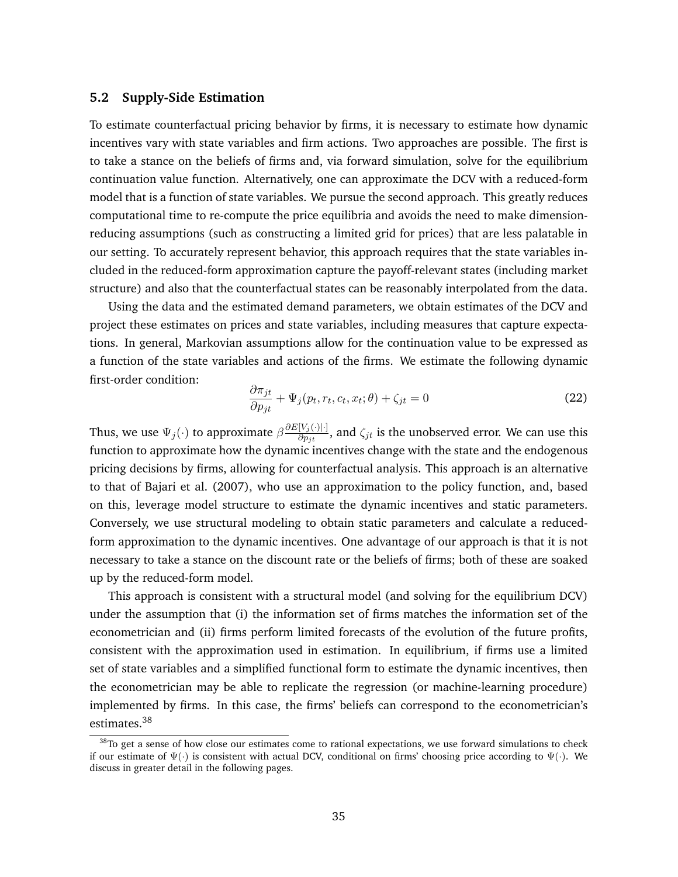### 5.2 Supply-Side Estimation

To estimate counterfactual pricing behavior by firms, it is necessary to estimate how dynamic incentives vary with state variables and firm actions. Two approaches are possible. The first is to take a stance on the beliefs of firms and, via forward simulation, solve for the equilibrium continuation value function. Alternatively, one can approximate the DCV with a reduced-form model that is a function of state variables. We pursue the second approach. This greatly reduces computational time to re-compute the price equilibria and avoids the need to make dimension-reducing assumptions (such as constructing a limited grid for prices) that are less palatable in our setting. To accurately represent behavior, this approach requires that the state variables included in the reduced-form approximation capture the payoff-relevant states (including market structure) and also that the counterfactual states can be reasonably interpolated from the data.

Using the data and the estimated demand parameters, we obtain estimates of the DCV and project these estimates on prices and state variables, including measures that capture expectations. In general, Markovian assumptions allow for the continuation value to be expressed as a function of the state variables and actions of the firms. We estimate the following dynamic first-order condition:

$$\frac{\partial \pi_{jt}}{\partial p_{jt}} + \Psi_j(p_t, r_t, c_t, x_t; \theta) + \zeta_{jt} = 0 \tag{22}$$

Thus, we use $\Psi_j(\cdot)$ to approximate $\beta \frac{\partial E[V_j(\cdot)|\cdot]}{\partial p_{jt}}$, and $\zeta_{jt}$ is the unobserved error. We can use this function to approximate how the dynamic incentives change with the state and the endogenous pricing decisions by firms, allowing for counterfactual analysis. This approach is an alternative to that of Bajari et al. (2007), who use an approximation to the policy function, and, based on this, leverage model structure to estimate the dynamic incentives and static parameters. Conversely, we use structural modeling to obtain static parameters and calculate a reduced-form approximation to the dynamic incentives. One advantage of our approach is that it is not necessary to take a stance on the discount rate or the beliefs of firms; both of these are soaked up by the reduced-form model.

This approach is consistent with a structural model (and solving for the equilibrium DCV) under the assumption that (i) the information set of firms matches the information set of the econometrician and (ii) firms perform limited forecasts of the evolution of the future profits, consistent with the approximation used in estimation. In equilibrium, if firms use a limited set of state variables and a simplified functional form to estimate the dynamic incentives, then the econometrician may be able to replicate the regression (or machine-learning procedure) implemented by firms. In this case, the firms' beliefs can correspond to the econometrician's estimates.[38]

[38] To get a sense of how close our estimates come to rational expectations, we use forward simulations to check if our estimate of $\Psi(\cdot)$ is consistent with actual DCV, conditional on firms' choosing price according to $\Psi(\cdot)$. We discuss in greater detail in the following pages.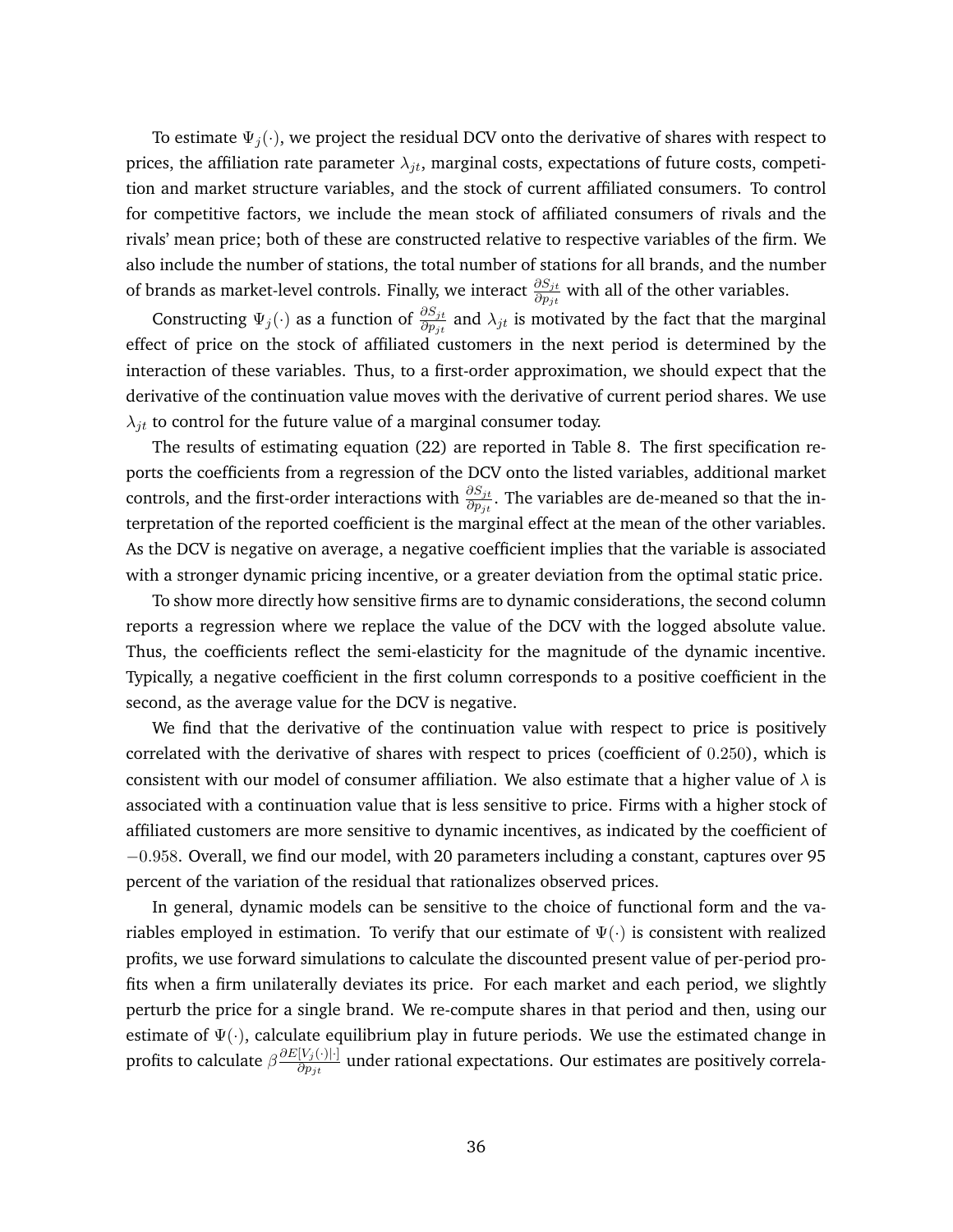To estimate $\Psi_j(\cdot)$, we project the residual DCV onto the derivative of shares with respect to prices, the affiliation rate parameter $\lambda_{jt}$, marginal costs, expectations of future costs, competition and market structure variables, and the stock of current affiliated consumers. To control for competitive factors, we include the mean stock of affiliated consumers of rivals and the rivals' mean price; both of these are constructed relative to respective variables of the firm. We also include the number of stations, the total number of stations for all brands, and the number of brands as market-level controls. Finally, we interact $\frac{\partial S_{jt}}{\partial p_{jt}}$ with all of the other variables.

Constructing $\Psi_j(\cdot)$ as a function of $\frac{\partial S_{jt}}{\partial p_{jt}}$ and $\lambda_{jt}$ is motivated by the fact that the marginal effect of price on the stock of affiliated customers in the next period is determined by the interaction of these variables. Thus, to a first-order approximation, we should expect that the derivative of the continuation value moves with the derivative of current period shares. We use $\lambda_{jt}$ to control for the future value of a marginal consumer today.

The results of estimating equation (22) are reported in Table 8. The first specification reports the coefficients from a regression of the DCV onto the listed variables, additional market controls, and the first-order interactions with $\frac{\partial S_{jt}}{\partial p_{jt}}$. The variables are de-meaned so that the interpretation of the reported coefficient is the marginal effect at the mean of the other variables. As the DCV is negative on average, a negative coefficient implies that the variable is associated with a stronger dynamic pricing incentive, or a greater deviation from the optimal static price.

To show more directly how sensitive firms are to dynamic considerations, the second column reports a regression where we replace the value of the DCV with the logged absolute value. Thus, the coefficients reflect the semi-elasticity for the magnitude of the dynamic incentive. Typically, a negative coefficient in the first column corresponds to a positive coefficient in the second, as the average value for the DCV is negative.

We find that the derivative of the continuation value with respect to price is positively correlated with the derivative of shares with respect to prices (coefficient of $0.250$), which is consistent with our model of consumer affiliation. We also estimate that a higher value of $\lambda$ is associated with a continuation value that is less sensitive to price. Firms with a higher stock of affiliated customers are more sensitive to dynamic incentives, as indicated by the coefficient of $-0.958$. Overall, we find our model, with 20 parameters including a constant, captures over 95 percent of the variation of the residual that rationalizes observed prices.

In general, dynamic models can be sensitive to the choice of functional form and the variables employed in estimation. To verify that our estimate of $\Psi(\cdot)$ is consistent with realized profits, we use forward simulations to calculate the discounted present value of per-period profits when a firm unilaterally deviates its price. For each market and each period, we slightly perturb the price for a single brand. We re-compute shares in that period and then, using our estimate of $\Psi(\cdot)$, calculate equilibrium play in future periods. We use the estimated change in profits to calculate $\beta \frac{\partial E[V_j(\cdot)|\cdot]}{\partial p_{jt}}$ under rational expectations. Our estimates are positively correla-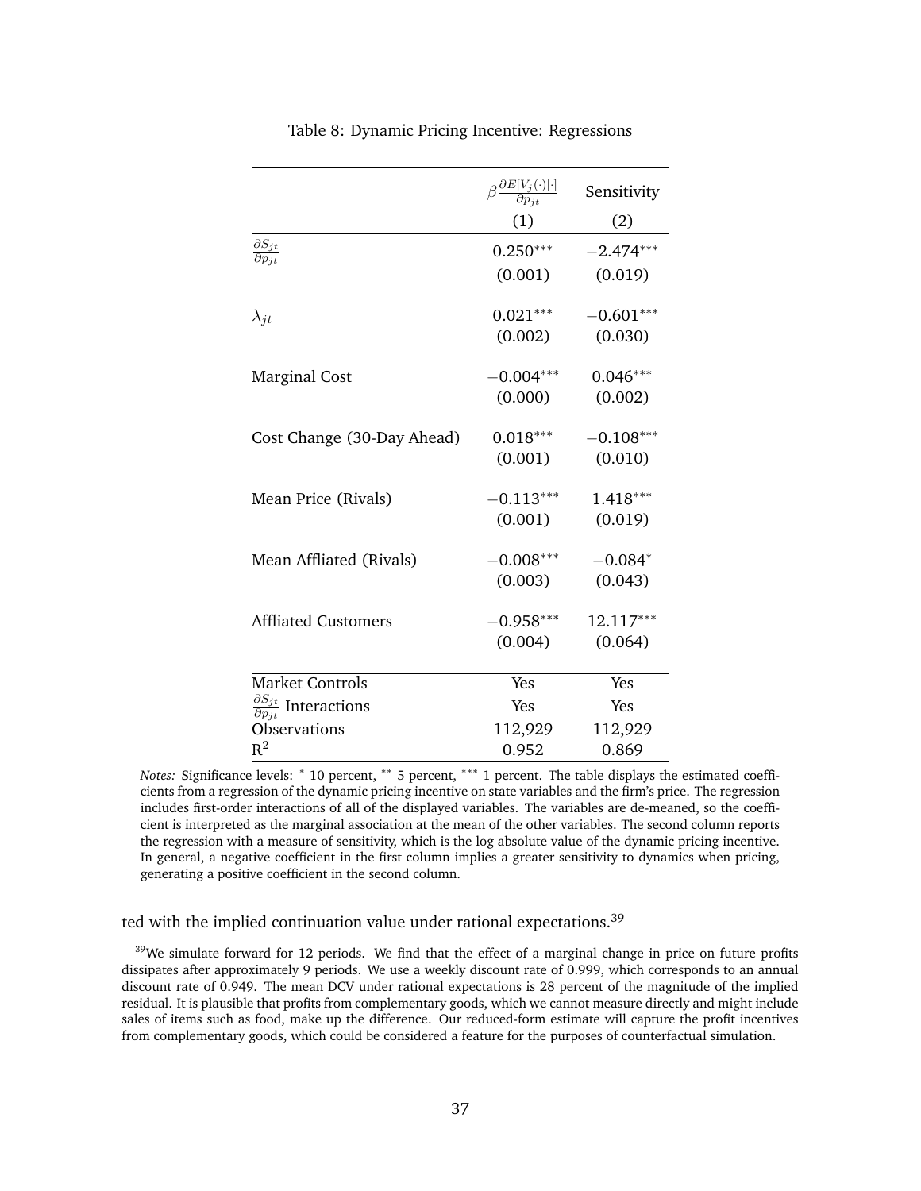Table 8: Dynamic Pricing Incentive: Regressions

| | $\beta \frac{\partial E[V_j(\cdot)\vert\cdot]}{\partial p_{jt}}$ | Sensitivity |
|---|---|---|
| | (1) | (2) |
| $\frac{\partial S_{jt}}{\partial p_{jt}}$ | $0.250^{***}$ | $-2.474^{***}$ |
| | (0.001) | (0.019) |
| $\lambda_{jt}$ | $0.021^{***}$ | $-0.601^{***}$ |
| | (0.002) | (0.030) |
| Marginal Cost | $-0.004^{***}$ | $0.046^{***}$ |
| | (0.000) | (0.002) |
| Cost Change (30-Day Ahead) | $0.018^{***}$ | $-0.108^{***}$ |
| | (0.001) | (0.010) |
| Mean Price (Rivals) | $-0.113^{***}$ | $1.418^{***}$ |
| | (0.001) | (0.019) |
| Mean Affliated (Rivals) | $-0.008^{***}$ | $-0.084^{*}$ |
| | (0.003) | (0.043) |
| Affliated Customers | $-0.958^{***}$ | $12.117^{***}$ |
| | (0.004) | (0.064) |
| Market Controls | Yes | Yes |
| $\frac{\partial S_{jt}}{\partial p_{jt}}$ Interactions | Yes | Yes |
| Observations | 112,929 | 112,929 |
| $R^2$ | 0.952 | 0.869 |

*Notes:* Significance levels: * 10 percent, ** 5 percent, *** 1 percent. The table displays the estimated coefficients from a regression of the dynamic pricing incentive on state variables and the firm's price. The regression includes first-order interactions of all of the displayed variables. The variables are de-meaned, so the coefficient is interpreted as the marginal association at the mean of the other variables. The second column reports the regression with a measure of sensitivity, which is the log absolute value of the dynamic pricing incentive. In general, a negative coefficient in the first column implies a greater sensitivity to dynamics when pricing, generating a positive coefficient in the second column.

ted with the implied continuation value under rational expectations.[39]

[39] We simulate forward for 12 periods. We find that the effect of a marginal change in price on future profits dissipates after approximately 9 periods. We use a weekly discount rate of 0.999, which corresponds to an annual discount rate of 0.949. The mean DCV under rational expectations is 28 percent of the magnitude of the implied residual. It is plausible that profits from complementary goods, which we cannot measure directly and might include sales of items such as food, make up the difference. Our reduced-form estimate will capture the profit incentives from complementary goods, which could be considered a feature for the purposes of counterfactual simulation.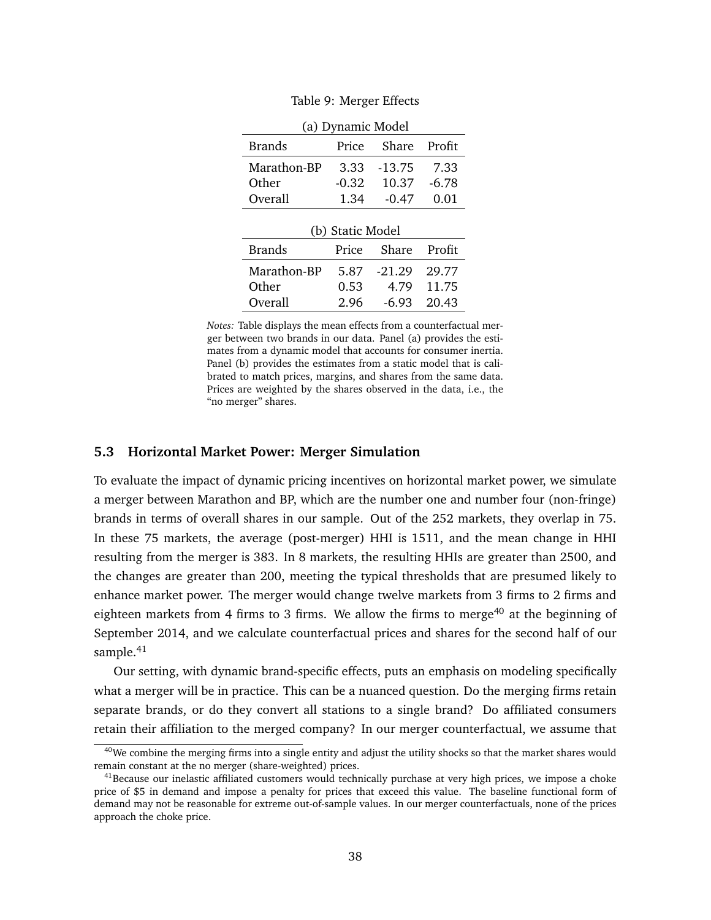Table 9: Merger Effects

(a) Dynamic Model

| Brands | Price | Share | Profit |
|---|---|---|---|
| Marathon-BP | 3.33 | -13.75 | 7.33 |
| Other | -0.32 | 10.37 | -6.78 |
| Overall | 1.34 | -0.47 | 0.01 |

(b) Static Model

| Brands | Price | Share | Profit |
|---|---|---|---|
| Marathon-BP | 5.87 | -21.29 | 29.77 |
| Other | 0.53 | 4.79 | 11.75 |
| Overall | 2.96 | -6.93 | 20.43 |

*Notes:* Table displays the mean effects from a counterfactual merger between two brands in our data. Panel (a) provides the estimates from a dynamic model that accounts for consumer inertia. Panel (b) provides the estimates from a static model that is calibrated to match prices, margins, and shares from the same data. Prices are weighted by the shares observed in the data, i.e., the "no merger" shares.

### 5.3 Horizontal Market Power: Merger Simulation

To evaluate the impact of dynamic pricing incentives on horizontal market power, we simulate a merger between Marathon and BP, which are the number one and number four (non-fringe) brands in terms of overall shares in our sample. Out of the 252 markets, they overlap in 75. In these 75 markets, the average (post-merger) HHI is 1511, and the mean change in HHI resulting from the merger is 383. In 8 markets, the resulting HHIs are greater than 2500, and the changes are greater than 200, meeting the typical thresholds that are presumed likely to enhance market power. The merger would change twelve markets from 3 firms to 2 firms and eighteen markets from 4 firms to 3 firms. We allow the firms to merge[40] at the beginning of September 2014, and we calculate counterfactual prices and shares for the second half of our sample.[41]

Our setting, with dynamic brand-specific effects, puts an emphasis on modeling specifically what a merger will be in practice. This can be a nuanced question. Do the merging firms retain separate brands, or do they convert all stations to a single brand? Do affiliated consumers retain their affiliation to the merged company? In our merger counterfactual, we assume that

[40] We combine the merging firms into a single entity and adjust the utility shocks so that the market shares would remain constant at the no merger (share-weighted) prices.

[41] Because our inelastic affiliated customers would technically purchase at very high prices, we impose a choke price of \$5 in demand and impose a penalty for prices that exceed this value. The baseline functional form of demand may not be reasonable for extreme out-of-sample values. In our merger counterfactuals, none of the prices approach the choke price.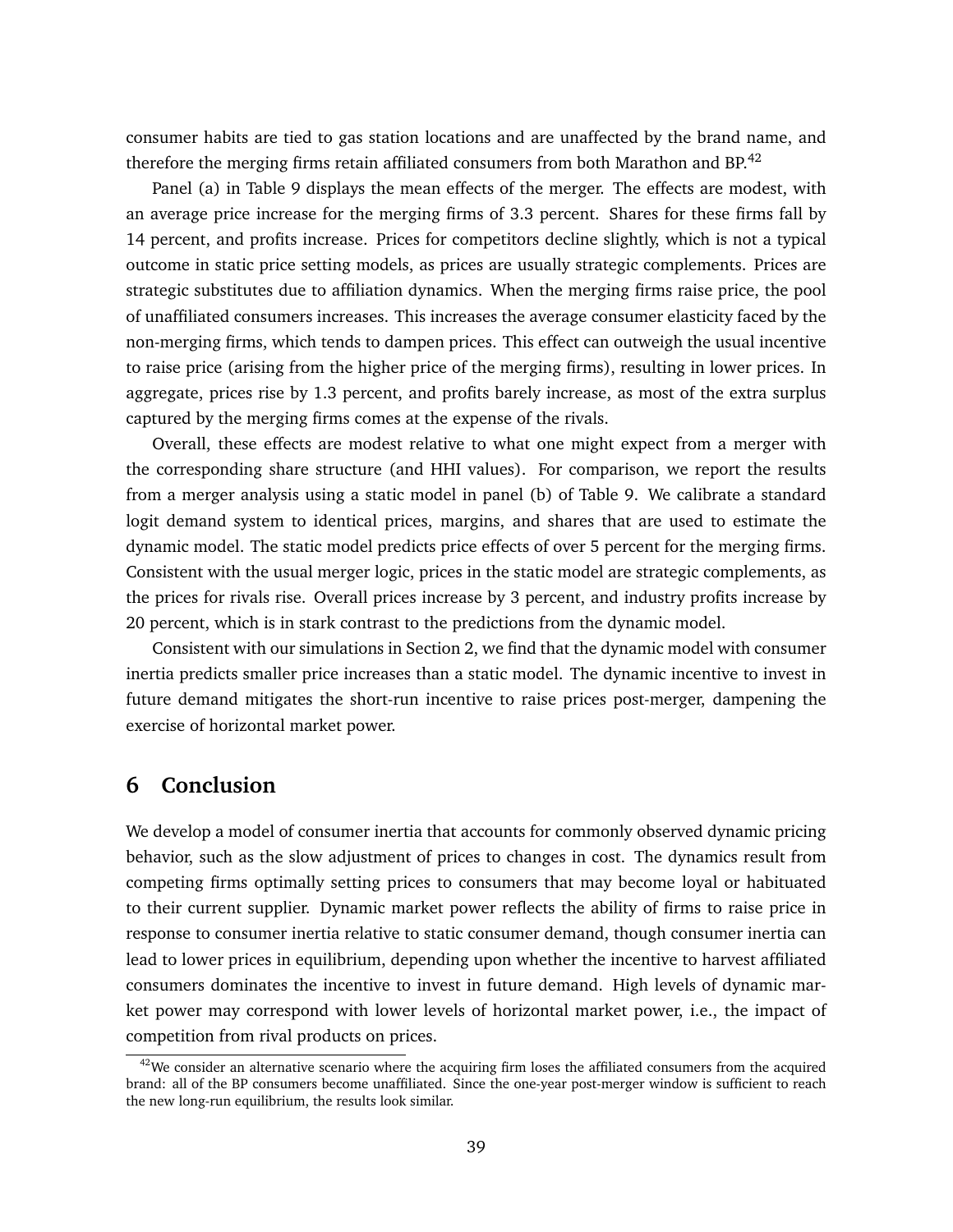consumer habits are tied to gas station locations and are unaffected by the brand name, and therefore the merging firms retain affiliated consumers from both Marathon and BP.[42]

Panel (a) in Table 9 displays the mean effects of the merger. The effects are modest, with an average price increase for the merging firms of 3.3 percent. Shares for these firms fall by 14 percent, and profits increase. Prices for competitors decline slightly, which is not a typical outcome in static price setting models, as prices are usually strategic complements. Prices are strategic substitutes due to affiliation dynamics. When the merging firms raise price, the pool of unaffiliated consumers increases. This increases the average consumer elasticity faced by the non-merging firms, which tends to dampen prices. This effect can outweigh the usual incentive to raise price (arising from the higher price of the merging firms), resulting in lower prices. In aggregate, prices rise by 1.3 percent, and profits barely increase, as most of the extra surplus captured by the merging firms comes at the expense of the rivals.

Overall, these effects are modest relative to what one might expect from a merger with the corresponding share structure (and HHI values). For comparison, we report the results from a merger analysis using a static model in panel (b) of Table 9. We calibrate a standard logit demand system to identical prices, margins, and shares that are used to estimate the dynamic model. The static model predicts price effects of over 5 percent for the merging firms. Consistent with the usual merger logic, prices in the static model are strategic complements, as the prices for rivals rise. Overall prices increase by 3 percent, and industry profits increase by 20 percent, which is in stark contrast to the predictions from the dynamic model.

Consistent with our simulations in Section 2, we find that the dynamic model with consumer inertia predicts smaller price increases than a static model. The dynamic incentive to invest in future demand mitigates the short-run incentive to raise prices post-merger, dampening the exercise of horizontal market power.

# 6 Conclusion

We develop a model of consumer inertia that accounts for commonly observed dynamic pricing behavior, such as the slow adjustment of prices to changes in cost. The dynamics result from competing firms optimally setting prices to consumers that may become loyal or habituated to their current supplier. Dynamic market power reflects the ability of firms to raise price in response to consumer inertia relative to static consumer demand, though consumer inertia can lead to lower prices in equilibrium, depending upon whether the incentive to harvest affiliated consumers dominates the incentive to invest in future demand. High levels of dynamic market power may correspond with lower levels of horizontal market power, i.e., the impact of competition from rival products on prices.

[42]We consider an alternative scenario where the acquiring firm loses the affiliated consumers from the acquired brand: all of the BP consumers become unaffiliated. Since the one-year post-merger window is sufficient to reach the new long-run equilibrium, the results look similar.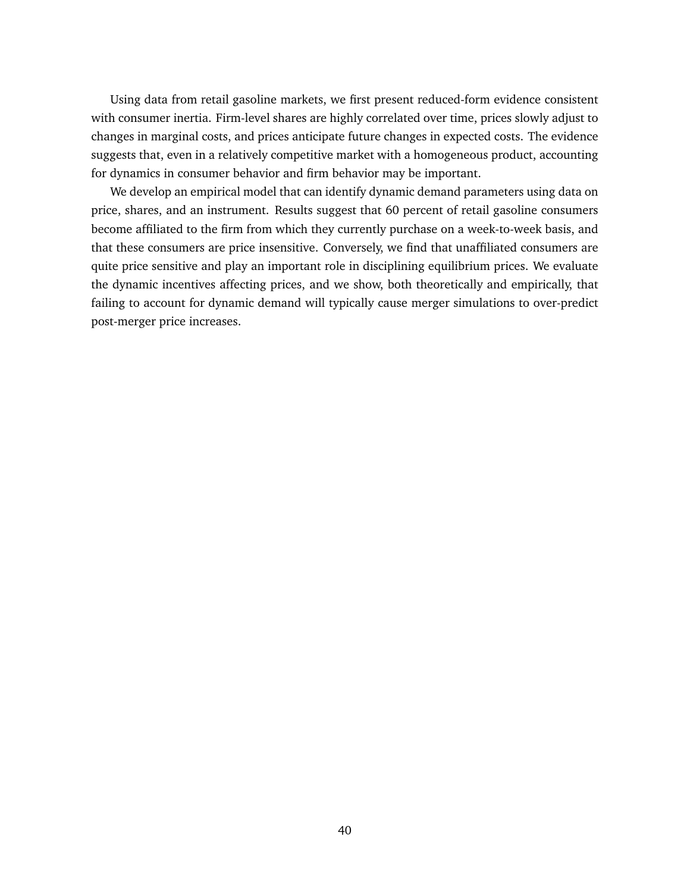Using data from retail gasoline markets, we first present reduced-form evidence consistent with consumer inertia. Firm-level shares are highly correlated over time, prices slowly adjust to changes in marginal costs, and prices anticipate future changes in expected costs. The evidence suggests that, even in a relatively competitive market with a homogeneous product, accounting for dynamics in consumer behavior and firm behavior may be important.

We develop an empirical model that can identify dynamic demand parameters using data on price, shares, and an instrument. Results suggest that 60 percent of retail gasoline consumers become affiliated to the firm from which they currently purchase on a week-to-week basis, and that these consumers are price insensitive. Conversely, we find that unaffiliated consumers are quite price sensitive and play an important role in disciplining equilibrium prices. We evaluate the dynamic incentives affecting prices, and we show, both theoretically and empirically, that failing to account for dynamic demand will typically cause merger simulations to over-predict post-merger price increases.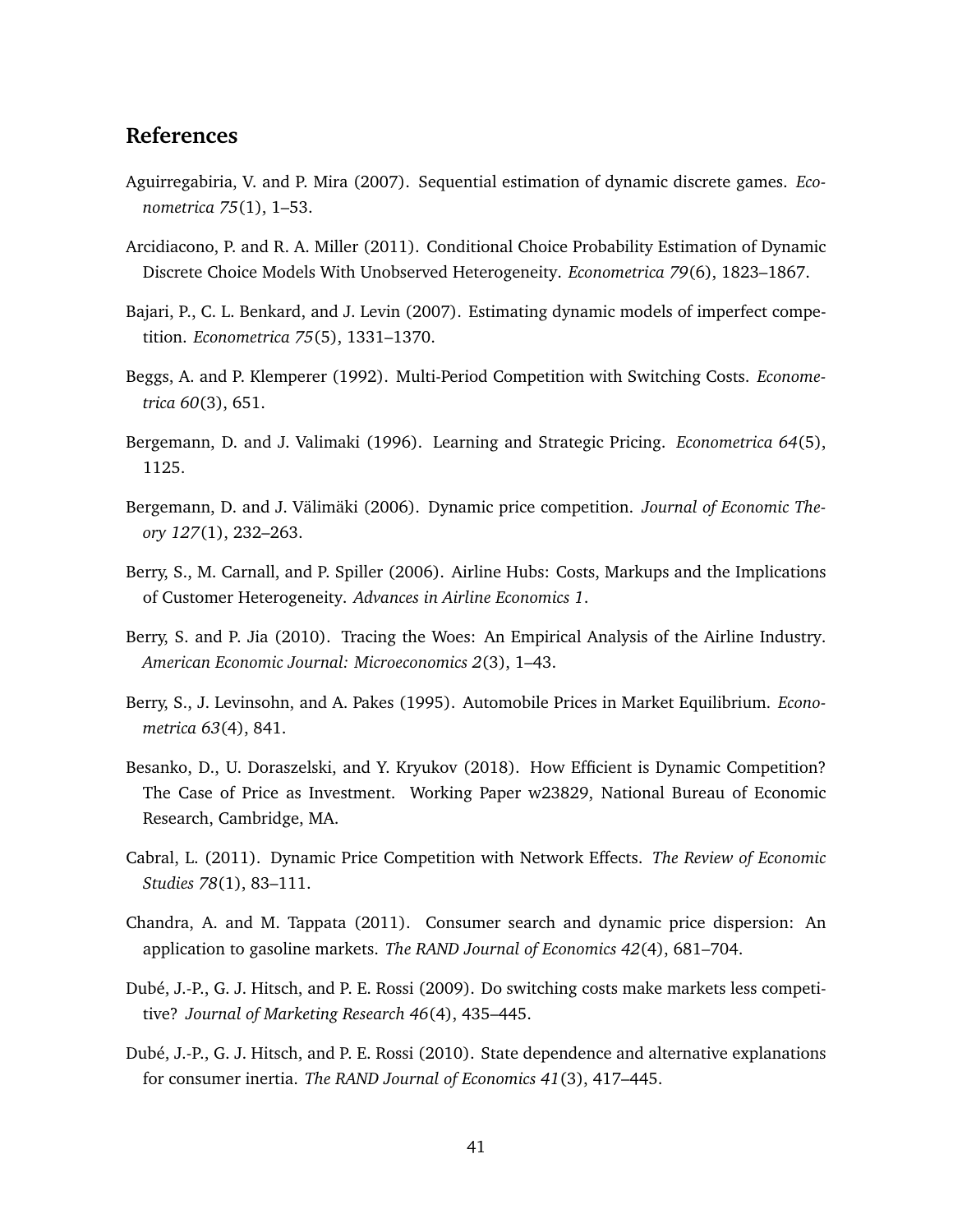## References

Aguirregabiria, V. and P. Mira (2007). Sequential estimation of dynamic discrete games. *Econometrica 75*(1), 1–53.

Arcidiacono, P. and R. A. Miller (2011). Conditional Choice Probability Estimation of Dynamic Discrete Choice Models With Unobserved Heterogeneity. *Econometrica 79*(6), 1823–1867.

Bajari, P., C. L. Benkard, and J. Levin (2007). Estimating dynamic models of imperfect competition. *Econometrica 75*(5), 1331–1370.

Beggs, A. and P. Klemperer (1992). Multi-Period Competition with Switching Costs. *Econometrica 60*(3), 651.

Bergemann, D. and J. Valimaki (1996). Learning and Strategic Pricing. *Econometrica 64*(5), 1125.

Bergemann, D. and J. Välimäki (2006). Dynamic price competition. *Journal of Economic Theory 127*(1), 232–263.

Berry, S., M. Carnall, and P. Spiller (2006). Airline Hubs: Costs, Markups and the Implications of Customer Heterogeneity. *Advances in Airline Economics 1*.

Berry, S. and P. Jia (2010). Tracing the Woes: An Empirical Analysis of the Airline Industry. *American Economic Journal: Microeconomics 2*(3), 1–43.

Berry, S., J. Levinsohn, and A. Pakes (1995). Automobile Prices in Market Equilibrium. *Econometrica 63*(4), 841.

Besanko, D., U. Doraszelski, and Y. Kryukov (2018). How Efficient is Dynamic Competition? The Case of Price as Investment. Working Paper w23829, National Bureau of Economic Research, Cambridge, MA.

Cabral, L. (2011). Dynamic Price Competition with Network Effects. *The Review of Economic Studies 78*(1), 83–111.

Chandra, A. and M. Tappata (2011). Consumer search and dynamic price dispersion: An application to gasoline markets. *The RAND Journal of Economics 42*(4), 681–704.

Dubé, J.-P., G. J. Hitsch, and P. E. Rossi (2009). Do switching costs make markets less competitive? *Journal of Marketing Research 46*(4), 435–445.

Dubé, J.-P., G. J. Hitsch, and P. E. Rossi (2010). State dependence and alternative explanations for consumer inertia. *The RAND Journal of Economics 41*(3), 417–445.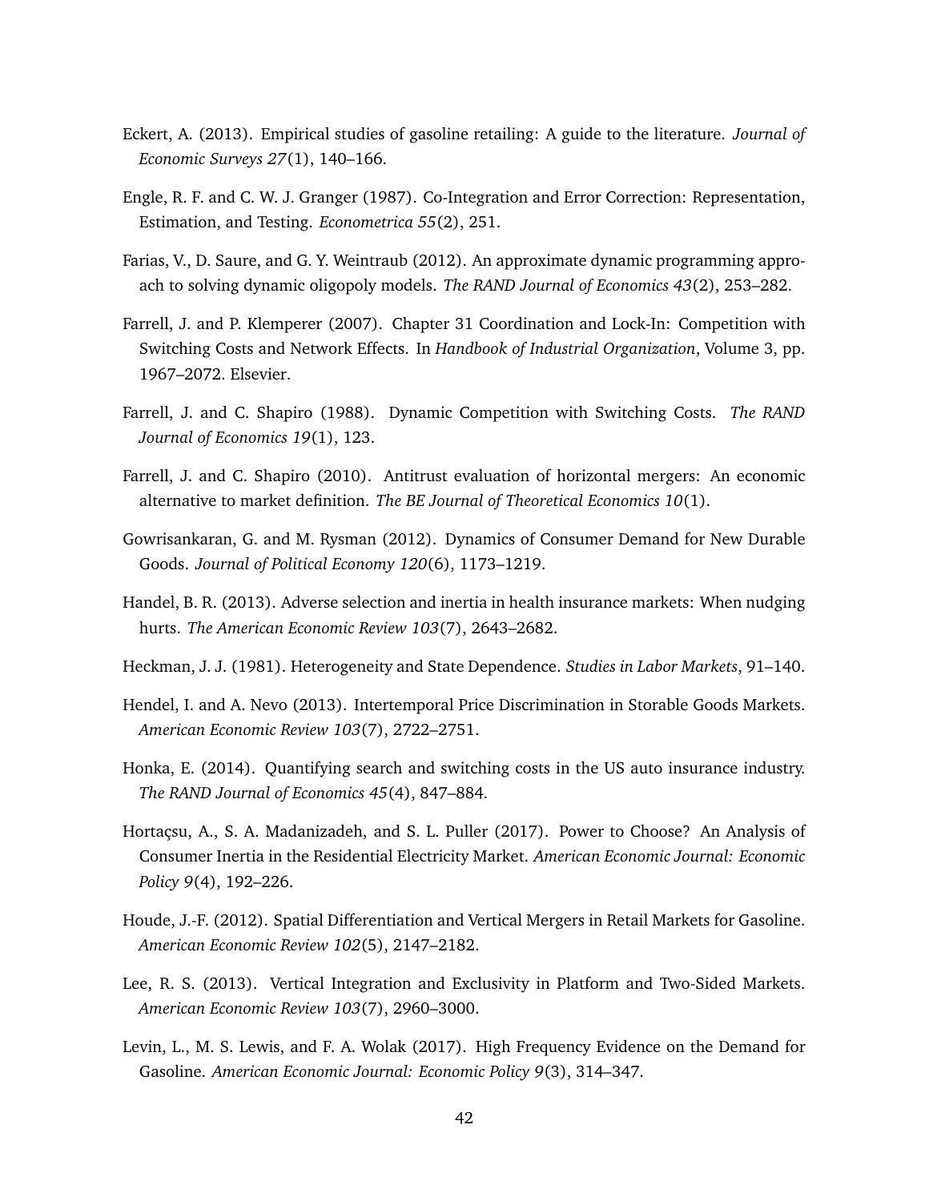Eckert, A. (2013). Empirical studies of gasoline retailing: A guide to the literature. *Journal of Economic Surveys 27*(1), 140–166.

Engle, R. F. and C. W. J. Granger (1987). Co-Integration and Error Correction: Representation, Estimation, and Testing. *Econometrica 55*(2), 251.

Farias, V., D. Saure, and G. Y. Weintraub (2012). An approximate dynamic programming approach to solving dynamic oligopoly models. *The RAND Journal of Economics 43*(2), 253–282.

Farrell, J. and P. Klemperer (2007). Chapter 31 Coordination and Lock-In: Competition with Switching Costs and Network Effects. In *Handbook of Industrial Organization*, Volume 3, pp. 1967–2072. Elsevier.

Farrell, J. and C. Shapiro (1988). Dynamic Competition with Switching Costs. *The RAND Journal of Economics 19*(1), 123.

Farrell, J. and C. Shapiro (2010). Antitrust evaluation of horizontal mergers: An economic alternative to market definition. *The BE Journal of Theoretical Economics 10*(1).

Gowrisankaran, G. and M. Rysman (2012). Dynamics of Consumer Demand for New Durable Goods. *Journal of Political Economy 120*(6), 1173–1219.

Handel, B. R. (2013). Adverse selection and inertia in health insurance markets: When nudging hurts. *The American Economic Review 103*(7), 2643–2682.

Heckman, J. J. (1981). Heterogeneity and State Dependence. *Studies in Labor Markets*, 91–140.

Hendel, I. and A. Nevo (2013). Intertemporal Price Discrimination in Storable Goods Markets. *American Economic Review 103*(7), 2722–2751.

Honka, E. (2014). Quantifying search and switching costs in the US auto insurance industry. *The RAND Journal of Economics 45*(4), 847–884.

Hortaçsu, A., S. A. Madanizadeh, and S. L. Puller (2017). Power to Choose? An Analysis of Consumer Inertia in the Residential Electricity Market. *American Economic Journal: Economic Policy 9*(4), 192–226.

Houde, J.-F. (2012). Spatial Differentiation and Vertical Mergers in Retail Markets for Gasoline. *American Economic Review 102*(5), 2147–2182.

Lee, R. S. (2013). Vertical Integration and Exclusivity in Platform and Two-Sided Markets. *American Economic Review 103*(7), 2960–3000.

Levin, L., M. S. Lewis, and F. A. Wolak (2017). High Frequency Evidence on the Demand for Gasoline. *American Economic Journal: Economic Policy 9*(3), 314–347.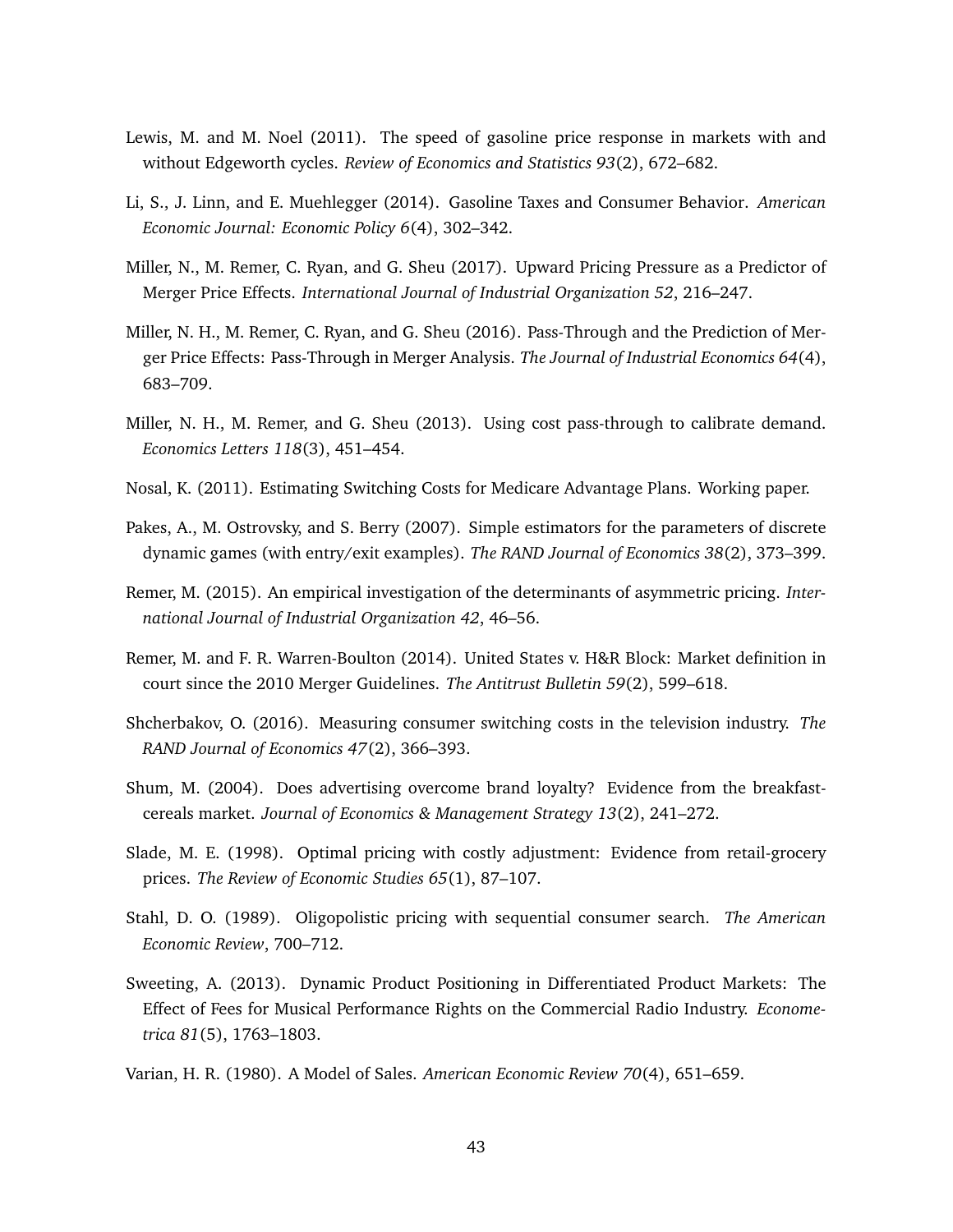Lewis, M. and M. Noel (2011). The speed of gasoline price response in markets with and without Edgeworth cycles. *Review of Economics and Statistics 93*(2), 672–682.

Li, S., J. Linn, and E. Muehlegger (2014). Gasoline Taxes and Consumer Behavior. *American Economic Journal: Economic Policy 6*(4), 302–342.

Miller, N., M. Remer, C. Ryan, and G. Sheu (2017). Upward Pricing Pressure as a Predictor of Merger Price Effects. *International Journal of Industrial Organization 52*, 216–247.

Miller, N. H., M. Remer, C. Ryan, and G. Sheu (2016). Pass-Through and the Prediction of Merger Price Effects: Pass-Through in Merger Analysis. *The Journal of Industrial Economics 64*(4), 683–709.

Miller, N. H., M. Remer, and G. Sheu (2013). Using cost pass-through to calibrate demand. *Economics Letters 118*(3), 451–454.

Nosal, K. (2011). Estimating Switching Costs for Medicare Advantage Plans. Working paper.

Pakes, A., M. Ostrovsky, and S. Berry (2007). Simple estimators for the parameters of discrete dynamic games (with entry/exit examples). *The RAND Journal of Economics 38*(2), 373–399.

Remer, M. (2015). An empirical investigation of the determinants of asymmetric pricing. *International Journal of Industrial Organization 42*, 46–56.

Remer, M. and F. R. Warren-Boulton (2014). United States v. H&R Block: Market definition in court since the 2010 Merger Guidelines. *The Antitrust Bulletin 59*(2), 599–618.

Shcherbakov, O. (2016). Measuring consumer switching costs in the television industry. *The RAND Journal of Economics 47*(2), 366–393.

Shum, M. (2004). Does advertising overcome brand loyalty? Evidence from the breakfast-cereals market. *Journal of Economics & Management Strategy 13*(2), 241–272.

Slade, M. E. (1998). Optimal pricing with costly adjustment: Evidence from retail-grocery prices. *The Review of Economic Studies 65*(1), 87–107.

Stahl, D. O. (1989). Oligopolistic pricing with sequential consumer search. *The American Economic Review*, 700–712.

Sweeting, A. (2013). Dynamic Product Positioning in Differentiated Product Markets: The Effect of Fees for Musical Performance Rights on the Commercial Radio Industry. *Econometrica 81*(5), 1763–1803.

Varian, H. R. (1980). A Model of Sales. *American Economic Review 70*(4), 651–659.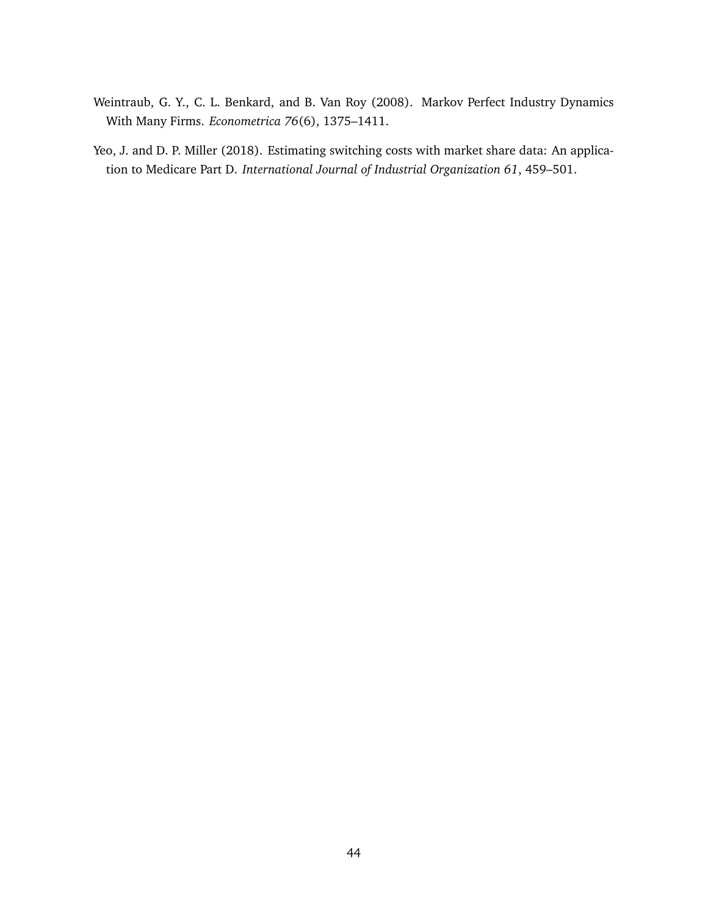Weintraub, G. Y., C. L. Benkard, and B. Van Roy (2008). Markov Perfect Industry Dynamics With Many Firms. *Econometrica 76*(6), 1375–1411.

Yeo, J. and D. P. Miller (2018). Estimating switching costs with market share data: An application to Medicare Part D. *International Journal of Industrial Organization 61*, 459–501.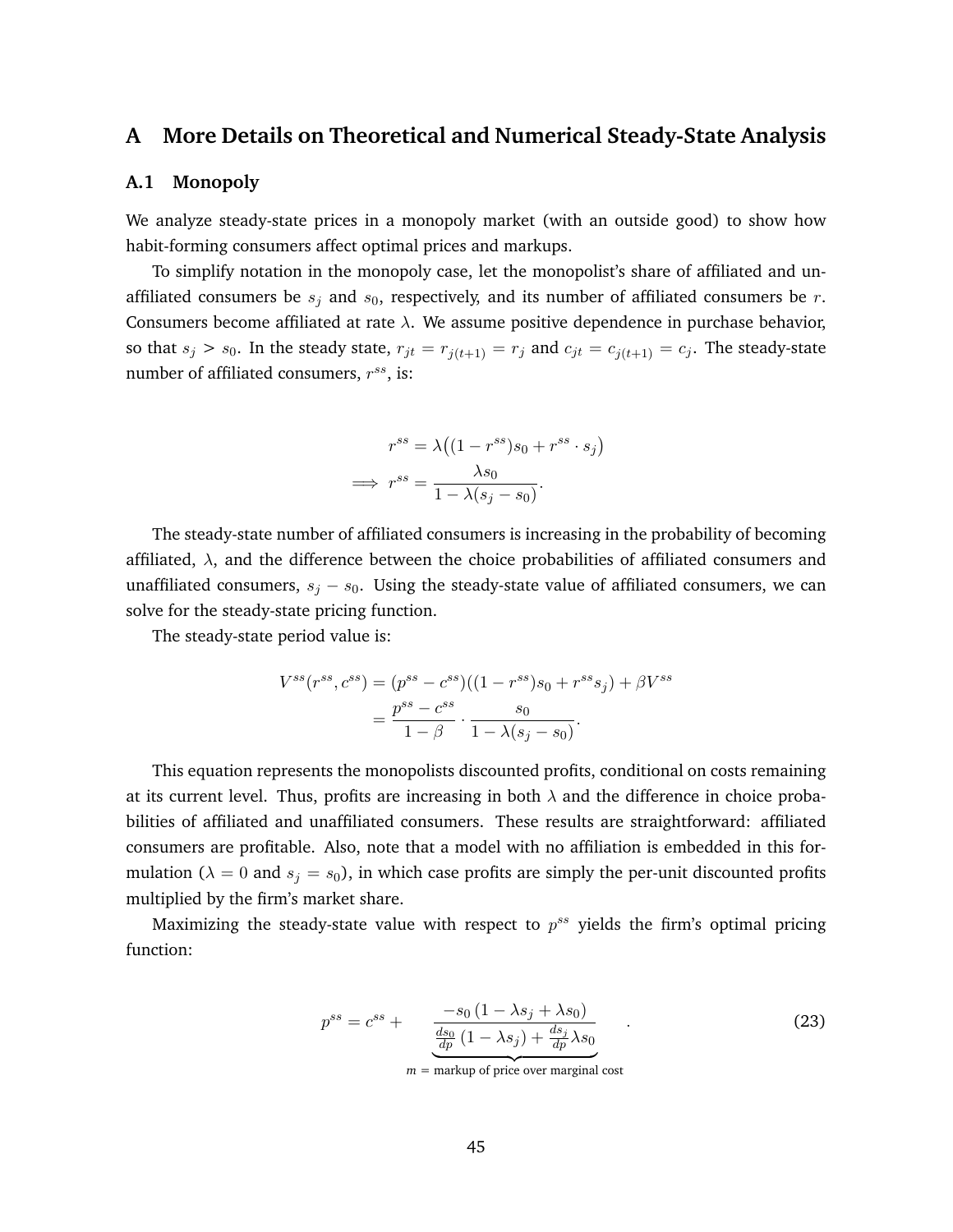# A More Details on Theoretical and Numerical Steady-State Analysis

## A.1 Monopoly

We analyze steady-state prices in a monopoly market (with an outside good) to show how habit-forming consumers affect optimal prices and markups.

To simplify notation in the monopoly case, let the monopolist's share of affiliated and unaffiliated consumers be $s_j$ and $s_0$, respectively, and its number of affiliated consumers be $r$. Consumers become affiliated at rate $\lambda$. We assume positive dependence in purchase behavior, so that $s_j > s_0$. In the steady state, $r_{jt} = r_{j(t+1)} = r_j$ and $c_{jt} = c_{j(t+1)} = c_j$. The steady-state number of affiliated consumers, $r^{ss}$, is:

$$
\begin{aligned}
r^{ss} &= \lambda\big((1 - r^{ss})s_0 + r^{ss} \cdot s_j\big) \\
\implies r^{ss} &= \frac{\lambda s_0}{1 - \lambda(s_j - s_0)}.
\end{aligned}
$$

The steady-state number of affiliated consumers is increasing in the probability of becoming affiliated, $\lambda$, and the difference between the choice probabilities of affiliated consumers and unaffiliated consumers, $s_j - s_0$. Using the steady-state value of affiliated consumers, we can solve for the steady-state pricing function.

The steady-state period value is:

$$
\begin{aligned}
V^{ss}(r^{ss}, c^{ss}) &= (p^{ss} - c^{ss})((1 - r^{ss})s_0 + r^{ss}s_j) + \beta V^{ss} \\
&= \frac{p^{ss} - c^{ss}}{1 - \beta} \cdot \frac{s_0}{1 - \lambda(s_j - s_0)}.
\end{aligned}
$$

This equation represents the monopolists discounted profits, conditional on costs remaining at its current level. Thus, profits are increasing in both $\lambda$ and the difference in choice probabilities of affiliated and unaffiliated consumers. These results are straightforward: affiliated consumers are profitable. Also, note that a model with no affiliation is embedded in this formulation ($\lambda = 0$ and $s_j = s_0$), in which case profits are simply the per-unit discounted profits multiplied by the firm's market share.

Maximizing the steady-state value with respect to $p^{ss}$ yields the firm's optimal pricing function:

$$
p^{ss} = c^{ss} + \underbrace{\frac{-s_0\,(1 - \lambda s_j + \lambda s_0)}{\frac{ds_0}{dp}\,(1 - \lambda s_j) + \frac{ds_j}{dp}\lambda s_0}}_{m\,=\,\text{markup of price over marginal cost}}. \tag{23}
$$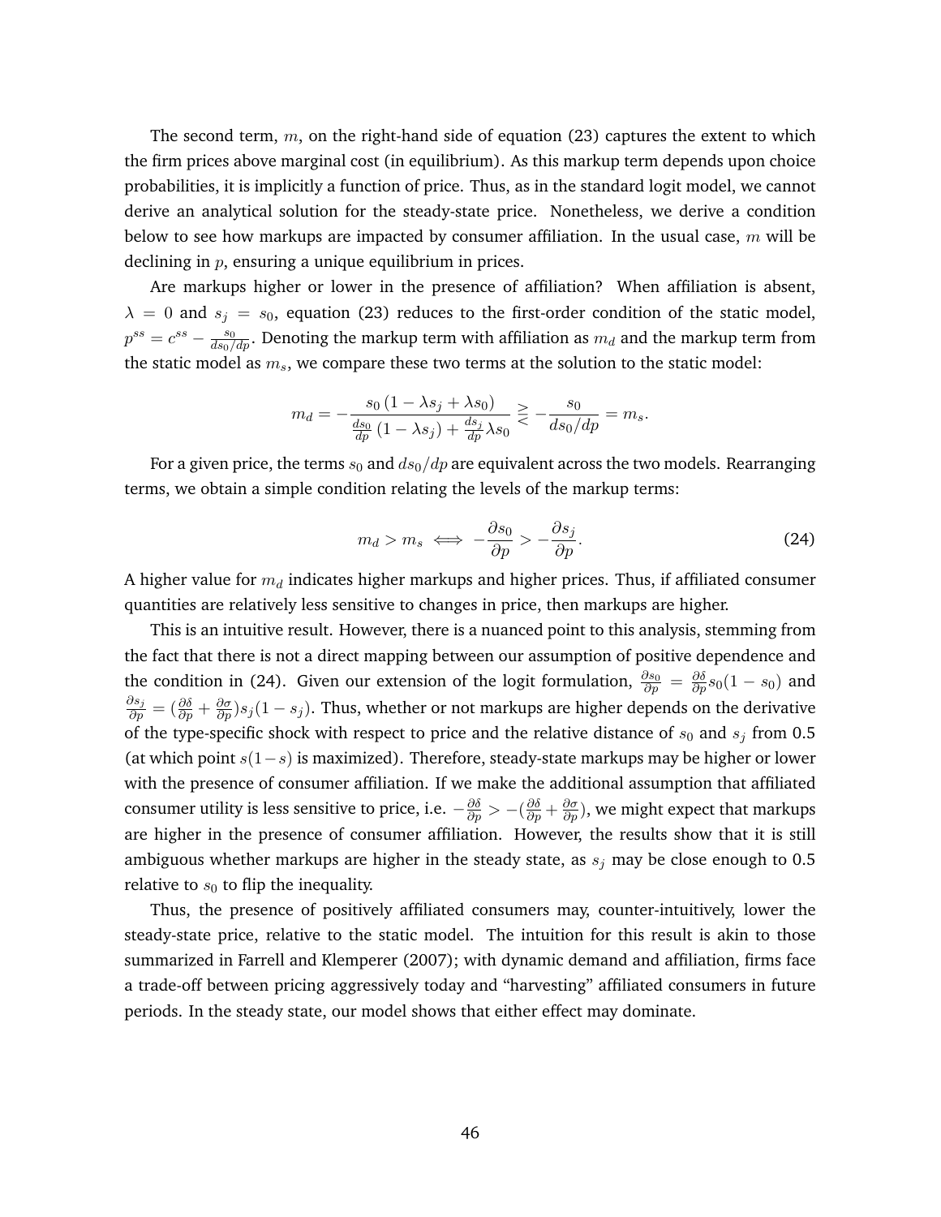The second term, $m$, on the right-hand side of equation (23) captures the extent to which the firm prices above marginal cost (in equilibrium). As this markup term depends upon choice probabilities, it is implicitly a function of price. Thus, as in the standard logit model, we cannot derive an analytical solution for the steady-state price. Nonetheless, we derive a condition below to see how markups are impacted by consumer affiliation. In the usual case, $m$ will be declining in $p$, ensuring a unique equilibrium in prices.

Are markups higher or lower in the presence of affiliation? When affiliation is absent, $\lambda = 0$ and $s_j = s_0$, equation (23) reduces to the first-order condition of the static model, $p^{ss} = c^{ss} - \frac{s_0}{ds_0/dp}$. Denoting the markup term with affiliation as $m_d$ and the markup term from the static model as $m_s$, we compare these two terms at the solution to the static model:

$$m_d = -\frac{s_0 \left(1 - \lambda s_j + \lambda s_0\right)}{\frac{ds_0}{dp}\left(1 - \lambda s_j\right) + \frac{ds_j}{dp}\lambda s_0} \gtreqless -\frac{s_0}{ds_0/dp} = m_s.$$

For a given price, the terms $s_0$ and $ds_0/dp$ are equivalent across the two models. Rearranging terms, we obtain a simple condition relating the levels of the markup terms:

$$m_d > m_s \iff -\frac{\partial s_0}{\partial p} > -\frac{\partial s_j}{\partial p}. \tag{24}$$

A higher value for $m_d$ indicates higher markups and higher prices. Thus, if affiliated consumer quantities are relatively less sensitive to changes in price, then markups are higher.

This is an intuitive result. However, there is a nuanced point to this analysis, stemming from the fact that there is not a direct mapping between our assumption of positive dependence and the condition in (24). Given our extension of the logit formulation, $\frac{\partial s_0}{\partial p} = \frac{\partial \delta}{\partial p} s_0(1 - s_0)$ and $\frac{\partial s_j}{\partial p} = (\frac{\partial \delta}{\partial p} + \frac{\partial \sigma}{\partial p}) s_j(1 - s_j)$. Thus, whether or not markups are higher depends on the derivative of the type-specific shock with respect to price and the relative distance of $s_0$ and $s_j$ from 0.5 (at which point $s(1-s)$ is maximized). Therefore, steady-state markups may be higher or lower with the presence of consumer affiliation. If we make the additional assumption that affiliated consumer utility is less sensitive to price, i.e. $-\frac{\partial \delta}{\partial p} > -(\frac{\partial \delta}{\partial p} + \frac{\partial \sigma}{\partial p})$, we might expect that markups are higher in the presence of consumer affiliation. However, the results show that it is still ambiguous whether markups are higher in the steady state, as $s_j$ may be close enough to 0.5 relative to $s_0$ to flip the inequality.

Thus, the presence of positively affiliated consumers may, counter-intuitively, lower the steady-state price, relative to the static model. The intuition for this result is akin to those summarized in Farrell and Klemperer (2007); with dynamic demand and affiliation, firms face a trade-off between pricing aggressively today and "harvesting" affiliated consumers in future periods. In the steady state, our model shows that either effect may dominate.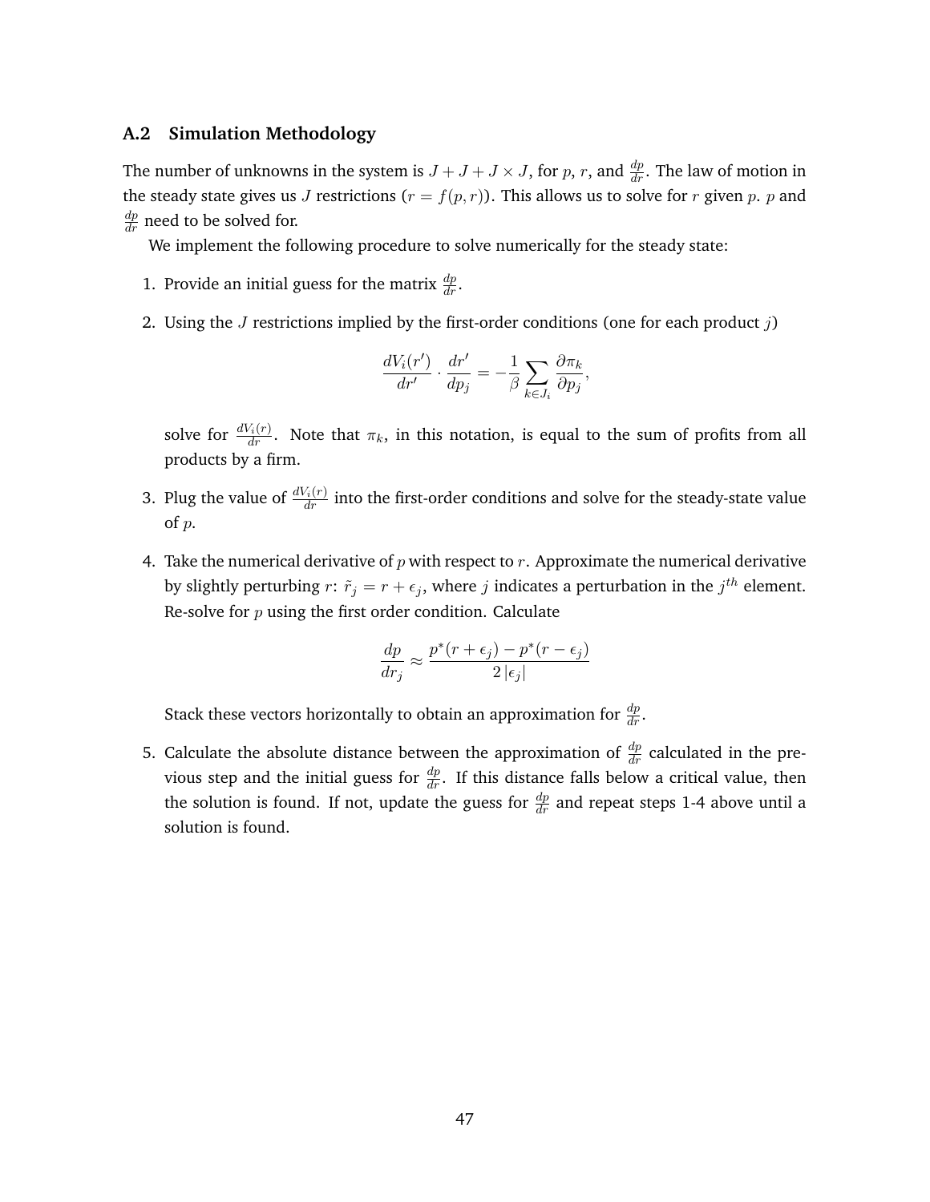## A.2 Simulation Methodology

The number of unknowns in the system is $J + J + J \times J$, for $p$, $r$, and $\frac{dp}{dr}$. The law of motion in the steady state gives us $J$ restrictions ($r = f(p, r)$). This allows us to solve for $r$ given $p$. $p$ and $\frac{dp}{dr}$ need to be solved for.

We implement the following procedure to solve numerically for the steady state:

1. Provide an initial guess for the matrix $\frac{dp}{dr}$.

2. Using the $J$ restrictions implied by the first-order conditions (one for each product $j$)

$$\frac{dV_i(r')}{dr'} \cdot \frac{dr'}{dp_j} = -\frac{1}{\beta} \sum_{k \in J_i} \frac{\partial \pi_k}{\partial p_j},$$

   solve for $\frac{dV_i(r)}{dr}$. Note that $\pi_k$, in this notation, is equal to the sum of profits from all products by a firm.

3. Plug the value of $\frac{dV_i(r)}{dr}$ into the first-order conditions and solve for the steady-state value of $p$.

4. Take the numerical derivative of $p$ with respect to $r$. Approximate the numerical derivative by slightly perturbing $r$: $\tilde{r}_j = r + \epsilon_j$, where $j$ indicates a perturbation in the $j^{th}$ element. Re-solve for $p$ using the first order condition. Calculate

$$\frac{dp}{dr_j} \approx \frac{p^*(r + \epsilon_j) - p^*(r - \epsilon_j)}{2\,|\epsilon_j|}$$

   Stack these vectors horizontally to obtain an approximation for $\frac{dp}{dr}$.

5. Calculate the absolute distance between the approximation of $\frac{dp}{dr}$ calculated in the previous step and the initial guess for $\frac{dp}{dr}$. If this distance falls below a critical value, then the solution is found. If not, update the guess for $\frac{dp}{dr}$ and repeat steps 1-4 above until a solution is found.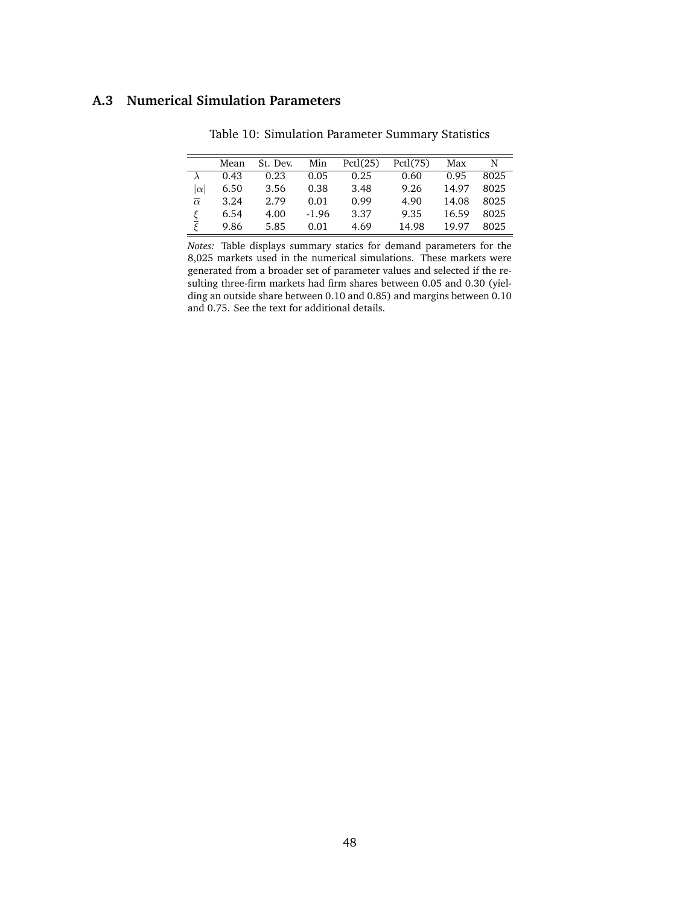### A.3 Numerical Simulation Parameters

Table 10: Simulation Parameter Summary Statistics

| | Mean | St. Dev. | Min | Pctl(25) | Pctl(75) | Max | N |
|---|---|---|---|---|---|---|---|
| $\lambda$ | 0.43 | 0.23 | 0.05 | 0.25 | 0.60 | 0.95 | 8025 |
| $\|\alpha\|$ | 6.50 | 3.56 | 0.38 | 3.48 | 9.26 | 14.97 | 8025 |
| $\overline{\alpha}$ | 3.24 | 2.79 | 0.01 | 0.99 | 4.90 | 14.08 | 8025 |
| $\xi$ | 6.54 | 4.00 | -1.96 | 3.37 | 9.35 | 16.59 | 8025 |
| $\overline{\xi}$ | 9.86 | 5.85 | 0.01 | 4.69 | 14.98 | 19.97 | 8025 |

*Notes:* Table displays summary statics for demand parameters for the 8,025 markets used in the numerical simulations. These markets were generated from a broader set of parameter values and selected if the resulting three-firm markets had firm shares between 0.05 and 0.30 (yielding an outside share between 0.10 and 0.85) and margins between 0.10 and 0.75. See the text for additional details.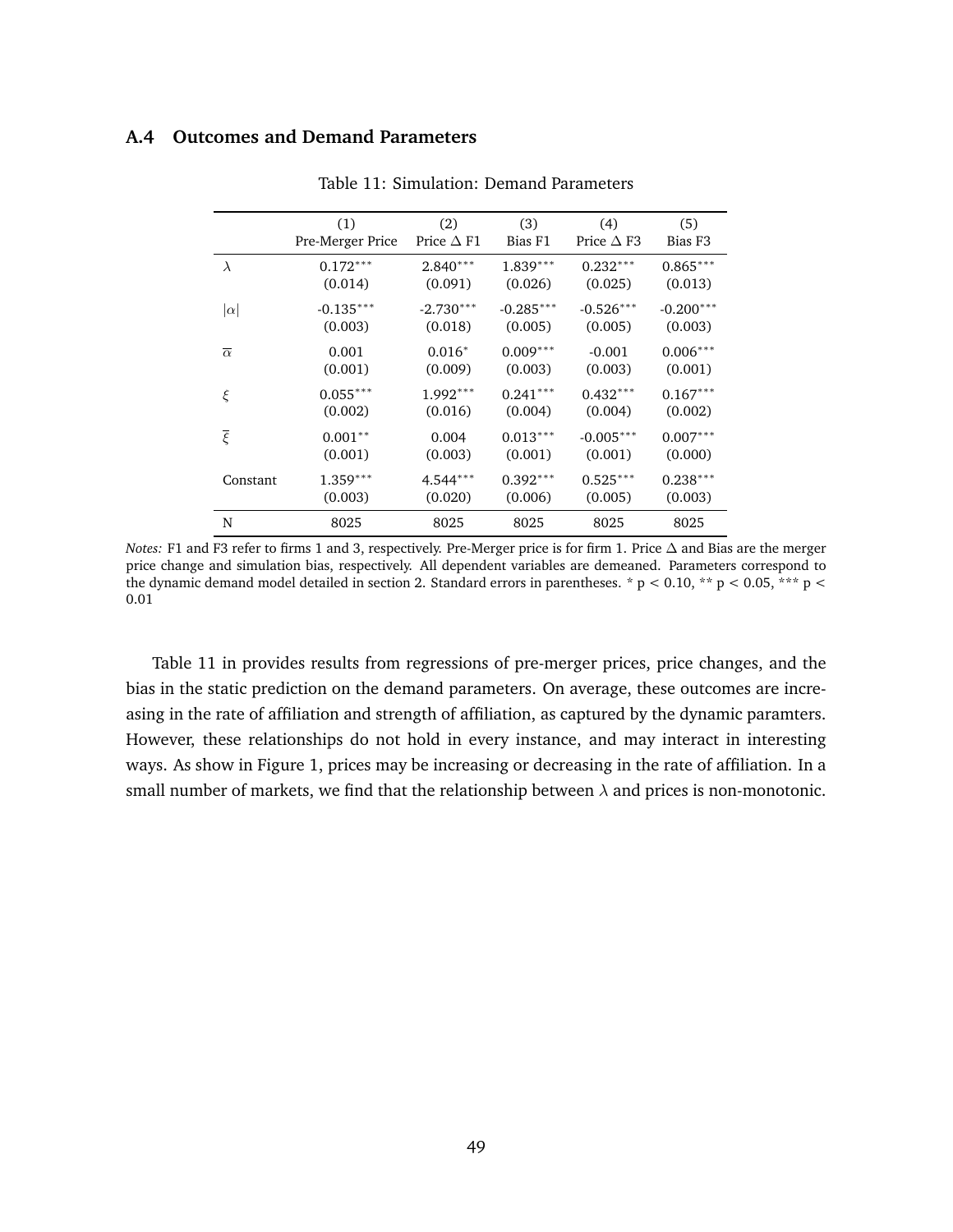### A.4 Outcomes and Demand Parameters

Table 11: Simulation: Demand Parameters

| | (1) Pre-Merger Price | (2) Price $\Delta$ F1 | (3) Bias F1 | (4) Price $\Delta$ F3 | (5) Bias F3 |
|---|---|---|---|---|---|
| $\lambda$ | 0.172*** | 2.840*** | 1.839*** | 0.232*** | 0.865*** |
| | (0.014) | (0.091) | (0.026) | (0.025) | (0.013) |
| $\lvert\alpha\rvert$ | -0.135*** | -2.730*** | -0.285*** | -0.526*** | -0.200*** |
| | (0.003) | (0.018) | (0.005) | (0.005) | (0.003) |
| $\overline{\alpha}$ | 0.001 | 0.016* | 0.009*** | -0.001 | 0.006*** |
| | (0.001) | (0.009) | (0.003) | (0.003) | (0.001) |
| $\xi$ | 0.055*** | 1.992*** | 0.241*** | 0.432*** | 0.167*** |
| | (0.002) | (0.016) | (0.004) | (0.004) | (0.002) |
| $\overline{\xi}$ | 0.001** | 0.004 | 0.013*** | -0.005*** | 0.007*** |
| | (0.001) | (0.003) | (0.001) | (0.001) | (0.000) |
| Constant | 1.359*** | 4.544*** | 0.392*** | 0.525*** | 0.238*** |
| | (0.003) | (0.020) | (0.006) | (0.005) | (0.003) |
| N | 8025 | 8025 | 8025 | 8025 | 8025 |

*Notes:* F1 and F3 refer to firms 1 and 3, respectively. Pre-Merger price is for firm 1. Price $\Delta$ and Bias are the merger price change and simulation bias, respectively. All dependent variables are demeaned. Parameters correspond to the dynamic demand model detailed in section 2. Standard errors in parentheses. * $p < 0.10$, ** $p < 0.05$, *** $p < 0.01$

Table 11 in provides results from regressions of pre-merger prices, price changes, and the bias in the static prediction on the demand parameters. On average, these outcomes are increasing in the rate of affiliation and strength of affiliation, as captured by the dynamic paramters. However, these relationships do not hold in every instance, and may interact in interesting ways. As show in Figure 1, prices may be increasing or decreasing in the rate of affiliation. In a small number of markets, we find that the relationship between $\lambda$ and prices is non-monotonic.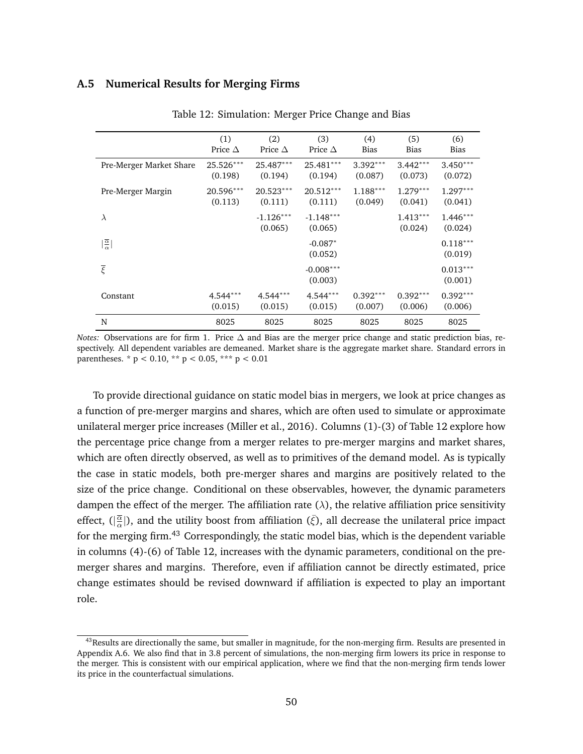## A.5 Numerical Results for Merging Firms

Table 12: Simulation: Merger Price Change and Bias

| | (1) Price Δ | (2) Price Δ | (3) Price Δ | (4) Bias | (5) Bias | (6) Bias |
|---|---|---|---|---|---|---|
| Pre-Merger Market Share | 25.526*** | 25.487*** | 25.481*** | 3.392*** | 3.442*** | 3.450*** |
| | (0.198) | (0.194) | (0.194) | (0.087) | (0.073) | (0.072) |
| Pre-Merger Margin | 20.596*** | 20.523*** | 20.512*** | 1.188*** | 1.279*** | 1.297*** |
| | (0.113) | (0.111) | (0.111) | (0.049) | (0.041) | (0.041) |
| $\lambda$ | | -1.126*** | -1.148*** | | 1.413*** | 1.446*** |
| | | (0.065) | (0.065) | | (0.024) | (0.024) |
| $\lvert\frac{\overline{\alpha}}{\alpha}\rvert$ | | | -0.087* | | | 0.118*** |
| | | | (0.052) | | | (0.019) |
| $\overline{\xi}$ | | | -0.008*** | | | 0.013*** |
| | | | (0.003) | | | (0.001) |
| Constant | 4.544*** | 4.544*** | 4.544*** | 0.392*** | 0.392*** | 0.392*** |
| | (0.015) | (0.015) | (0.015) | (0.007) | (0.006) | (0.006) |
| N | 8025 | 8025 | 8025 | 8025 | 8025 | 8025 |

*Notes:* Observations are for firm 1. Price Δ and Bias are the merger price change and static prediction bias, respectively. All dependent variables are demeaned. Market share is the aggregate market share. Standard errors in parentheses. * $p < 0.10$, ** $p < 0.05$, *** $p < 0.01$

To provide directional guidance on static model bias in mergers, we look at price changes as a function of pre-merger margins and shares, which are often used to simulate or approximate unilateral merger price increases (Miller et al., 2016). Columns (1)-(3) of Table 12 explore how the percentage price change from a merger relates to pre-merger margins and market shares, which are often directly observed, as well as to primitives of the demand model. As is typically the case in static models, both pre-merger shares and margins are positively related to the size of the price change. Conditional on these observables, however, the dynamic parameters dampen the effect of the merger. The affiliation rate ($\lambda$), the relative affiliation price sensitivity effect, ($\lvert\frac{\overline{\alpha}}{\alpha}\rvert$), and the utility boost from affiliation ($\bar{\xi}$), all decrease the unilateral price impact for the merging firm.[43] Correspondingly, the static model bias, which is the dependent variable in columns (4)-(6) of Table 12, increases with the dynamic parameters, conditional on the pre-merger shares and margins. Therefore, even if affiliation cannot be directly estimated, price change estimates should be revised downward if affiliation is expected to play an important role.

[43] Results are directionally the same, but smaller in magnitude, for the non-merging firm. Results are presented in Appendix A.6. We also find that in 3.8 percent of simulations, the non-merging firm lowers its price in response to the merger. This is consistent with our empirical application, where we find that the non-merging firm tends lower its price in the counterfactual simulations.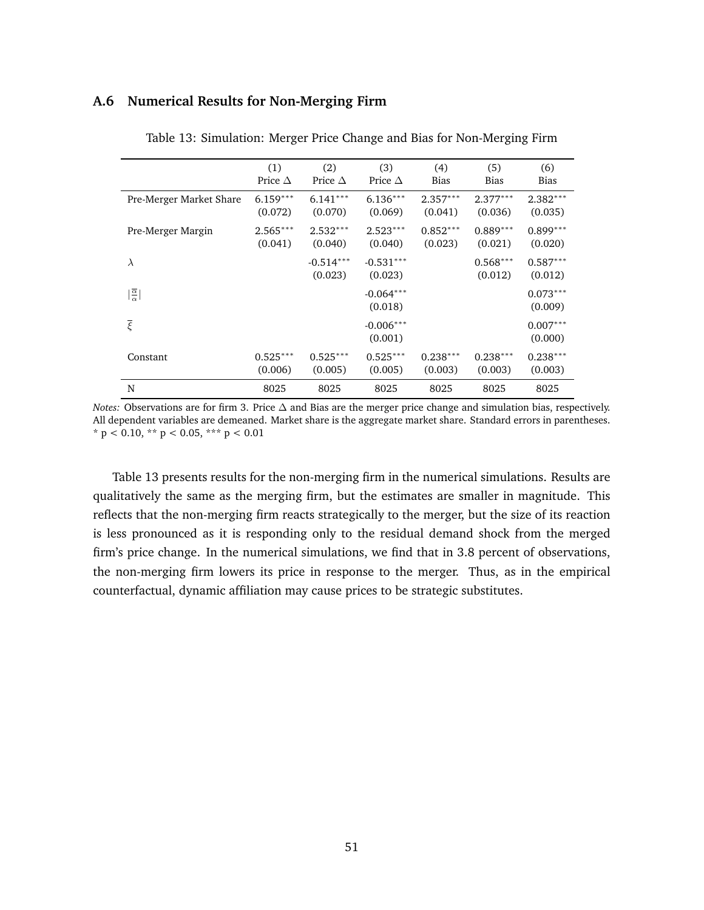## A.6 Numerical Results for Non-Merging Firm

Table 13: Simulation: Merger Price Change and Bias for Non-Merging Firm

| | (1) Price $\Delta$ | (2) Price $\Delta$ | (3) Price $\Delta$ | (4) Bias | (5) Bias | (6) Bias |
|---|---|---|---|---|---|---|
| Pre-Merger Market Share | 6.159*** | 6.141*** | 6.136*** | 2.357*** | 2.377*** | 2.382*** |
| | (0.072) | (0.070) | (0.069) | (0.041) | (0.036) | (0.035) |
| Pre-Merger Margin | 2.565*** | 2.532*** | 2.523*** | 0.852*** | 0.889*** | 0.899*** |
| | (0.041) | (0.040) | (0.040) | (0.023) | (0.021) | (0.020) |
| $\lambda$ | | -0.514*** | -0.531*** | | 0.568*** | 0.587*** |
| | | (0.023) | (0.023) | | (0.012) | (0.012) |
| $\lvert\frac{\overline{\alpha}}{\alpha}\rvert$ | | | -0.064*** | | | 0.073*** |
| | | | (0.018) | | | (0.009) |
| $\overline{\xi}$ | | | -0.006*** | | | 0.007*** |
| | | | (0.001) | | | (0.000) |
| Constant | 0.525*** | 0.525*** | 0.525*** | 0.238*** | 0.238*** | 0.238*** |
| | (0.006) | (0.005) | (0.005) | (0.003) | (0.003) | (0.003) |
| N | 8025 | 8025 | 8025 | 8025 | 8025 | 8025 |

*Notes:* Observations are for firm 3. Price $\Delta$ and Bias are the merger price change and simulation bias, respectively. All dependent variables are demeaned. Market share is the aggregate market share. Standard errors in parentheses. * $p < 0.10$, ** $p < 0.05$, *** $p < 0.01$

Table 13 presents results for the non-merging firm in the numerical simulations. Results are qualitatively the same as the merging firm, but the estimates are smaller in magnitude. This reflects that the non-merging firm reacts strategically to the merger, but the size of its reaction is less pronounced as it is responding only to the residual demand shock from the merged firm's price change. In the numerical simulations, we find that in 3.8 percent of observations, the non-merging firm lowers its price in response to the merger. Thus, as in the empirical counterfactual, dynamic affiliation may cause prices to be strategic substitutes.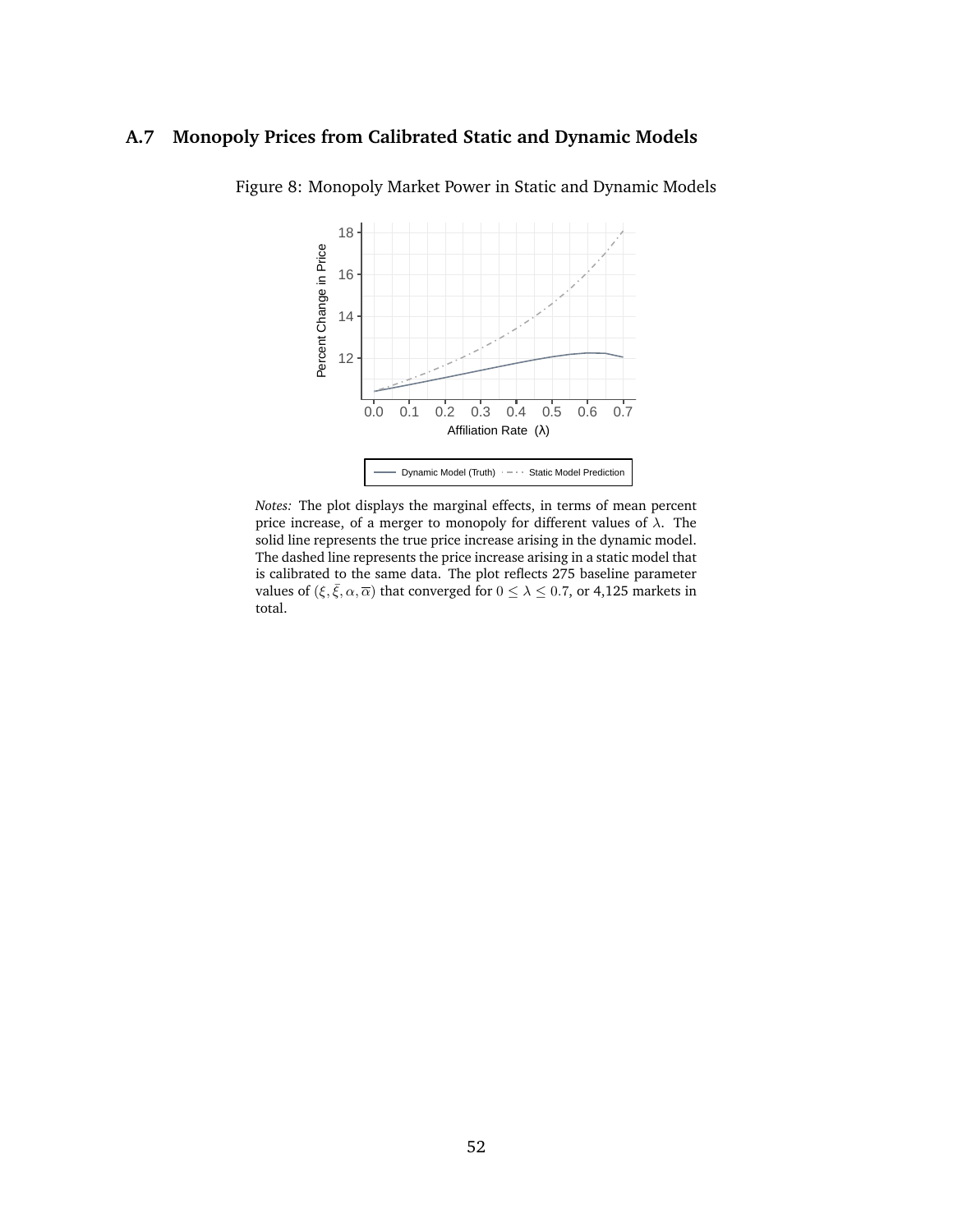## A.7 Monopoly Prices from Calibrated Static and Dynamic Models

Figure 8: Monopoly Market Power in Static and Dynamic Models

*Notes:* The plot displays the marginal effects, in terms of mean percent price increase, of a merger to monopoly for different values of $\lambda$. The solid line represents the true price increase arising in the dynamic model. The dashed line represents the price increase arising in a static model that is calibrated to the same data. The plot reflects 275 baseline parameter values of $(\xi, \bar{\xi}, \alpha, \overline{\alpha})$ that converged for $0 \leq \lambda \leq 0.7$, or 4,125 markets in total.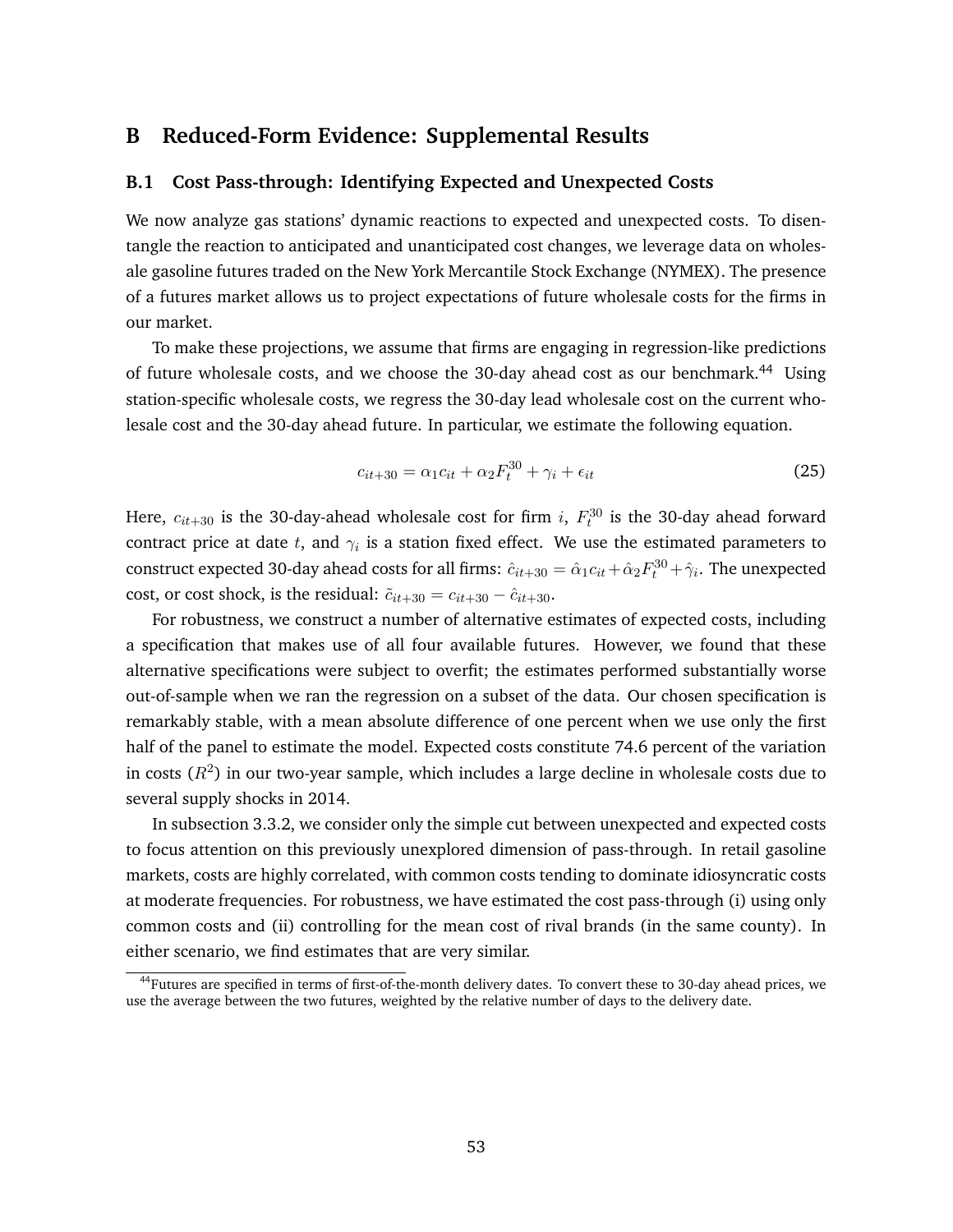# B Reduced-Form Evidence: Supplemental Results

## B.1 Cost Pass-through: Identifying Expected and Unexpected Costs

We now analyze gas stations' dynamic reactions to expected and unexpected costs. To disentangle the reaction to anticipated and unanticipated cost changes, we leverage data on wholesale gasoline futures traded on the New York Mercantile Stock Exchange (NYMEX). The presence of a futures market allows us to project expectations of future wholesale costs for the firms in our market.

To make these projections, we assume that firms are engaging in regression-like predictions of future wholesale costs, and we choose the 30-day ahead cost as our benchmark.[44] Using station-specific wholesale costs, we regress the 30-day lead wholesale cost on the current wholesale cost and the 30-day ahead future. In particular, we estimate the following equation.

$$c_{it+30} = \alpha_1 c_{it} + \alpha_2 F_t^{30} + \gamma_i + \epsilon_{it} \tag{25}$$

Here, $c_{it+30}$ is the 30-day-ahead wholesale cost for firm $i$, $F_t^{30}$ is the 30-day ahead forward contract price at date $t$, and $\gamma_i$ is a station fixed effect. We use the estimated parameters to construct expected 30-day ahead costs for all firms: $\hat{c}_{it+30} = \hat{\alpha}_1 c_{it} + \hat{\alpha}_2 F_t^{30} + \hat{\gamma}_i$. The unexpected cost, or cost shock, is the residual: $\tilde{c}_{it+30} = c_{it+30} - \hat{c}_{it+30}$.

For robustness, we construct a number of alternative estimates of expected costs, including a specification that makes use of all four available futures. However, we found that these alternative specifications were subject to overfit; the estimates performed substantially worse out-of-sample when we ran the regression on a subset of the data. Our chosen specification is remarkably stable, with a mean absolute difference of one percent when we use only the first half of the panel to estimate the model. Expected costs constitute 74.6 percent of the variation in costs ($R^2$) in our two-year sample, which includes a large decline in wholesale costs due to several supply shocks in 2014.

In subsection 3.3.2, we consider only the simple cut between unexpected and expected costs to focus attention on this previously unexplored dimension of pass-through. In retail gasoline markets, costs are highly correlated, with common costs tending to dominate idiosyncratic costs at moderate frequencies. For robustness, we have estimated the cost pass-through (i) using only common costs and (ii) controlling for the mean cost of rival brands (in the same county). In either scenario, we find estimates that are very similar.

[44] Futures are specified in terms of first-of-the-month delivery dates. To convert these to 30-day ahead prices, we use the average between the two futures, weighted by the relative number of days to the delivery date.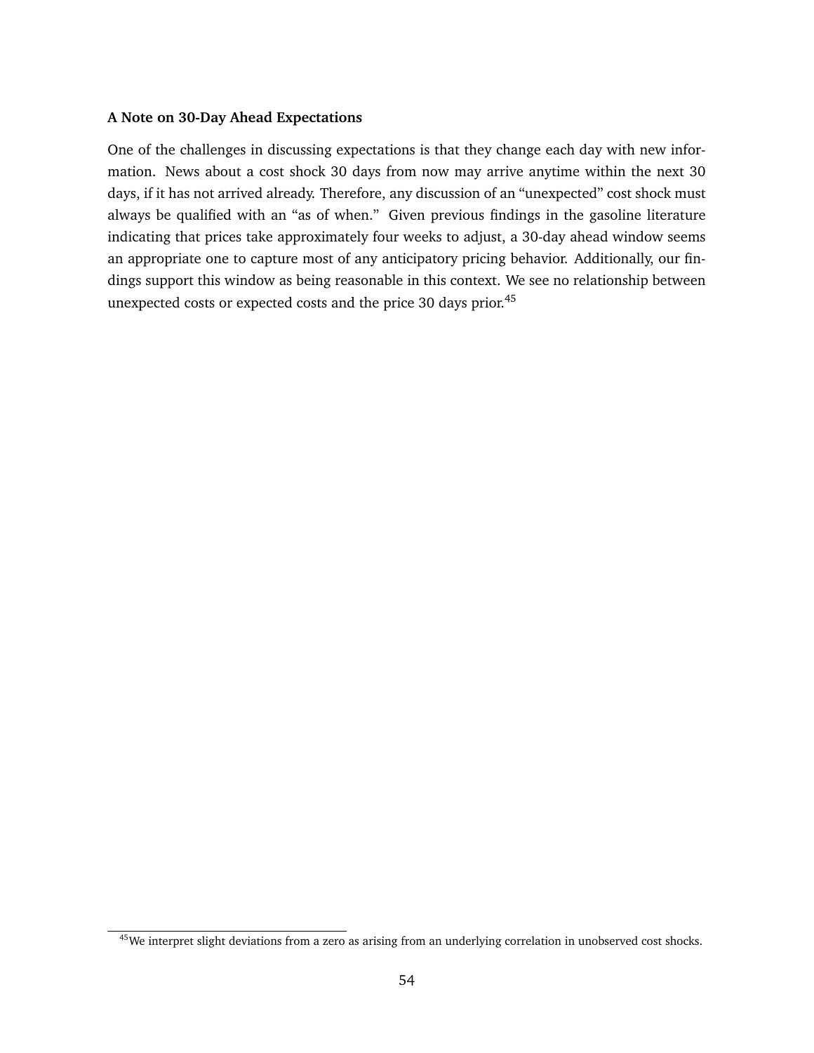**A Note on 30-Day Ahead Expectations**

One of the challenges in discussing expectations is that they change each day with new information. News about a cost shock 30 days from now may arrive anytime within the next 30 days, if it has not arrived already. Therefore, any discussion of an "unexpected" cost shock must always be qualified with an "as of when." Given previous findings in the gasoline literature indicating that prices take approximately four weeks to adjust, a 30-day ahead window seems an appropriate one to capture most of any anticipatory pricing behavior. Additionally, our findings support this window as being reasonable in this context. We see no relationship between unexpected costs or expected costs and the price 30 days prior.[45]

[45] We interpret slight deviations from a zero as arising from an underlying correlation in unobserved cost shocks.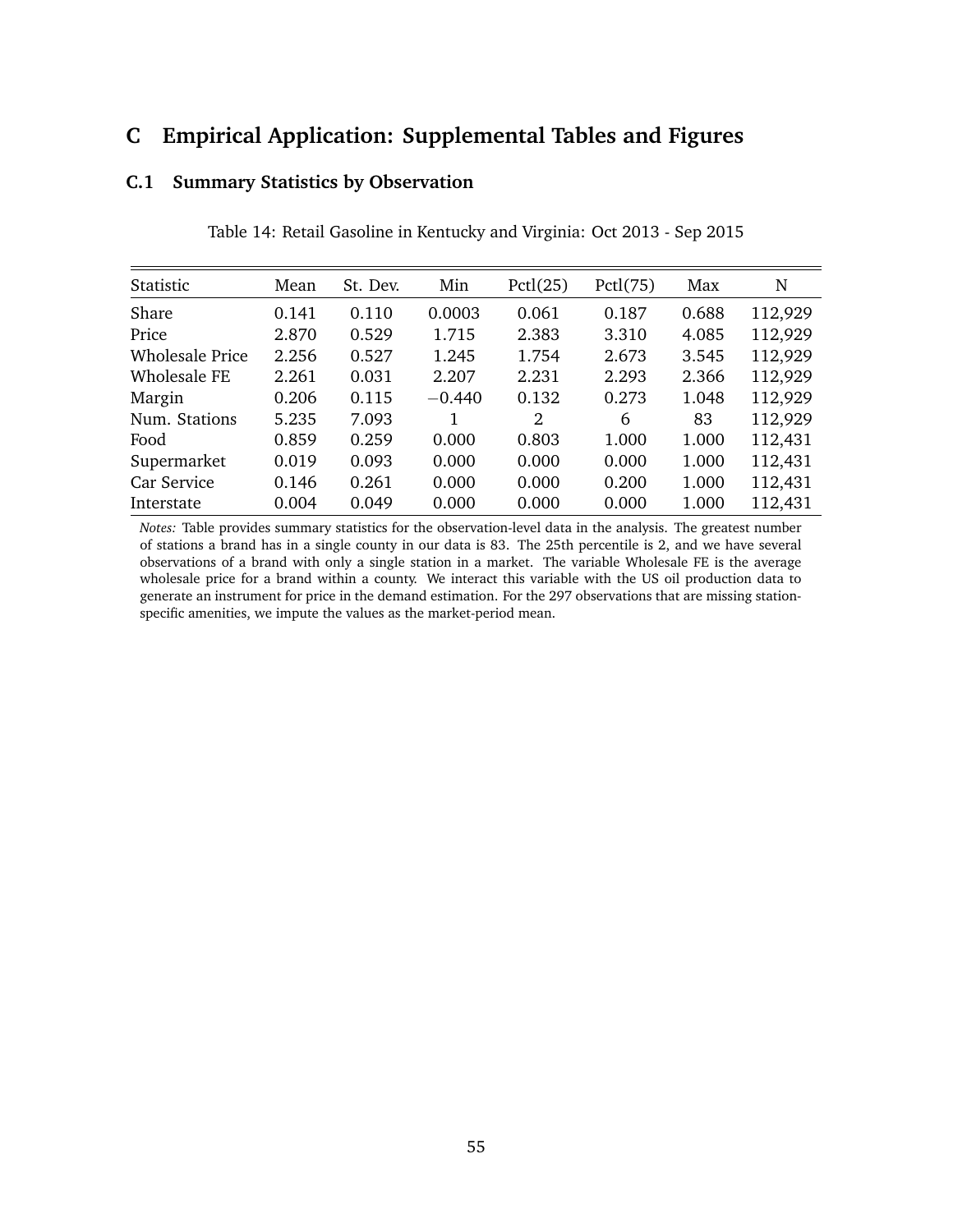# C Empirical Application: Supplemental Tables and Figures

## C.1 Summary Statistics by Observation

Table 14: Retail Gasoline in Kentucky and Virginia: Oct 2013 - Sep 2015

| Statistic | Mean | St. Dev. | Min | Pctl(25) | Pctl(75) | Max | N |
|---|---|---|---|---|---|---|---|
| Share | 0.141 | 0.110 | 0.0003 | 0.061 | 0.187 | 0.688 | 112,929 |
| Price | 2.870 | 0.529 | 1.715 | 2.383 | 3.310 | 4.085 | 112,929 |
| Wholesale Price | 2.256 | 0.527 | 1.245 | 1.754 | 2.673 | 3.545 | 112,929 |
| Wholesale FE | 2.261 | 0.031 | 2.207 | 2.231 | 2.293 | 2.366 | 112,929 |
| Margin | 0.206 | 0.115 | $-0.440$ | 0.132 | 0.273 | 1.048 | 112,929 |
| Num. Stations | 5.235 | 7.093 | 1 | 2 | 6 | 83 | 112,929 |
| Food | 0.859 | 0.259 | 0.000 | 0.803 | 1.000 | 1.000 | 112,431 |
| Supermarket | 0.019 | 0.093 | 0.000 | 0.000 | 0.000 | 1.000 | 112,431 |
| Car Service | 0.146 | 0.261 | 0.000 | 0.000 | 0.200 | 1.000 | 112,431 |
| Interstate | 0.004 | 0.049 | 0.000 | 0.000 | 0.000 | 1.000 | 112,431 |

*Notes:* Table provides summary statistics for the observation-level data in the analysis. The greatest number of stations a brand has in a single county in our data is 83. The 25th percentile is 2, and we have several observations of a brand with only a single station in a market. The variable Wholesale FE is the average wholesale price for a brand within a county. We interact this variable with the US oil production data to generate an instrument for price in the demand estimation. For the 297 observations that are missing station-specific amenities, we impute the values as the market-period mean.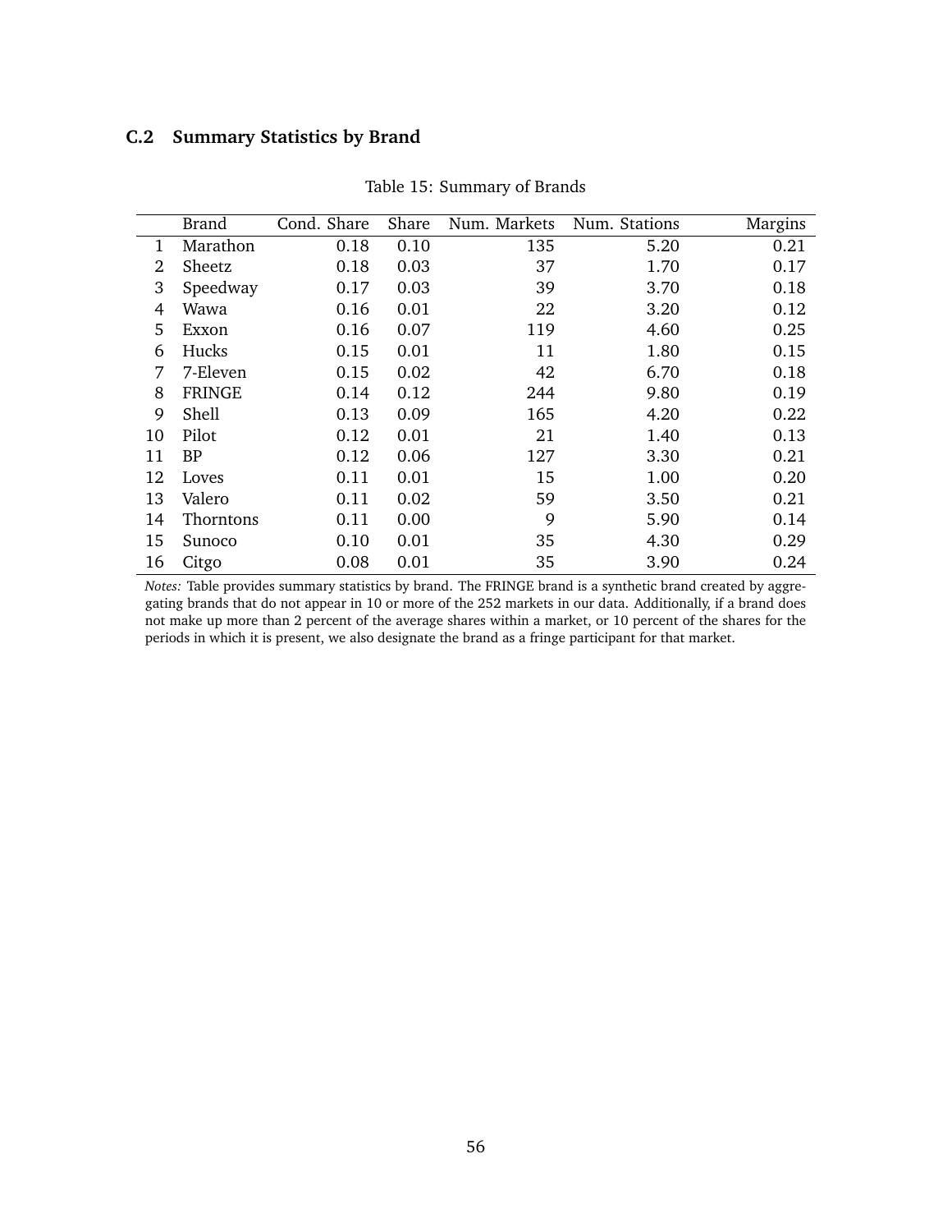## C.2 Summary Statistics by Brand

Table 15: Summary of Brands

| | Brand | Cond. Share | Share | Num. Markets | Num. Stations | Margins |
|---|---|---|---|---|---|---|
| 1 | Marathon | 0.18 | 0.10 | 135 | 5.20 | 0.21 |
| 2 | Sheetz | 0.18 | 0.03 | 37 | 1.70 | 0.17 |
| 3 | Speedway | 0.17 | 0.03 | 39 | 3.70 | 0.18 |
| 4 | Wawa | 0.16 | 0.01 | 22 | 3.20 | 0.12 |
| 5 | Exxon | 0.16 | 0.07 | 119 | 4.60 | 0.25 |
| 6 | Hucks | 0.15 | 0.01 | 11 | 1.80 | 0.15 |
| 7 | 7-Eleven | 0.15 | 0.02 | 42 | 6.70 | 0.18 |
| 8 | FRINGE | 0.14 | 0.12 | 244 | 9.80 | 0.19 |
| 9 | Shell | 0.13 | 0.09 | 165 | 4.20 | 0.22 |
| 10 | Pilot | 0.12 | 0.01 | 21 | 1.40 | 0.13 |
| 11 | BP | 0.12 | 0.06 | 127 | 3.30 | 0.21 |
| 12 | Loves | 0.11 | 0.01 | 15 | 1.00 | 0.20 |
| 13 | Valero | 0.11 | 0.02 | 59 | 3.50 | 0.21 |
| 14 | Thorntons | 0.11 | 0.00 | 9 | 5.90 | 0.14 |
| 15 | Sunoco | 0.10 | 0.01 | 35 | 4.30 | 0.29 |
| 16 | Citgo | 0.08 | 0.01 | 35 | 3.90 | 0.24 |

*Notes:* Table provides summary statistics by brand. The FRINGE brand is a synthetic brand created by aggregating brands that do not appear in 10 or more of the 252 markets in our data. Additionally, if a brand does not make up more than 2 percent of the average shares within a market, or 10 percent of the shares for the periods in which it is present, we also designate the brand as a fringe participant for that market.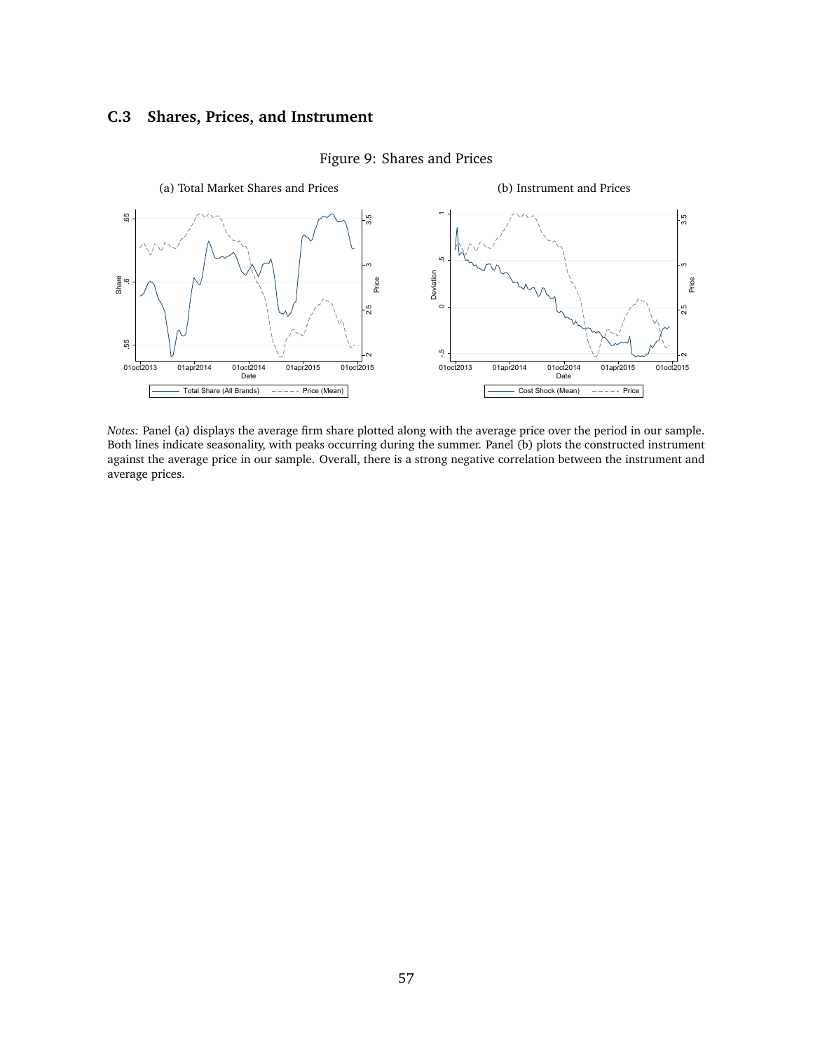## C.3 Shares, Prices, and Instrument

Figure 9: Shares and Prices

(a) Total Market Shares and Prices

.65
Share .6
.55
3.5
3
Price
2.5
2
01oct2013 01apr2014 01oct2014 01apr2015 01oct2015
Date
Total Share (All Brands) Price (Mean)

(b) Instrument and Prices

1
.5
Deviation
0
-.5
3.5
3
Price
2.5
2
01oct2013 01apr2014 01oct2014 01apr2015 01oct2015
Date
Cost Shock (Mean) Price

*Notes:* Panel (a) displays the average firm share plotted along with the average price over the period in our sample. Both lines indicate seasonality, with peaks occurring during the summer. Panel (b) plots the constructed instrument against the average price in our sample. Overall, there is a strong negative correlation between the instrument and average prices.